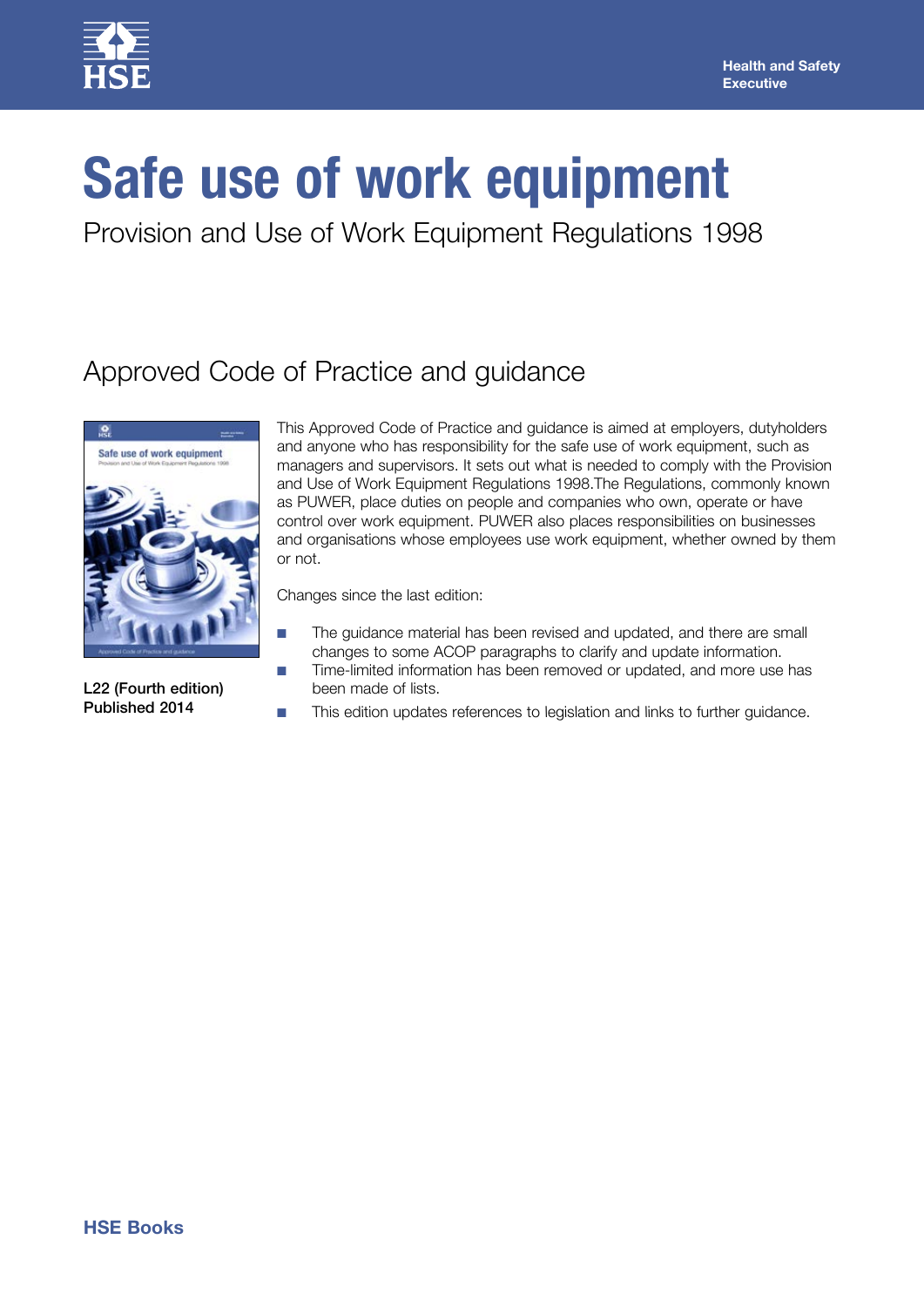HSE

Health and Safety Executive

# Safe use of work equipment

Provision and Use of Work Equipment Regulations 1998

## Approved Code of Practice and guidance

**L22 (Fourth edition)**
**Published 2014**

This Approved Code of Practice and guidance is aimed at employers, dutyholders and anyone who has responsibility for the safe use of work equipment, such as managers and supervisors. It sets out what is needed to comply with the Provision and Use of Work Equipment Regulations 1998.The Regulations, commonly known as PUWER, place duties on people and companies who own, operate or have control over work equipment. PUWER also places responsibilities on businesses and organisations whose employees use work equipment, whether owned by them or not.

Changes since the last edition:

- The guidance material has been revised and updated, and there are small changes to some ACOP paragraphs to clarify and update information.
- Time-limited information has been removed or updated, and more use has been made of lists.
- This edition updates references to legislation and links to further guidance.

**HSE Books**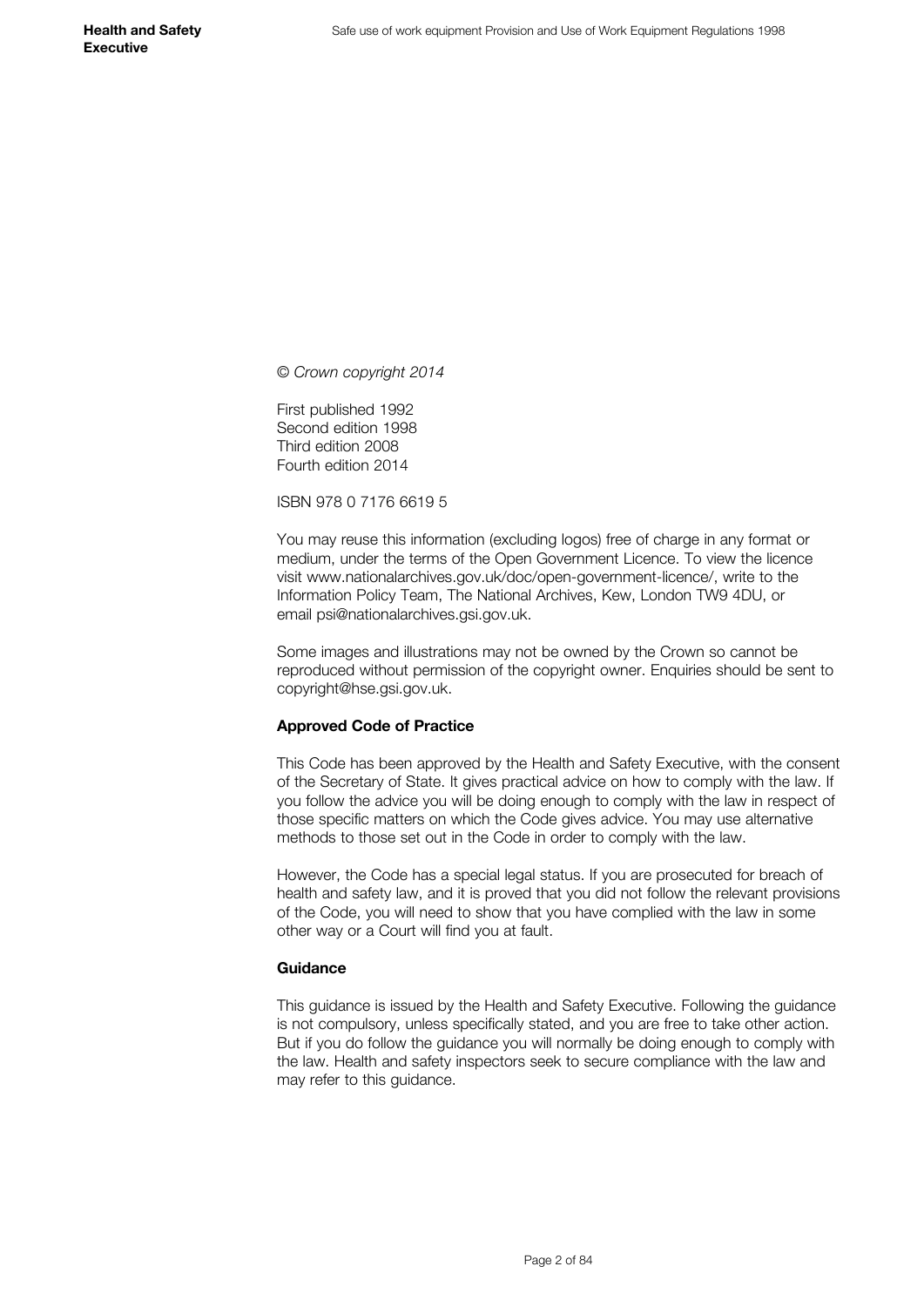*© Crown copyright 2014*

First published 1992
Second edition 1998
Third edition 2008
Fourth edition 2014

ISBN 978 0 7176 6619 5

You may reuse this information (excluding logos) free of charge in any format or medium, under the terms of the Open Government Licence. To view the licence visit www.nationalarchives.gov.uk/doc/open-government-licence/, write to the Information Policy Team, The National Archives, Kew, London TW9 4DU, or email psi@nationalarchives.gsi.gov.uk.

Some images and illustrations may not be owned by the Crown so cannot be reproduced without permission of the copyright owner. Enquiries should be sent to copyright@hse.gsi.gov.uk.

**Approved Code of Practice**

This Code has been approved by the Health and Safety Executive, with the consent of the Secretary of State. It gives practical advice on how to comply with the law. If you follow the advice you will be doing enough to comply with the law in respect of those specific matters on which the Code gives advice. You may use alternative methods to those set out in the Code in order to comply with the law.

However, the Code has a special legal status. If you are prosecuted for breach of health and safety law, and it is proved that you did not follow the relevant provisions of the Code, you will need to show that you have complied with the law in some other way or a Court will find you at fault.

**Guidance**

This guidance is issued by the Health and Safety Executive. Following the guidance is not compulsory, unless specifically stated, and you are free to take other action. But if you do follow the guidance you will normally be doing enough to comply with the law. Health and safety inspectors seek to secure compliance with the law and may refer to this guidance.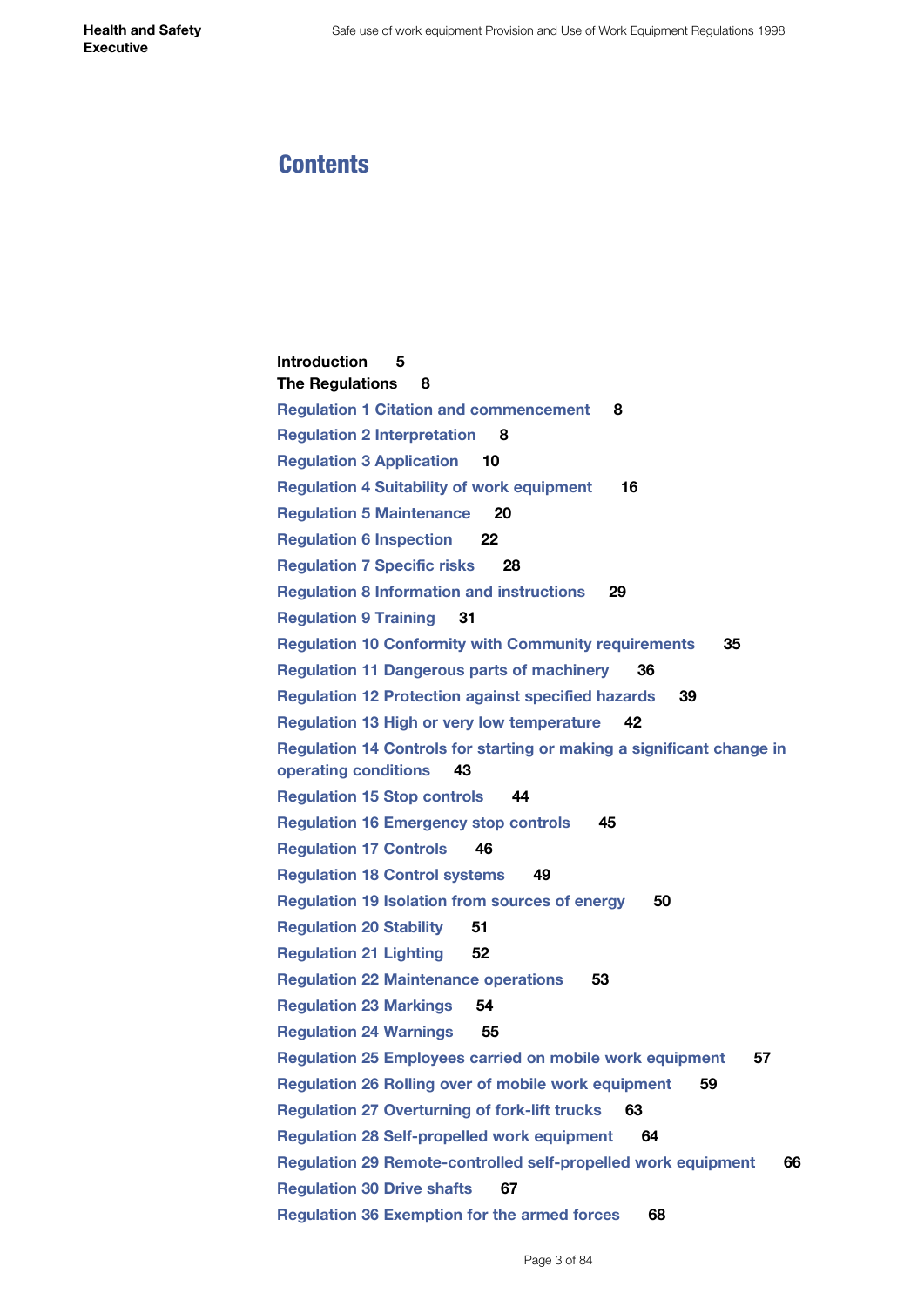# Contents

**Introduction** 5

**The Regulations** 8

**Regulation 1 Citation and commencement** 8

**Regulation 2 Interpretation** 8

**Regulation 3 Application** 10

**Regulation 4 Suitability of work equipment** 16

**Regulation 5 Maintenance** 20

**Regulation 6 Inspection** 22

**Regulation 7 Specific risks** 28

**Regulation 8 Information and instructions** 29

**Regulation 9 Training** 31

**Regulation 10 Conformity with Community requirements** 35

**Regulation 11 Dangerous parts of machinery** 36

**Regulation 12 Protection against specified hazards** 39

**Regulation 13 High or very low temperature** 42

**Regulation 14 Controls for starting or making a significant change in operating conditions** 43

**Regulation 15 Stop controls** 44

**Regulation 16 Emergency stop controls** 45

**Regulation 17 Controls** 46

**Regulation 18 Control systems** 49

**Regulation 19 Isolation from sources of energy** 50

**Regulation 20 Stability** 51

**Regulation 21 Lighting** 52

**Regulation 22 Maintenance operations** 53

**Regulation 23 Markings** 54

**Regulation 24 Warnings** 55

**Regulation 25 Employees carried on mobile work equipment** 57

**Regulation 26 Rolling over of mobile work equipment** 59

**Regulation 27 Overturning of fork-lift trucks** 63

**Regulation 28 Self-propelled work equipment** 64

**Regulation 29 Remote-controlled self-propelled work equipment** 66

**Regulation 30 Drive shafts** 67

**Regulation 36 Exemption for the armed forces** 68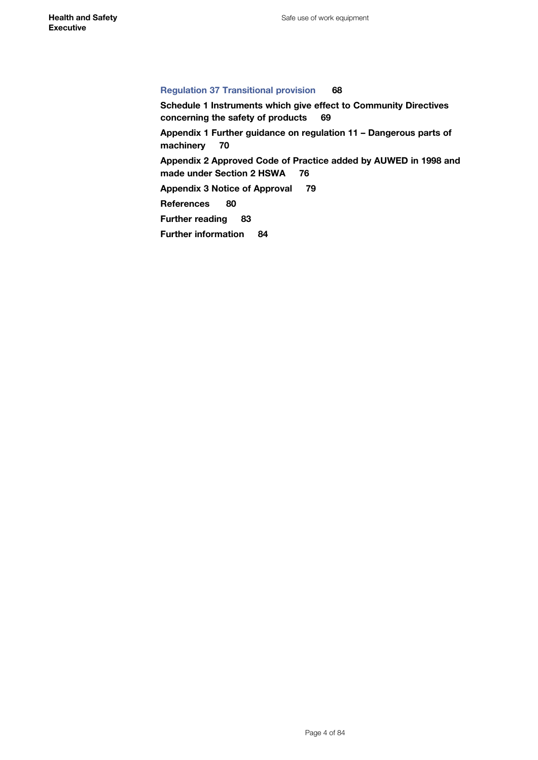**Regulation 37 Transitional provision** 68

**Schedule 1 Instruments which give effect to Community Directives concerning the safety of products** 69

**Appendix 1 Further guidance on regulation 11 – Dangerous parts of machinery** 70

**Appendix 2 Approved Code of Practice added by AUWED in 1998 and made under Section 2 HSWA** 76

**Appendix 3 Notice of Approval** 79

**References** 80

**Further reading** 83

**Further information** 84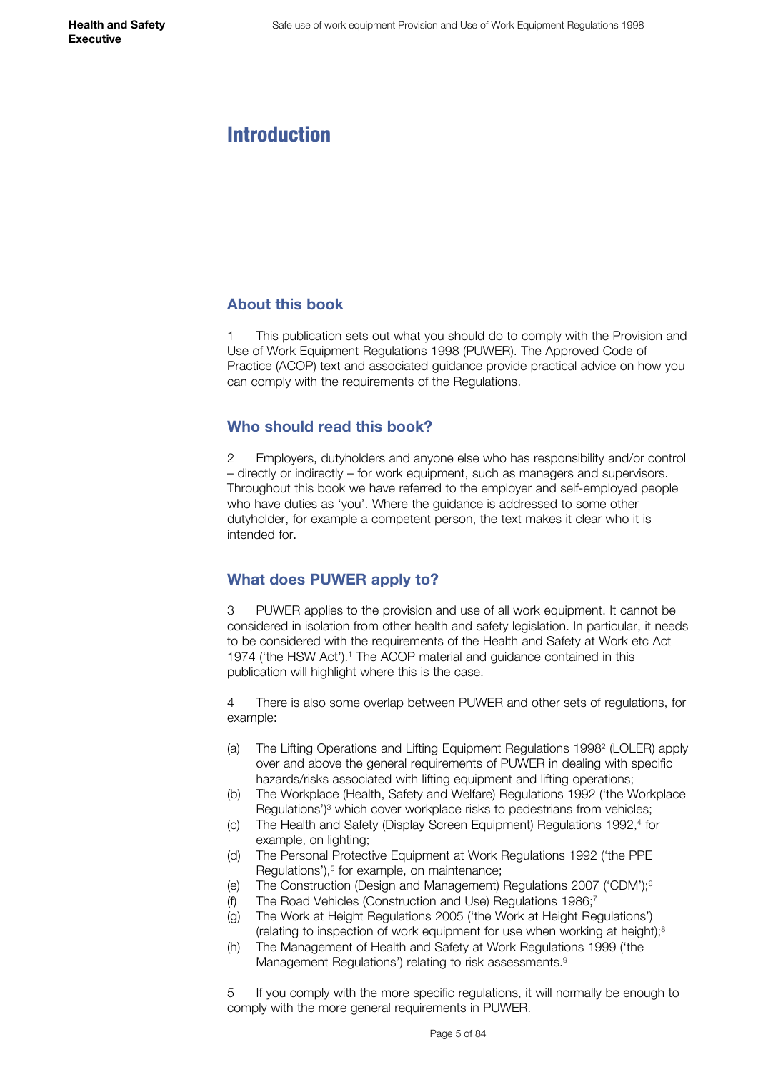# Introduction

## About this book

1 This publication sets out what you should do to comply with the Provision and Use of Work Equipment Regulations 1998 (PUWER). The Approved Code of Practice (ACOP) text and associated guidance provide practical advice on how you can comply with the requirements of the Regulations.

## Who should read this book?

2 Employers, dutyholders and anyone else who has responsibility and/or control – directly or indirectly – for work equipment, such as managers and supervisors. Throughout this book we have referred to the employer and self-employed people who have duties as 'you'. Where the guidance is addressed to some other dutyholder, for example a competent person, the text makes it clear who it is intended for.

## What does PUWER apply to?

3 PUWER applies to the provision and use of all work equipment. It cannot be considered in isolation from other health and safety legislation. In particular, it needs to be considered with the requirements of the Health and Safety at Work etc Act 1974 ('the HSW Act').[1] The ACOP material and guidance contained in this publication will highlight where this is the case.

4 There is also some overlap between PUWER and other sets of regulations, for example:

(a) The Lifting Operations and Lifting Equipment Regulations 1998[2] (LOLER) apply over and above the general requirements of PUWER in dealing with specific hazards/risks associated with lifting equipment and lifting operations;
(b) The Workplace (Health, Safety and Welfare) Regulations 1992 ('the Workplace Regulations')[3] which cover workplace risks to pedestrians from vehicles;
(c) The Health and Safety (Display Screen Equipment) Regulations 1992,[4] for example, on lighting;
(d) The Personal Protective Equipment at Work Regulations 1992 ('the PPE Regulations'),[5] for example, on maintenance;
(e) The Construction (Design and Management) Regulations 2007 ('CDM');[6]
(f) The Road Vehicles (Construction and Use) Regulations 1986;[7]
(g) The Work at Height Regulations 2005 ('the Work at Height Regulations') (relating to inspection of work equipment for use when working at height);[8]
(h) The Management of Health and Safety at Work Regulations 1999 ('the Management Regulations') relating to risk assessments.[9]

5 If you comply with the more specific regulations, it will normally be enough to comply with the more general requirements in PUWER.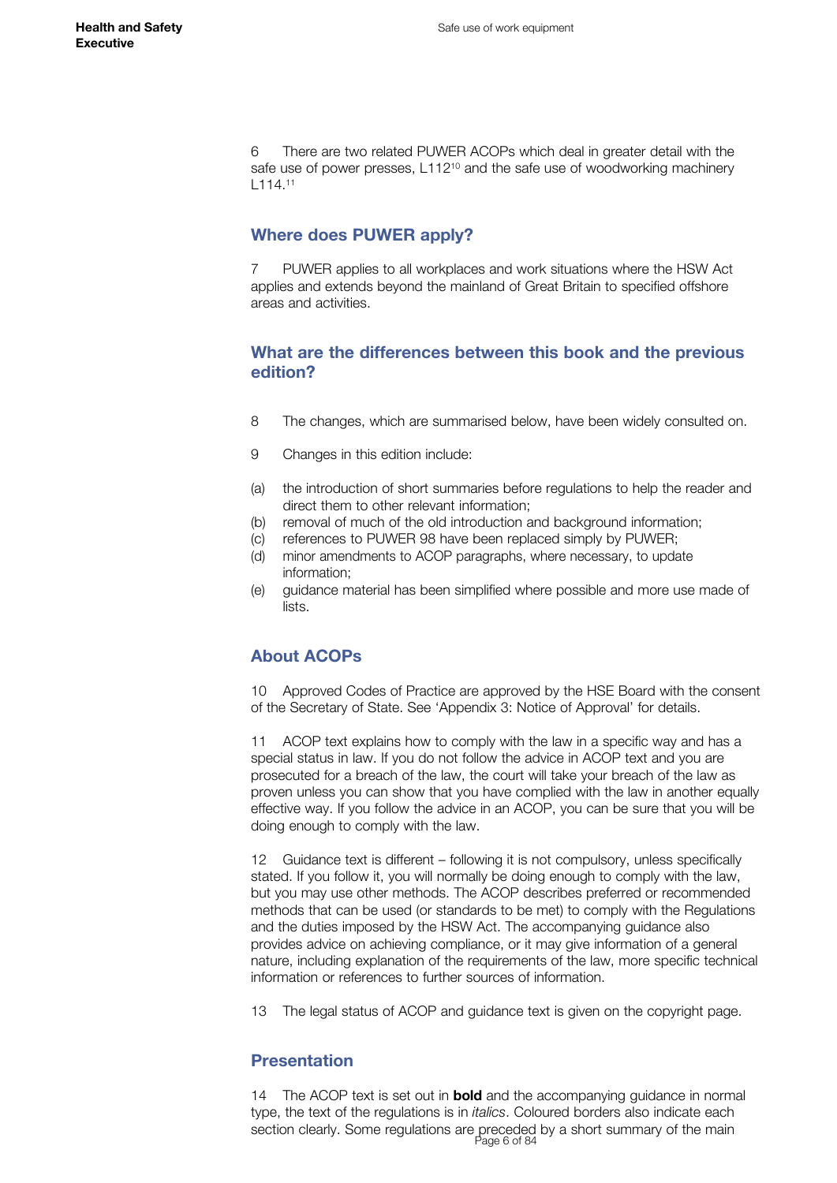6 There are two related PUWER ACOPs which deal in greater detail with the safe use of power presses, L112[10] and the safe use of woodworking machinery L114.[11]

## Where does PUWER apply?

7 PUWER applies to all workplaces and work situations where the HSW Act applies and extends beyond the mainland of Great Britain to specified offshore areas and activities.

## What are the differences between this book and the previous edition?

8 The changes, which are summarised below, have been widely consulted on.

9 Changes in this edition include:

(a) the introduction of short summaries before regulations to help the reader and direct them to other relevant information;
(b) removal of much of the old introduction and background information;
(c) references to PUWER 98 have been replaced simply by PUWER;
(d) minor amendments to ACOP paragraphs, where necessary, to update information;
(e) guidance material has been simplified where possible and more use made of lists.

## About ACOPs

10 Approved Codes of Practice are approved by the HSE Board with the consent of the Secretary of State. See 'Appendix 3: Notice of Approval' for details.

11 ACOP text explains how to comply with the law in a specific way and has a special status in law. If you do not follow the advice in ACOP text and you are prosecuted for a breach of the law, the court will take your breach of the law as proven unless you can show that you have complied with the law in another equally effective way. If you follow the advice in an ACOP, you can be sure that you will be doing enough to comply with the law.

12 Guidance text is different – following it is not compulsory, unless specifically stated. If you follow it, you will normally be doing enough to comply with the law, but you may use other methods. The ACOP describes preferred or recommended methods that can be used (or standards to be met) to comply with the Regulations and the duties imposed by the HSW Act. The accompanying guidance also provides advice on achieving compliance, or it may give information of a general nature, including explanation of the requirements of the law, more specific technical information or references to further sources of information.

13 The legal status of ACOP and guidance text is given on the copyright page.

## Presentation

14 The ACOP text is set out in **bold** and the accompanying guidance in normal type, the text of the regulations is in *italics*. Coloured borders also indicate each section clearly. Some regulations are preceded by a short summary of the main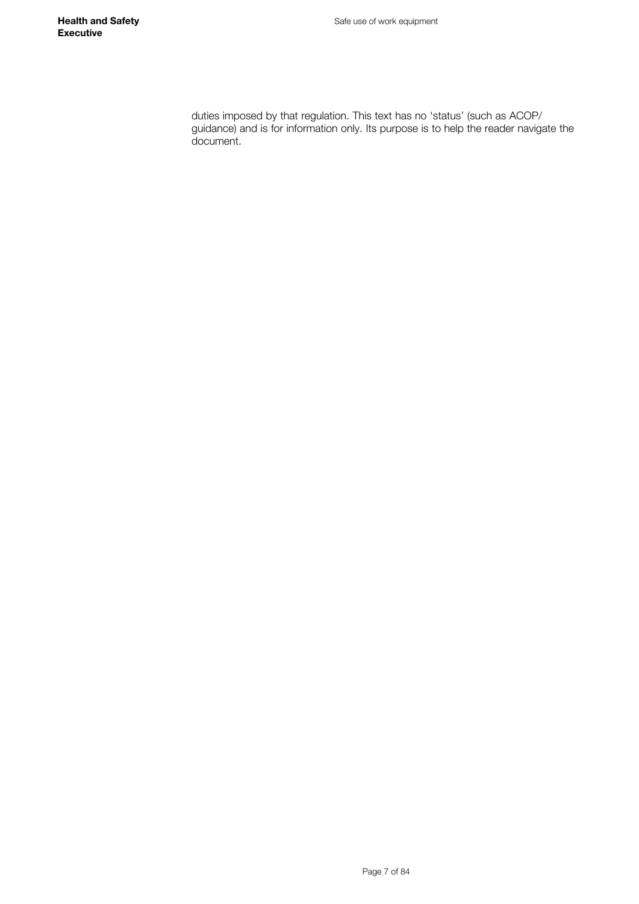duties imposed by that regulation. This text has no 'status' (such as ACOP/guidance) and is for information only. Its purpose is to help the reader navigate the document.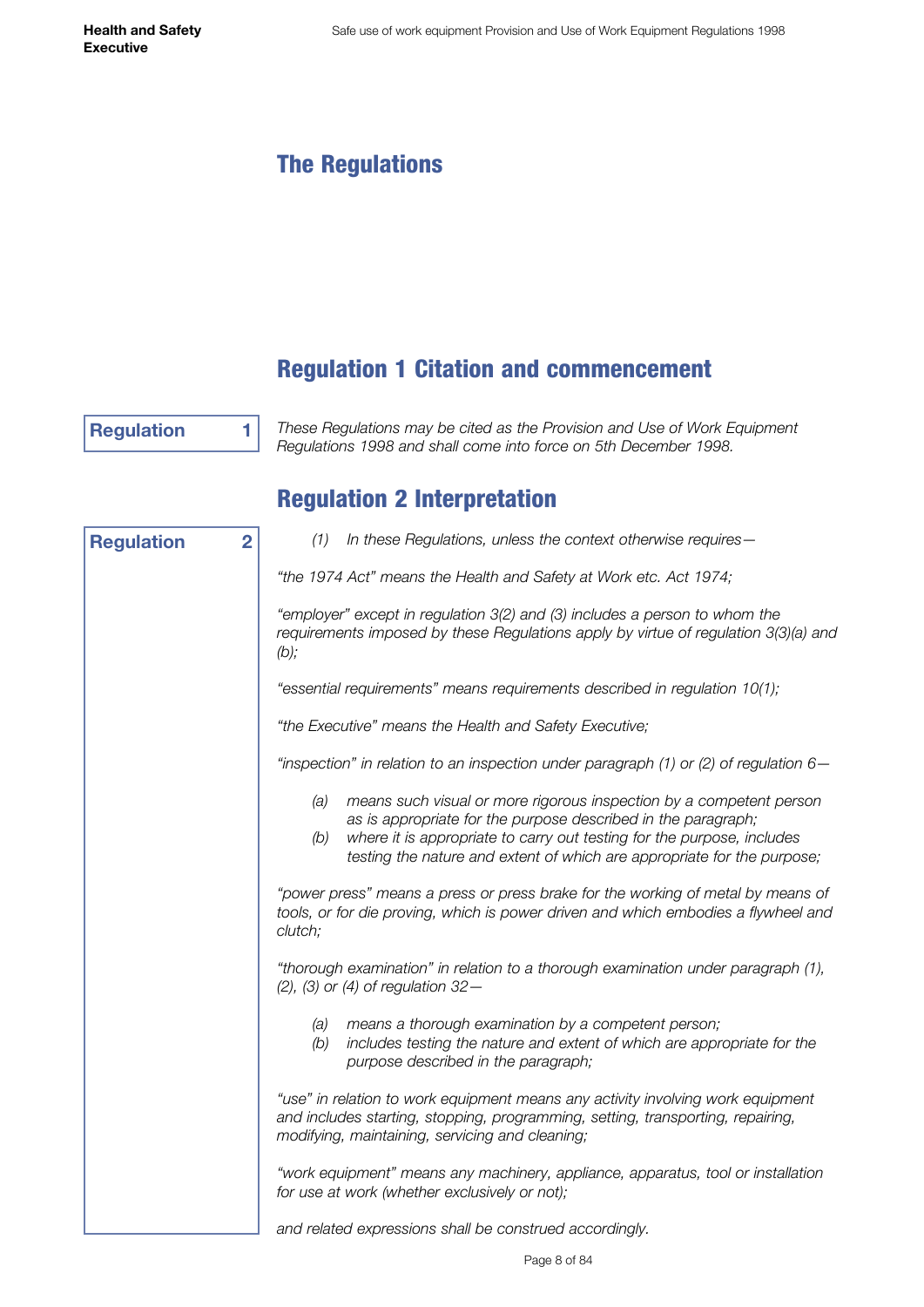# The Regulations

## Regulation 1 Citation and commencement

**Regulation 1**

*These Regulations may be cited as the Provision and Use of Work Equipment Regulations 1998 and shall come into force on 5th December 1998.*

## Regulation 2 Interpretation

**Regulation 2**

*(1) In these Regulations, unless the context otherwise requires—*

*"the 1974 Act" means the Health and Safety at Work etc. Act 1974;*

*"employer" except in regulation 3(2) and (3) includes a person to whom the requirements imposed by these Regulations apply by virtue of regulation 3(3)(a) and (b);*

*"essential requirements" means requirements described in regulation 10(1);*

*"the Executive" means the Health and Safety Executive;*

*"inspection" in relation to an inspection under paragraph (1) or (2) of regulation 6—*

*(a) means such visual or more rigorous inspection by a competent person as is appropriate for the purpose described in the paragraph;*
*(b) where it is appropriate to carry out testing for the purpose, includes testing the nature and extent of which are appropriate for the purpose;*

*"power press" means a press or press brake for the working of metal by means of tools, or for die proving, which is power driven and which embodies a flywheel and clutch;*

*"thorough examination" in relation to a thorough examination under paragraph (1), (2), (3) or (4) of regulation 32—*

*(a) means a thorough examination by a competent person;*
*(b) includes testing the nature and extent of which are appropriate for the purpose described in the paragraph;*

*"use" in relation to work equipment means any activity involving work equipment and includes starting, stopping, programming, setting, transporting, repairing, modifying, maintaining, servicing and cleaning;*

*"work equipment" means any machinery, appliance, apparatus, tool or installation for use at work (whether exclusively or not);*

*and related expressions shall be construed accordingly.*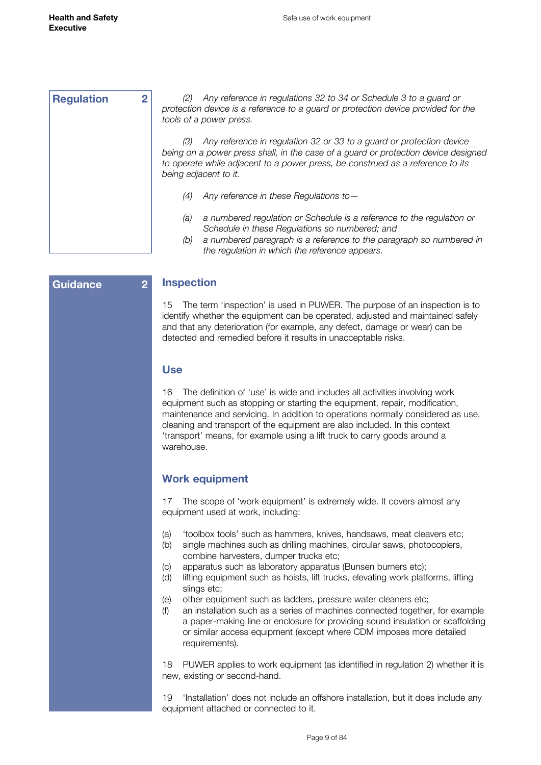**Regulation 2**

*(2) Any reference in regulations 32 to 34 or Schedule 3 to a guard or protection device is a reference to a guard or protection device provided for the tools of a power press.*

*(3) Any reference in regulation 32 or 33 to a guard or protection device being on a power press shall, in the case of a guard or protection device designed to operate while adjacent to a power press, be construed as a reference to its being adjacent to it.*

*(4) Any reference in these Regulations to—*

*(a) a numbered regulation or Schedule is a reference to the regulation or Schedule in these Regulations so numbered; and*
*(b) a numbered paragraph is a reference to the paragraph so numbered in the regulation in which the reference appears.*

**Guidance 2**

## Inspection

15 The term 'inspection' is used in PUWER. The purpose of an inspection is to identify whether the equipment can be operated, adjusted and maintained safely and that any deterioration (for example, any defect, damage or wear) can be detected and remedied before it results in unacceptable risks.

## Use

16 The definition of 'use' is wide and includes all activities involving work equipment such as stopping or starting the equipment, repair, modification, maintenance and servicing. In addition to operations normally considered as use, cleaning and transport of the equipment are also included. In this context 'transport' means, for example using a lift truck to carry goods around a warehouse.

## Work equipment

17 The scope of 'work equipment' is extremely wide. It covers almost any equipment used at work, including:

(a) 'toolbox tools' such as hammers, knives, handsaws, meat cleavers etc;
(b) single machines such as drilling machines, circular saws, photocopiers, combine harvesters, dumper trucks etc;
(c) apparatus such as laboratory apparatus (Bunsen burners etc);
(d) lifting equipment such as hoists, lift trucks, elevating work platforms, lifting slings etc;
(e) other equipment such as ladders, pressure water cleaners etc;
(f) an installation such as a series of machines connected together, for example a paper-making line or enclosure for providing sound insulation or scaffolding or similar access equipment (except where CDM imposes more detailed requirements).

18 PUWER applies to work equipment (as identified in regulation 2) whether it is new, existing or second-hand.

19 'Installation' does not include an offshore installation, but it does include any equipment attached or connected to it.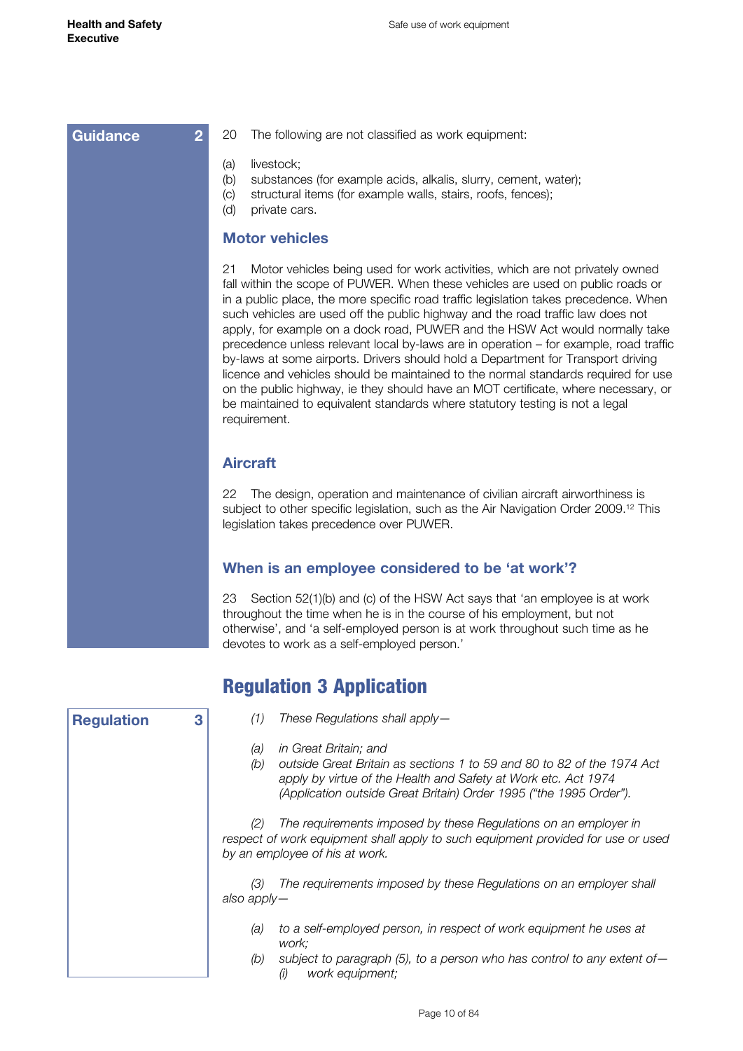**Guidance 2**

20 The following are not classified as work equipment:

(a) livestock;
(b) substances (for example acids, alkalis, slurry, cement, water);
(c) structural items (for example walls, stairs, roofs, fences);
(d) private cars.

### Motor vehicles

21 Motor vehicles being used for work activities, which are not privately owned fall within the scope of PUWER. When these vehicles are used on public roads or in a public place, the more specific road traffic legislation takes precedence. When such vehicles are used off the public highway and the road traffic law does not apply, for example on a dock road, PUWER and the HSW Act would normally take precedence unless relevant local by-laws are in operation – for example, road traffic by-laws at some airports. Drivers should hold a Department for Transport driving licence and vehicles should be maintained to the normal standards required for use on the public highway, ie they should have an MOT certificate, where necessary, or be maintained to equivalent standards where statutory testing is not a legal requirement.

### Aircraft

22 The design, operation and maintenance of civilian aircraft airworthiness is subject to other specific legislation, such as the Air Navigation Order 2009.[12] This legislation takes precedence over PUWER.

### When is an employee considered to be 'at work'?

23 Section 52(1)(b) and (c) of the HSW Act says that 'an employee is at work throughout the time when he is in the course of his employment, but not otherwise', and 'a self-employed person is at work throughout such time as he devotes to work as a self-employed person.'

## Regulation 3 Application

**Regulation 3**

*(1) These Regulations shall apply—*

*(a) in Great Britain; and*
*(b) outside Great Britain as sections 1 to 59 and 80 to 82 of the 1974 Act apply by virtue of the Health and Safety at Work etc. Act 1974 (Application outside Great Britain) Order 1995 ("the 1995 Order").*

*(2) The requirements imposed by these Regulations on an employer in respect of work equipment shall apply to such equipment provided for use or used by an employee of his at work.*

*(3) The requirements imposed by these Regulations on an employer shall also apply—*

*(a) to a self-employed person, in respect of work equipment he uses at work;*
*(b) subject to paragraph (5), to a person who has control to any extent of—*
*(i) work equipment;*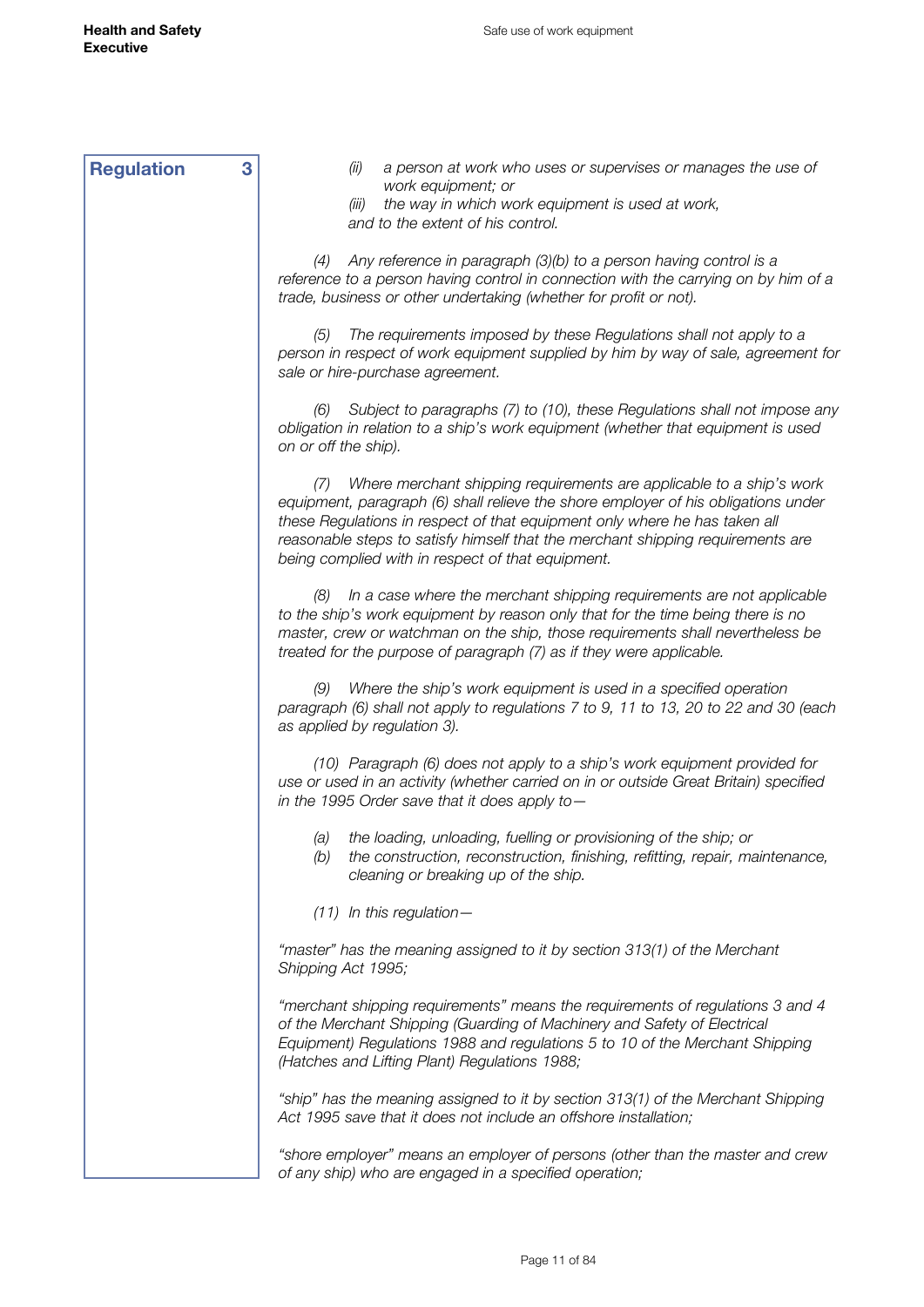**Regulation 3**

*(ii) a person at work who uses or supervises or manages the use of work equipment; or*

*(iii) the way in which work equipment is used at work,*

*and to the extent of his control.*

*(4) Any reference in paragraph (3)(b) to a person having control is a reference to a person having control in connection with the carrying on by him of a trade, business or other undertaking (whether for profit or not).*

*(5) The requirements imposed by these Regulations shall not apply to a person in respect of work equipment supplied by him by way of sale, agreement for sale or hire-purchase agreement.*

*(6) Subject to paragraphs (7) to (10), these Regulations shall not impose any obligation in relation to a ship's work equipment (whether that equipment is used on or off the ship).*

*(7) Where merchant shipping requirements are applicable to a ship's work equipment, paragraph (6) shall relieve the shore employer of his obligations under these Regulations in respect of that equipment only where he has taken all reasonable steps to satisfy himself that the merchant shipping requirements are being complied with in respect of that equipment.*

*(8) In a case where the merchant shipping requirements are not applicable to the ship's work equipment by reason only that for the time being there is no master, crew or watchman on the ship, those requirements shall nevertheless be treated for the purpose of paragraph (7) as if they were applicable.*

*(9) Where the ship's work equipment is used in a specified operation paragraph (6) shall not apply to regulations 7 to 9, 11 to 13, 20 to 22 and 30 (each as applied by regulation 3).*

*(10) Paragraph (6) does not apply to a ship's work equipment provided for use or used in an activity (whether carried on in or outside Great Britain) specified in the 1995 Order save that it does apply to—*

*(a) the loading, unloading, fuelling or provisioning of the ship; or*

*(b) the construction, reconstruction, finishing, refitting, repair, maintenance, cleaning or breaking up of the ship.*

*(11) In this regulation—*

*"master" has the meaning assigned to it by section 313(1) of the Merchant Shipping Act 1995;*

*"merchant shipping requirements" means the requirements of regulations 3 and 4 of the Merchant Shipping (Guarding of Machinery and Safety of Electrical Equipment) Regulations 1988 and regulations 5 to 10 of the Merchant Shipping (Hatches and Lifting Plant) Regulations 1988;*

*"ship" has the meaning assigned to it by section 313(1) of the Merchant Shipping Act 1995 save that it does not include an offshore installation;*

*"shore employer" means an employer of persons (other than the master and crew of any ship) who are engaged in a specified operation;*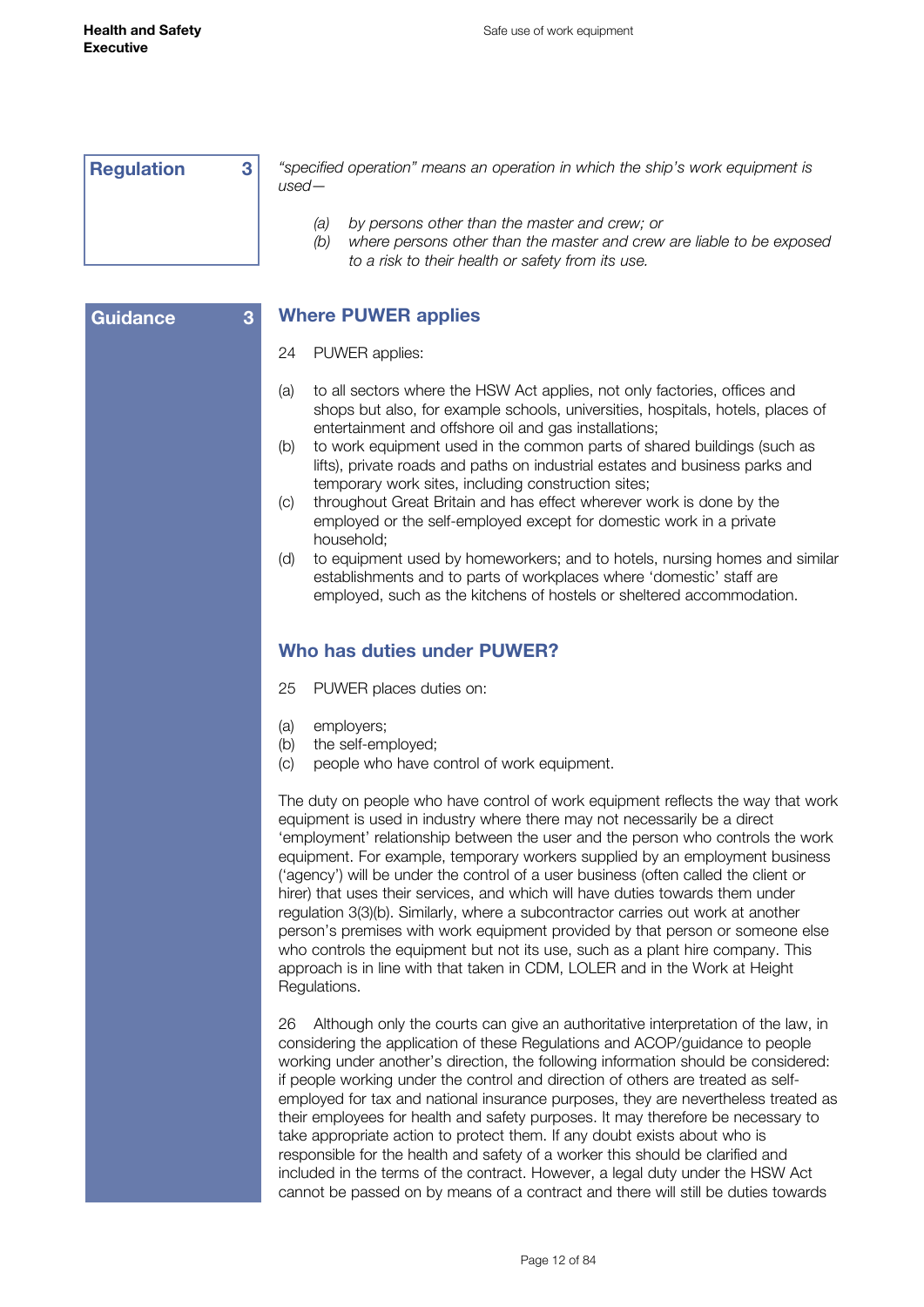**Regulation 3**

*"specified operation" means an operation in which the ship's work equipment is used—*

*(a) by persons other than the master and crew; or*
*(b) where persons other than the master and crew are liable to be exposed to a risk to their health or safety from its use.*

**Guidance 3**

## Where PUWER applies

24 PUWER applies:

(a) to all sectors where the HSW Act applies, not only factories, offices and shops but also, for example schools, universities, hospitals, hotels, places of entertainment and offshore oil and gas installations;
(b) to work equipment used in the common parts of shared buildings (such as lifts), private roads and paths on industrial estates and business parks and temporary work sites, including construction sites;
(c) throughout Great Britain and has effect wherever work is done by the employed or the self-employed except for domestic work in a private household;
(d) to equipment used by homeworkers; and to hotels, nursing homes and similar establishments and to parts of workplaces where 'domestic' staff are employed, such as the kitchens of hostels or sheltered accommodation.

## Who has duties under PUWER?

25 PUWER places duties on:

(a) employers;
(b) the self-employed;
(c) people who have control of work equipment.

The duty on people who have control of work equipment reflects the way that work equipment is used in industry where there may not necessarily be a direct 'employment' relationship between the user and the person who controls the work equipment. For example, temporary workers supplied by an employment business ('agency') will be under the control of a user business (often called the client or hirer) that uses their services, and which will have duties towards them under regulation 3(3)(b). Similarly, where a subcontractor carries out work at another person's premises with work equipment provided by that person or someone else who controls the equipment but not its use, such as a plant hire company. This approach is in line with that taken in CDM, LOLER and in the Work at Height Regulations.

26 Although only the courts can give an authoritative interpretation of the law, in considering the application of these Regulations and ACOP/guidance to people working under another's direction, the following information should be considered: if people working under the control and direction of others are treated as self-employed for tax and national insurance purposes, they are nevertheless treated as their employees for health and safety purposes. It may therefore be necessary to take appropriate action to protect them. If any doubt exists about who is responsible for the health and safety of a worker this should be clarified and included in the terms of the contract. However, a legal duty under the HSW Act cannot be passed on by means of a contract and there will still be duties towards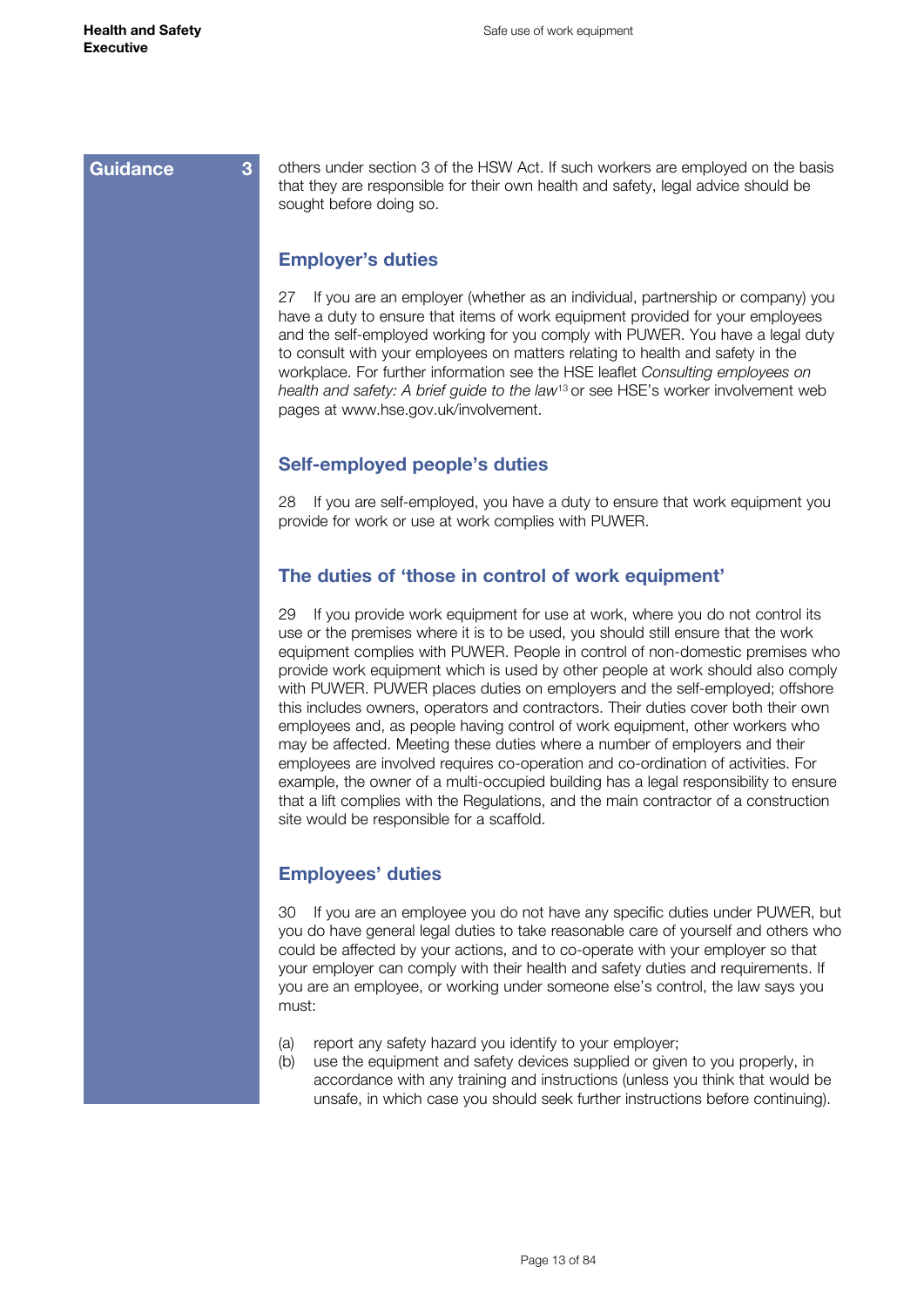**Guidance 3**

others under section 3 of the HSW Act. If such workers are employed on the basis that they are responsible for their own health and safety, legal advice should be sought before doing so.

## Employer's duties

27 If you are an employer (whether as an individual, partnership or company) you have a duty to ensure that items of work equipment provided for your employees and the self-employed working for you comply with PUWER. You have a legal duty to consult with your employees on matters relating to health and safety in the workplace. For further information see the HSE leaflet *Consulting employees on health and safety: A brief guide to the law*[13] or see HSE's worker involvement web pages at www.hse.gov.uk/involvement.

## Self-employed people's duties

28 If you are self-employed, you have a duty to ensure that work equipment you provide for work or use at work complies with PUWER.

## The duties of 'those in control of work equipment'

29 If you provide work equipment for use at work, where you do not control its use or the premises where it is to be used, you should still ensure that the work equipment complies with PUWER. People in control of non-domestic premises who provide work equipment which is used by other people at work should also comply with PUWER. PUWER places duties on employers and the self-employed; offshore this includes owners, operators and contractors. Their duties cover both their own employees and, as people having control of work equipment, other workers who may be affected. Meeting these duties where a number of employers and their employees are involved requires co-operation and co-ordination of activities. For example, the owner of a multi-occupied building has a legal responsibility to ensure that a lift complies with the Regulations, and the main contractor of a construction site would be responsible for a scaffold.

## Employees' duties

30 If you are an employee you do not have any specific duties under PUWER, but you do have general legal duties to take reasonable care of yourself and others who could be affected by your actions, and to co-operate with your employer so that your employer can comply with their health and safety duties and requirements. If you are an employee, or working under someone else's control, the law says you must:

(a) report any safety hazard you identify to your employer;
(b) use the equipment and safety devices supplied or given to you properly, in accordance with any training and instructions (unless you think that would be unsafe, in which case you should seek further instructions before continuing).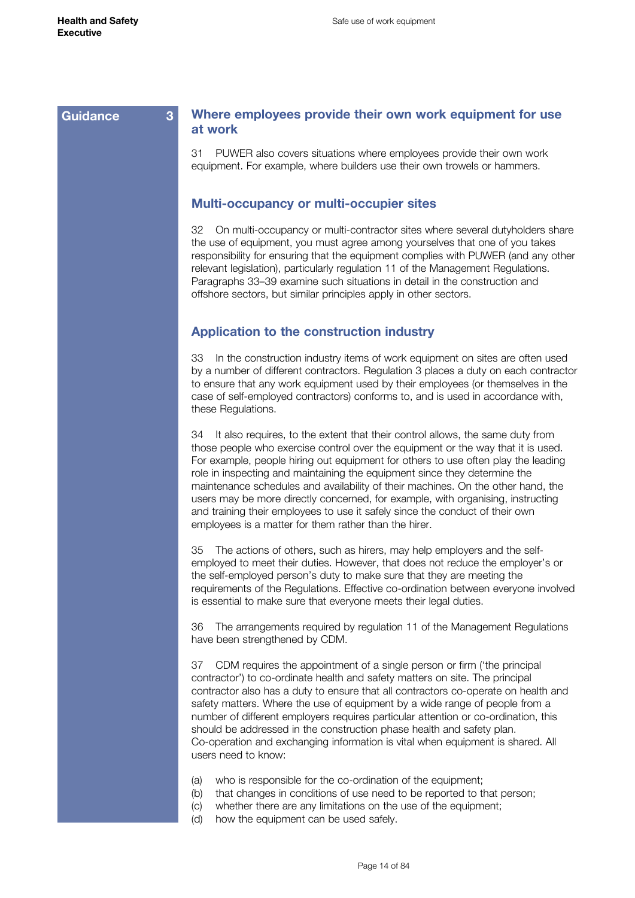Guidance 3

## Where employees provide their own work equipment for use at work

31 PUWER also covers situations where employees provide their own work equipment. For example, where builders use their own trowels or hammers.

## Multi-occupancy or multi-occupier sites

32 On multi-occupancy or multi-contractor sites where several dutyholders share the use of equipment, you must agree among yourselves that one of you takes responsibility for ensuring that the equipment complies with PUWER (and any other relevant legislation), particularly regulation 11 of the Management Regulations. Paragraphs 33–39 examine such situations in detail in the construction and offshore sectors, but similar principles apply in other sectors.

## Application to the construction industry

33 In the construction industry items of work equipment on sites are often used by a number of different contractors. Regulation 3 places a duty on each contractor to ensure that any work equipment used by their employees (or themselves in the case of self-employed contractors) conforms to, and is used in accordance with, these Regulations.

34 It also requires, to the extent that their control allows, the same duty from those people who exercise control over the equipment or the way that it is used. For example, people hiring out equipment for others to use often play the leading role in inspecting and maintaining the equipment since they determine the maintenance schedules and availability of their machines. On the other hand, the users may be more directly concerned, for example, with organising, instructing and training their employees to use it safely since the conduct of their own employees is a matter for them rather than the hirer.

35 The actions of others, such as hirers, may help employers and the self-employed to meet their duties. However, that does not reduce the employer's or the self-employed person's duty to make sure that they are meeting the requirements of the Regulations. Effective co-ordination between everyone involved is essential to make sure that everyone meets their legal duties.

36 The arrangements required by regulation 11 of the Management Regulations have been strengthened by CDM.

37 CDM requires the appointment of a single person or firm ('the principal contractor') to co-ordinate health and safety matters on site. The principal contractor also has a duty to ensure that all contractors co-operate on health and safety matters. Where the use of equipment by a wide range of people from a number of different employers requires particular attention or co-ordination, this should be addressed in the construction phase health and safety plan. Co-operation and exchanging information is vital when equipment is shared. All users need to know:

(a) who is responsible for the co-ordination of the equipment;
(b) that changes in conditions of use need to be reported to that person;
(c) whether there are any limitations on the use of the equipment;
(d) how the equipment can be used safely.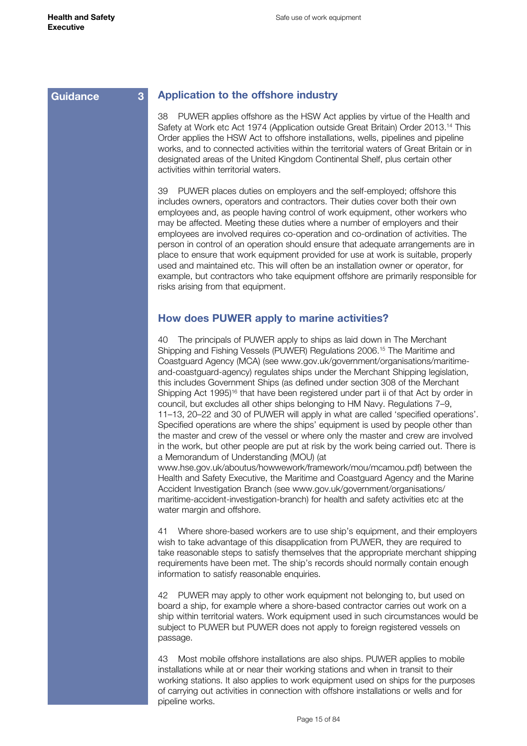**Guidance 3**

## Application to the offshore industry

38 PUWER applies offshore as the HSW Act applies by virtue of the Health and Safety at Work etc Act 1974 (Application outside Great Britain) Order 2013.[14] This Order applies the HSW Act to offshore installations, wells, pipelines and pipeline works, and to connected activities within the territorial waters of Great Britain or in designated areas of the United Kingdom Continental Shelf, plus certain other activities within territorial waters.

39 PUWER places duties on employers and the self-employed; offshore this includes owners, operators and contractors. Their duties cover both their own employees and, as people having control of work equipment, other workers who may be affected. Meeting these duties where a number of employers and their employees are involved requires co-operation and co-ordination of activities. The person in control of an operation should ensure that adequate arrangements are in place to ensure that work equipment provided for use at work is suitable, properly used and maintained etc. This will often be an installation owner or operator, for example, but contractors who take equipment offshore are primarily responsible for risks arising from that equipment.

## How does PUWER apply to marine activities?

40 The principals of PUWER apply to ships as laid down in The Merchant Shipping and Fishing Vessels (PUWER) Regulations 2006.[15] The Maritime and Coastguard Agency (MCA) (see www.gov.uk/government/organisations/maritime-and-coastguard-agency) regulates ships under the Merchant Shipping legislation, this includes Government Ships (as defined under section 308 of the Merchant Shipping Act 1995)[16] that have been registered under part ii of that Act by order in council, but excludes all other ships belonging to HM Navy. Regulations 7–9, 11–13, 20–22 and 30 of PUWER will apply in what are called 'specified operations'. Specified operations are where the ships' equipment is used by people other than the master and crew of the vessel or where only the master and crew are involved in the work, but other people are put at risk by the work being carried out. There is a Memorandum of Understanding (MOU) (at www.hse.gov.uk/aboutus/howwework/framework/mou/mcamou.pdf) between the Health and Safety Executive, the Maritime and Coastguard Agency and the Marine Accident Investigation Branch (see www.gov.uk/government/organisations/maritime-accident-investigation-branch) for health and safety activities etc at the water margin and offshore.

41 Where shore-based workers are to use ship's equipment, and their employers wish to take advantage of this disapplication from PUWER, they are required to take reasonable steps to satisfy themselves that the appropriate merchant shipping requirements have been met. The ship's records should normally contain enough information to satisfy reasonable enquiries.

42 PUWER may apply to other work equipment not belonging to, but used on board a ship, for example where a shore-based contractor carries out work on a ship within territorial waters. Work equipment used in such circumstances would be subject to PUWER but PUWER does not apply to foreign registered vessels on passage.

43 Most mobile offshore installations are also ships. PUWER applies to mobile installations while at or near their working stations and when in transit to their working stations. It also applies to work equipment used on ships for the purposes of carrying out activities in connection with offshore installations or wells and for pipeline works.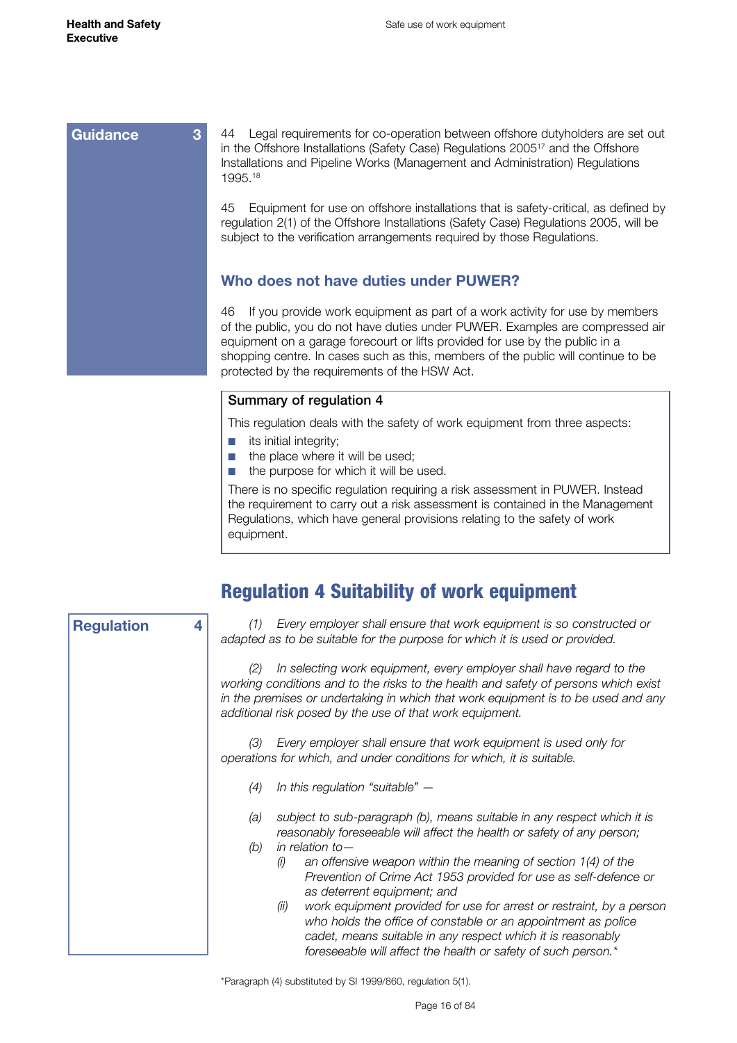**Guidance 3**

44 Legal requirements for co-operation between offshore dutyholders are set out in the Offshore Installations (Safety Case) Regulations 2005[17] and the Offshore Installations and Pipeline Works (Management and Administration) Regulations 1995.[18]

45 Equipment for use on offshore installations that is safety-critical, as defined by regulation 2(1) of the Offshore Installations (Safety Case) Regulations 2005, will be subject to the verification arrangements required by those Regulations.

### Who does not have duties under PUWER?

46 If you provide work equipment as part of a work activity for use by members of the public, you do not have duties under PUWER. Examples are compressed air equipment on a garage forecourt or lifts provided for use by the public in a shopping centre. In cases such as this, members of the public will continue to be protected by the requirements of the HSW Act.

> **Summary of regulation 4**
>
> This regulation deals with the safety of work equipment from three aspects:
>
> - its initial integrity;
> - the place where it will be used;
> - the purpose for which it will be used.
>
> There is no specific regulation requiring a risk assessment in PUWER. Instead the requirement to carry out a risk assessment is contained in the Management Regulations, which have general provisions relating to the safety of work equipment.

## Regulation 4 Suitability of work equipment

**Regulation 4**

*(1) Every employer shall ensure that work equipment is so constructed or adapted as to be suitable for the purpose for which it is used or provided.*

*(2) In selecting work equipment, every employer shall have regard to the working conditions and to the risks to the health and safety of persons which exist in the premises or undertaking in which that work equipment is to be used and any additional risk posed by the use of that work equipment.*

*(3) Every employer shall ensure that work equipment is used only for operations for which, and under conditions for which, it is suitable.*

*(4) In this regulation "suitable" —*

*(a) subject to sub-paragraph (b), means suitable in any respect which it is reasonably foreseeable will affect the health or safety of any person;*

*(b) in relation to—*

*(i) an offensive weapon within the meaning of section 1(4) of the Prevention of Crime Act 1953 provided for use as self-defence or as deterrent equipment; and*

*(ii) work equipment provided for use for arrest or restraint, by a person who holds the office of constable or an appointment as police cadet, means suitable in any respect which it is reasonably foreseeable will affect the health or safety of such person.**

*Paragraph (4) substituted by SI 1999/860, regulation 5(1).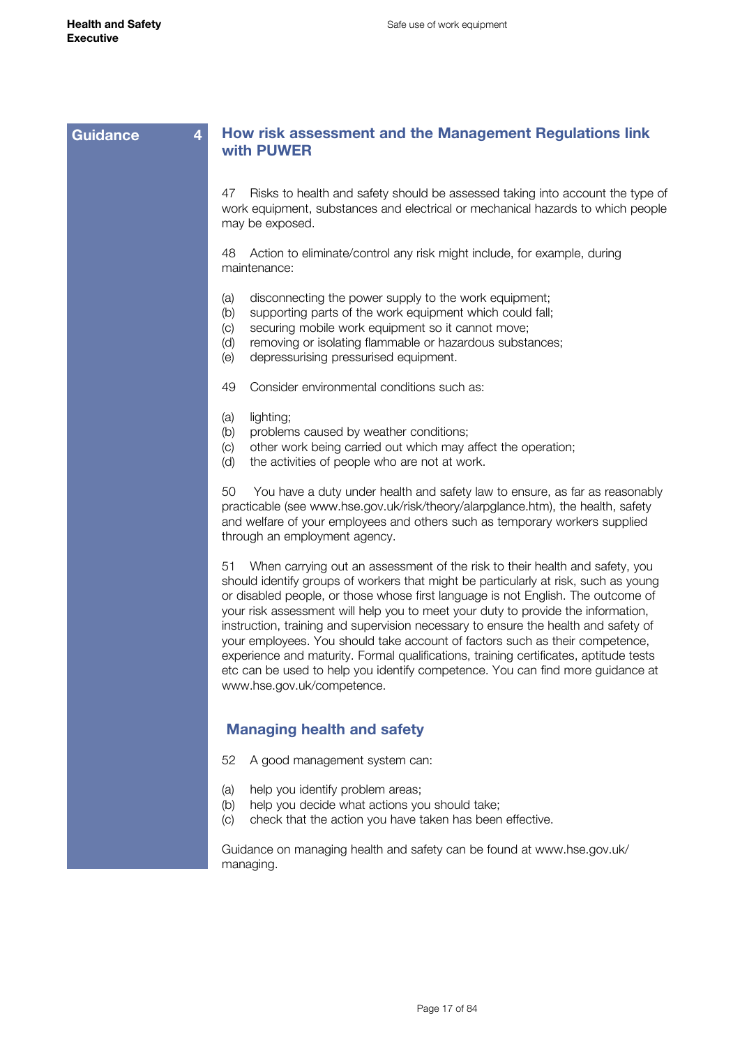Guidance 4

## How risk assessment and the Management Regulations link with PUWER

47 Risks to health and safety should be assessed taking into account the type of work equipment, substances and electrical or mechanical hazards to which people may be exposed.

48 Action to eliminate/control any risk might include, for example, during maintenance:

(a) disconnecting the power supply to the work equipment;
(b) supporting parts of the work equipment which could fall;
(c) securing mobile work equipment so it cannot move;
(d) removing or isolating flammable or hazardous substances;
(e) depressurising pressurised equipment.

49 Consider environmental conditions such as:

(a) lighting;
(b) problems caused by weather conditions;
(c) other work being carried out which may affect the operation;
(d) the activities of people who are not at work.

50 You have a duty under health and safety law to ensure, as far as reasonably practicable (see www.hse.gov.uk/risk/theory/alarpglance.htm), the health, safety and welfare of your employees and others such as temporary workers supplied through an employment agency.

51 When carrying out an assessment of the risk to their health and safety, you should identify groups of workers that might be particularly at risk, such as young or disabled people, or those whose first language is not English. The outcome of your risk assessment will help you to meet your duty to provide the information, instruction, training and supervision necessary to ensure the health and safety of your employees. You should take account of factors such as their competence, experience and maturity. Formal qualifications, training certificates, aptitude tests etc can be used to help you identify competence. You can find more guidance at www.hse.gov.uk/competence.

### Managing health and safety

52 A good management system can:

(a) help you identify problem areas;
(b) help you decide what actions you should take;
(c) check that the action you have taken has been effective.

Guidance on managing health and safety can be found at www.hse.gov.uk/managing.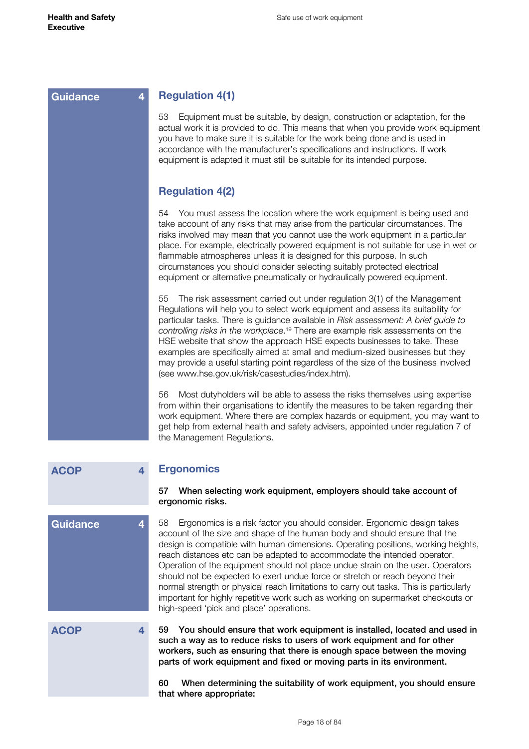**Guidance 4**

## Regulation 4(1)

53 Equipment must be suitable, by design, construction or adaptation, for the actual work it is provided to do. This means that when you provide work equipment you have to make sure it is suitable for the work being done and is used in accordance with the manufacturer's specifications and instructions. If work equipment is adapted it must still be suitable for its intended purpose.

## Regulation 4(2)

54 You must assess the location where the work equipment is being used and take account of any risks that may arise from the particular circumstances. The risks involved may mean that you cannot use the work equipment in a particular place. For example, electrically powered equipment is not suitable for use in wet or flammable atmospheres unless it is designed for this purpose. In such circumstances you should consider selecting suitably protected electrical equipment or alternative pneumatically or hydraulically powered equipment.

55 The risk assessment carried out under regulation 3(1) of the Management Regulations will help you to select work equipment and assess its suitability for particular tasks. There is guidance available in *Risk assessment: A brief guide to controlling risks in the workplace*.[19] There are example risk assessments on the HSE website that show the approach HSE expects businesses to take. These examples are specifically aimed at small and medium-sized businesses but they may provide a useful starting point regardless of the size of the business involved (see www.hse.gov.uk/risk/casestudies/index.htm).

56 Most dutyholders will be able to assess the risks themselves using expertise from within their organisations to identify the measures to be taken regarding their work equipment. Where there are complex hazards or equipment, you may want to get help from external health and safety advisers, appointed under regulation 7 of the Management Regulations.

**ACOP 4**

## Ergonomics

**57 When selecting work equipment, employers should take account of ergonomic risks.**

**Guidance 4**

58 Ergonomics is a risk factor you should consider. Ergonomic design takes account of the size and shape of the human body and should ensure that the design is compatible with human dimensions. Operating positions, working heights, reach distances etc can be adapted to accommodate the intended operator. Operation of the equipment should not place undue strain on the user. Operators should not be expected to exert undue force or stretch or reach beyond their normal strength or physical reach limitations to carry out tasks. This is particularly important for highly repetitive work such as working on supermarket checkouts or high-speed 'pick and place' operations.

**ACOP 4**

**59 You should ensure that work equipment is installed, located and used in such a way as to reduce risks to users of work equipment and for other workers, such as ensuring that there is enough space between the moving parts of work equipment and fixed or moving parts in its environment.**

**60 When determining the suitability of work equipment, you should ensure that where appropriate:**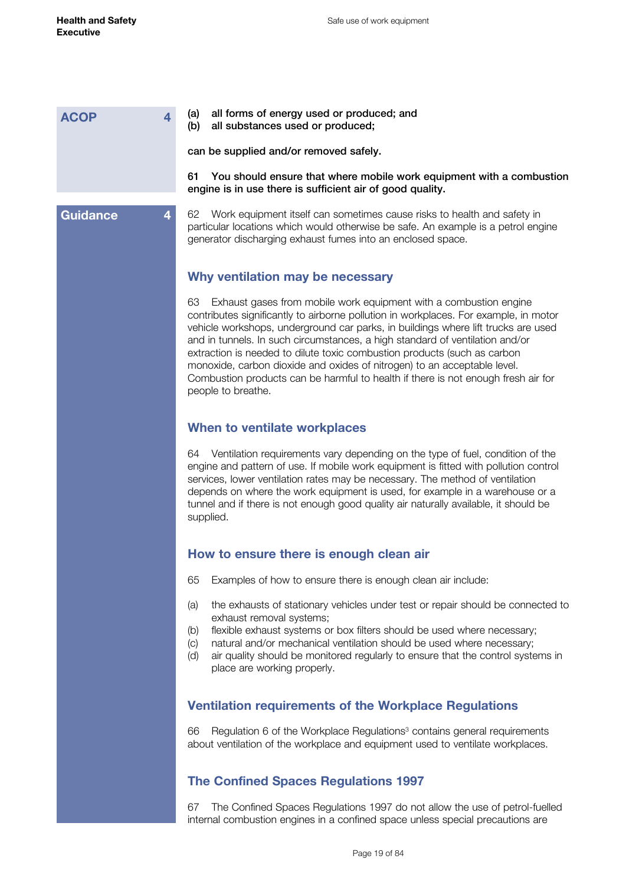**ACOP 4**

**(a) all forms of energy used or produced; and**
**(b) all substances used or produced;**

**can be supplied and/or removed safely.**

**61 You should ensure that where mobile work equipment with a combustion engine is in use there is sufficient air of good quality.**

**Guidance 4**

62 Work equipment itself can sometimes cause risks to health and safety in particular locations which would otherwise be safe. An example is a petrol engine generator discharging exhaust fumes into an enclosed space.

## Why ventilation may be necessary

63 Exhaust gases from mobile work equipment with a combustion engine contributes significantly to airborne pollution in workplaces. For example, in motor vehicle workshops, underground car parks, in buildings where lift trucks are used and in tunnels. In such circumstances, a high standard of ventilation and/or extraction is needed to dilute toxic combustion products (such as carbon monoxide, carbon dioxide and oxides of nitrogen) to an acceptable level. Combustion products can be harmful to health if there is not enough fresh air for people to breathe.

## When to ventilate workplaces

64 Ventilation requirements vary depending on the type of fuel, condition of the engine and pattern of use. If mobile work equipment is fitted with pollution control services, lower ventilation rates may be necessary. The method of ventilation depends on where the work equipment is used, for example in a warehouse or a tunnel and if there is not enough good quality air naturally available, it should be supplied.

## How to ensure there is enough clean air

65 Examples of how to ensure there is enough clean air include:

(a) the exhausts of stationary vehicles under test or repair should be connected to exhaust removal systems;
(b) flexible exhaust systems or box filters should be used where necessary;
(c) natural and/or mechanical ventilation should be used where necessary;
(d) air quality should be monitored regularly to ensure that the control systems in place are working properly.

## Ventilation requirements of the Workplace Regulations

66 Regulation 6 of the Workplace Regulations[3] contains general requirements about ventilation of the workplace and equipment used to ventilate workplaces.

## The Confined Spaces Regulations 1997

67 The Confined Spaces Regulations 1997 do not allow the use of petrol-fuelled internal combustion engines in a confined space unless special precautions are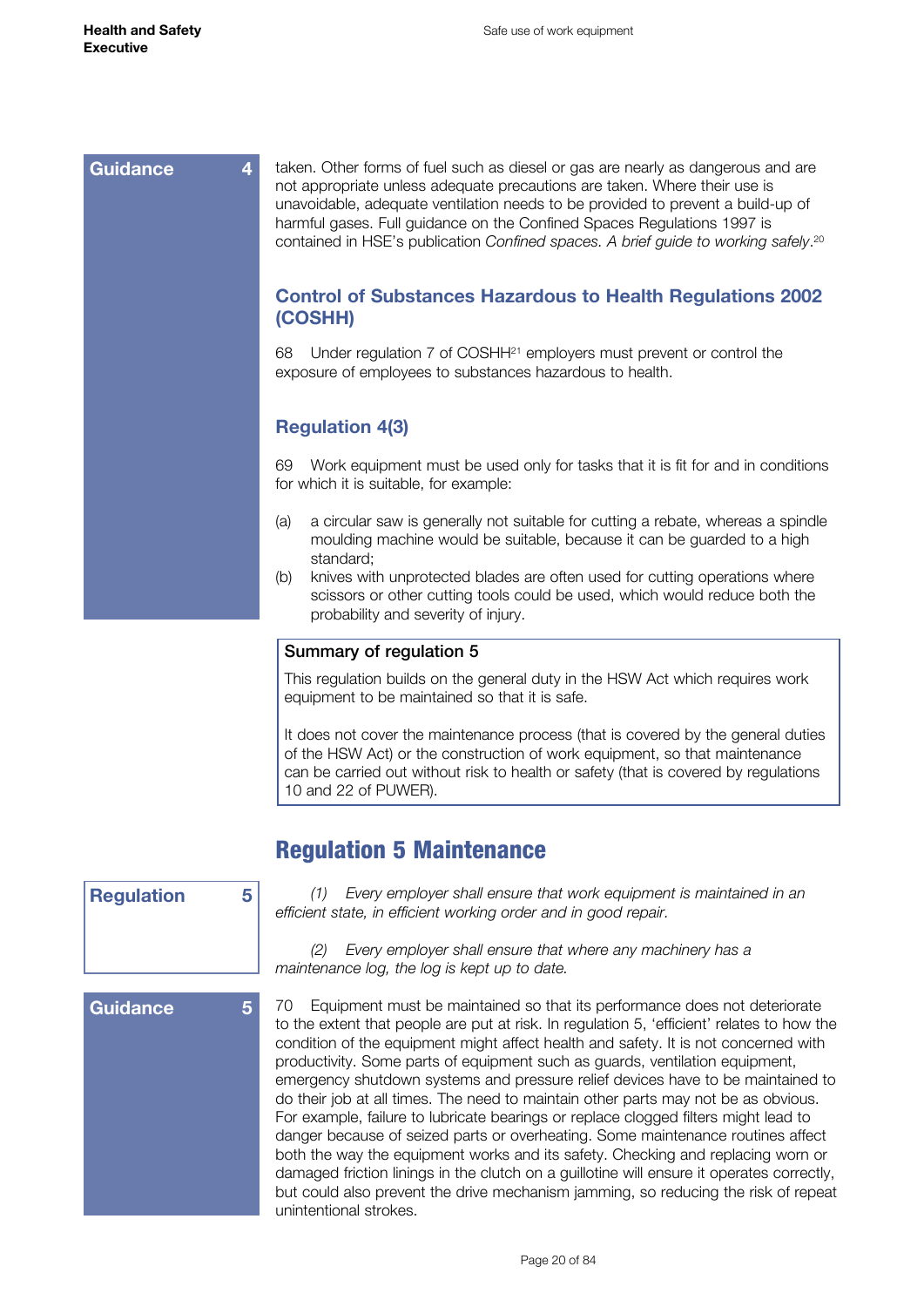**Guidance 4**

taken. Other forms of fuel such as diesel or gas are nearly as dangerous and are not appropriate unless adequate precautions are taken. Where their use is unavoidable, adequate ventilation needs to be provided to prevent a build-up of harmful gases. Full guidance on the Confined Spaces Regulations 1997 is contained in HSE's publication *Confined spaces. A brief guide to working safely*.[20]

### Control of Substances Hazardous to Health Regulations 2002 (COSHH)

68 Under regulation 7 of COSHH[21] employers must prevent or control the exposure of employees to substances hazardous to health.

### Regulation 4(3)

69 Work equipment must be used only for tasks that it is fit for and in conditions for which it is suitable, for example:

(a) a circular saw is generally not suitable for cutting a rebate, whereas a spindle moulding machine would be suitable, because it can be guarded to a high standard;
(b) knives with unprotected blades are often used for cutting operations where scissors or other cutting tools could be used, which would reduce both the probability and severity of injury.

> **Summary of regulation 5**
>
> This regulation builds on the general duty in the HSW Act which requires work equipment to be maintained so that it is safe.
>
> It does not cover the maintenance process (that is covered by the general duties of the HSW Act) or the construction of work equipment, so that maintenance can be carried out without risk to health or safety (that is covered by regulations 10 and 22 of PUWER).

## Regulation 5 Maintenance

**Regulation 5**

*(1) Every employer shall ensure that work equipment is maintained in an efficient state, in efficient working order and in good repair.*

*(2) Every employer shall ensure that where any machinery has a maintenance log, the log is kept up to date.*

**Guidance 5**

70 Equipment must be maintained so that its performance does not deteriorate to the extent that people are put at risk. In regulation 5, 'efficient' relates to how the condition of the equipment might affect health and safety. It is not concerned with productivity. Some parts of equipment such as guards, ventilation equipment, emergency shutdown systems and pressure relief devices have to be maintained to do their job at all times. The need to maintain other parts may not be as obvious. For example, failure to lubricate bearings or replace clogged filters might lead to danger because of seized parts or overheating. Some maintenance routines affect both the way the equipment works and its safety. Checking and replacing worn or damaged friction linings in the clutch on a guillotine will ensure it operates correctly, but could also prevent the drive mechanism jamming, so reducing the risk of repeat unintentional strokes.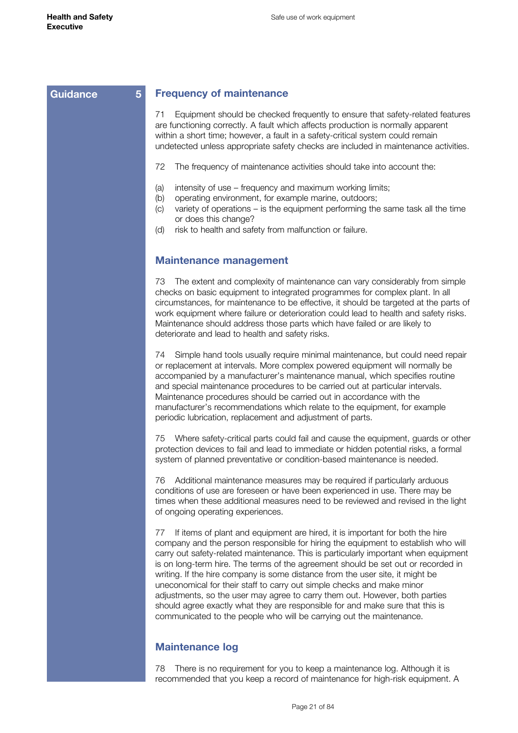Guidance 5

## Frequency of maintenance

71 Equipment should be checked frequently to ensure that safety-related features are functioning correctly. A fault which affects production is normally apparent within a short time; however, a fault in a safety-critical system could remain undetected unless appropriate safety checks are included in maintenance activities.

72 The frequency of maintenance activities should take into account the:

(a) intensity of use – frequency and maximum working limits;
(b) operating environment, for example marine, outdoors;
(c) variety of operations – is the equipment performing the same task all the time or does this change?
(d) risk to health and safety from malfunction or failure.

## Maintenance management

73 The extent and complexity of maintenance can vary considerably from simple checks on basic equipment to integrated programmes for complex plant. In all circumstances, for maintenance to be effective, it should be targeted at the parts of work equipment where failure or deterioration could lead to health and safety risks. Maintenance should address those parts which have failed or are likely to deteriorate and lead to health and safety risks.

74 Simple hand tools usually require minimal maintenance, but could need repair or replacement at intervals. More complex powered equipment will normally be accompanied by a manufacturer's maintenance manual, which specifies routine and special maintenance procedures to be carried out at particular intervals. Maintenance procedures should be carried out in accordance with the manufacturer's recommendations which relate to the equipment, for example periodic lubrication, replacement and adjustment of parts.

75 Where safety-critical parts could fail and cause the equipment, guards or other protection devices to fail and lead to immediate or hidden potential risks, a formal system of planned preventative or condition-based maintenance is needed.

76 Additional maintenance measures may be required if particularly arduous conditions of use are foreseen or have been experienced in use. There may be times when these additional measures need to be reviewed and revised in the light of ongoing operating experiences.

77 If items of plant and equipment are hired, it is important for both the hire company and the person responsible for hiring the equipment to establish who will carry out safety-related maintenance. This is particularly important when equipment is on long-term hire. The terms of the agreement should be set out or recorded in writing. If the hire company is some distance from the user site, it might be uneconomical for their staff to carry out simple checks and make minor adjustments, so the user may agree to carry them out. However, both parties should agree exactly what they are responsible for and make sure that this is communicated to the people who will be carrying out the maintenance.

## Maintenance log

78 There is no requirement for you to keep a maintenance log. Although it is recommended that you keep a record of maintenance for high-risk equipment. A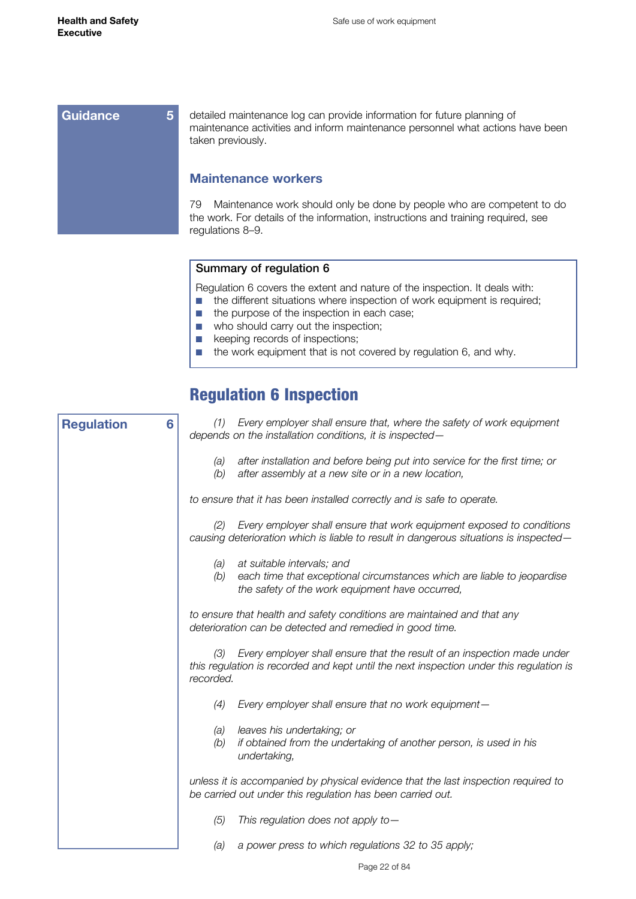**Guidance 5**

detailed maintenance log can provide information for future planning of maintenance activities and inform maintenance personnel what actions have been taken previously.

### Maintenance workers

79 Maintenance work should only be done by people who are competent to do the work. For details of the information, instructions and training required, see regulations 8–9.

> **Summary of regulation 6**
>
> Regulation 6 covers the extent and nature of the inspection. It deals with:
> - the different situations where inspection of work equipment is required;
> - the purpose of the inspection in each case;
> - who should carry out the inspection;
> - keeping records of inspections;
> - the work equipment that is not covered by regulation 6, and why.

## Regulation 6 Inspection

**Regulation 6**

*(1) Every employer shall ensure that, where the safety of work equipment depends on the installation conditions, it is inspected—*

*(a) after installation and before being put into service for the first time; or*
*(b) after assembly at a new site or in a new location,*

*to ensure that it has been installed correctly and is safe to operate.*

*(2) Every employer shall ensure that work equipment exposed to conditions causing deterioration which is liable to result in dangerous situations is inspected—*

*(a) at suitable intervals; and*
*(b) each time that exceptional circumstances which are liable to jeopardise the safety of the work equipment have occurred,*

*to ensure that health and safety conditions are maintained and that any deterioration can be detected and remedied in good time.*

*(3) Every employer shall ensure that the result of an inspection made under this regulation is recorded and kept until the next inspection under this regulation is recorded.*

*(4) Every employer shall ensure that no work equipment—*

*(a) leaves his undertaking; or*
*(b) if obtained from the undertaking of another person, is used in his undertaking,*

*unless it is accompanied by physical evidence that the last inspection required to be carried out under this regulation has been carried out.*

*(5) This regulation does not apply to—*

*(a) a power press to which regulations 32 to 35 apply;*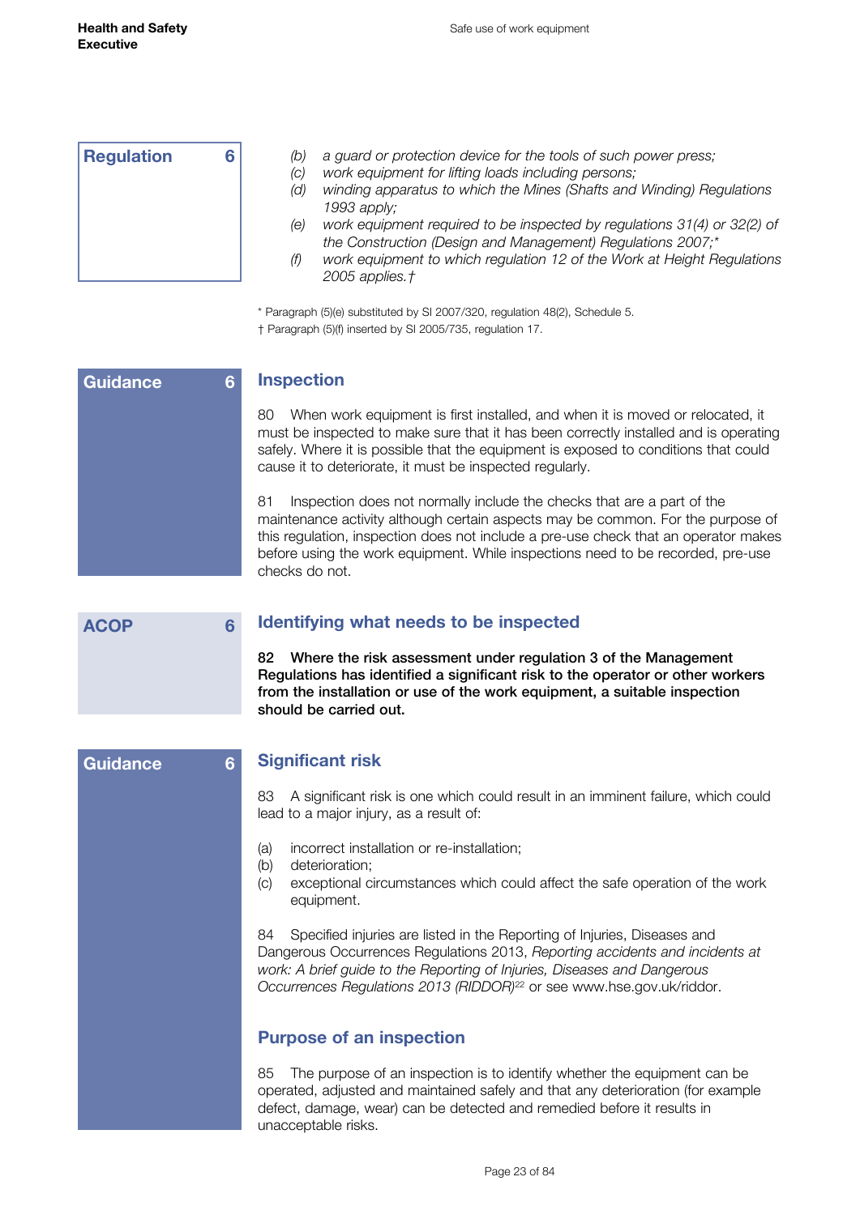**Regulation 6**

*(b) a guard or protection device for the tools of such power press;*
*(c) work equipment for lifting loads including persons;*
*(d) winding apparatus to which the Mines (Shafts and Winding) Regulations 1993 apply;*
*(e) work equipment required to be inspected by regulations 31(4) or 32(2) of the Construction (Design and Management) Regulations 2007;**
*(f) work equipment to which regulation 12 of the Work at Height Regulations 2005 applies.†*

* Paragraph (5)(e) substituted by SI 2007/320, regulation 48(2), Schedule 5.

† Paragraph (5)(f) inserted by SI 2005/735, regulation 17.

**Guidance 6**

## Inspection

80 When work equipment is first installed, and when it is moved or relocated, it must be inspected to make sure that it has been correctly installed and is operating safely. Where it is possible that the equipment is exposed to conditions that could cause it to deteriorate, it must be inspected regularly.

81 Inspection does not normally include the checks that are a part of the maintenance activity although certain aspects may be common. For the purpose of this regulation, inspection does not include a pre-use check that an operator makes before using the work equipment. While inspections need to be recorded, pre-use checks do not.

**ACOP 6**

## Identifying what needs to be inspected

**82 Where the risk assessment under regulation 3 of the Management Regulations has identified a significant risk to the operator or other workers from the installation or use of the work equipment, a suitable inspection should be carried out.**

**Guidance 6**

## Significant risk

83 A significant risk is one which could result in an imminent failure, which could lead to a major injury, as a result of:

(a) incorrect installation or re-installation;
(b) deterioration;
(c) exceptional circumstances which could affect the safe operation of the work equipment.

84 Specified injuries are listed in the Reporting of Injuries, Diseases and Dangerous Occurrences Regulations 2013, *Reporting accidents and incidents at work: A brief guide to the Reporting of Injuries, Diseases and Dangerous Occurrences Regulations 2013 (RIDDOR)*[22] or see www.hse.gov.uk/riddor.

## Purpose of an inspection

85 The purpose of an inspection is to identify whether the equipment can be operated, adjusted and maintained safely and that any deterioration (for example defect, damage, wear) can be detected and remedied before it results in unacceptable risks.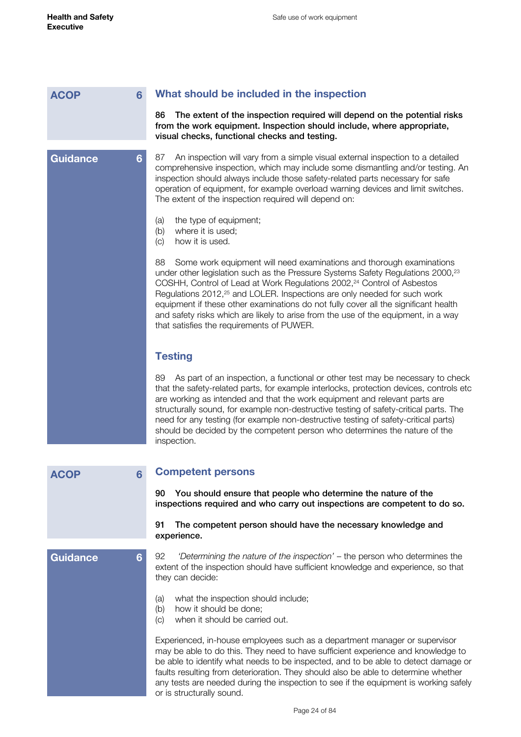ACOP 6

## What should be included in the inspection

**86 The extent of the inspection required will depend on the potential risks from the work equipment. Inspection should include, where appropriate, visual checks, functional checks and testing.**

Guidance 6

87 An inspection will vary from a simple visual external inspection to a detailed comprehensive inspection, which may include some dismantling and/or testing. An inspection should always include those safety-related parts necessary for safe operation of equipment, for example overload warning devices and limit switches. The extent of the inspection required will depend on:

(a) the type of equipment;
(b) where it is used;
(c) how it is used.

88 Some work equipment will need examinations and thorough examinations under other legislation such as the Pressure Systems Safety Regulations 2000,[23] COSHH, Control of Lead at Work Regulations 2002,[24] Control of Asbestos Regulations 2012,[25] and LOLER. Inspections are only needed for such work equipment if these other examinations do not fully cover all the significant health and safety risks which are likely to arise from the use of the equipment, in a way that satisfies the requirements of PUWER.

## Testing

89 As part of an inspection, a functional or other test may be necessary to check that the safety-related parts, for example interlocks, protection devices, controls etc are working as intended and that the work equipment and relevant parts are structurally sound, for example non-destructive testing of safety-critical parts. The need for any testing (for example non-destructive testing of safety-critical parts) should be decided by the competent person who determines the nature of the inspection.

ACOP 6

## Competent persons

**90 You should ensure that people who determine the nature of the inspections required and who carry out inspections are competent to do so.**

**91 The competent person should have the necessary knowledge and experience.**

Guidance 6

92 *'Determining the nature of the inspection'* – the person who determines the extent of the inspection should have sufficient knowledge and experience, so that they can decide:

(a) what the inspection should include;
(b) how it should be done;
(c) when it should be carried out.

Experienced, in-house employees such as a department manager or supervisor may be able to do this. They need to have sufficient experience and knowledge to be able to identify what needs to be inspected, and to be able to detect damage or faults resulting from deterioration. They should also be able to determine whether any tests are needed during the inspection to see if the equipment is working safely or is structurally sound.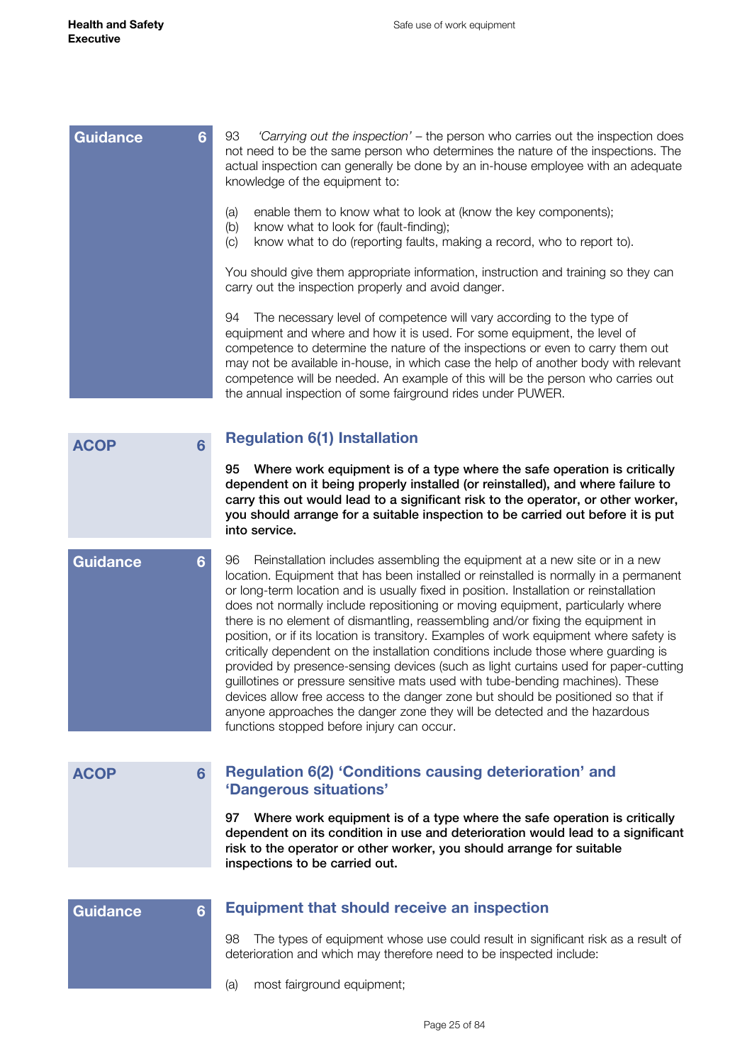Guidance 6

93 *'Carrying out the inspection'* – the person who carries out the inspection does not need to be the same person who determines the nature of the inspections. The actual inspection can generally be done by an in-house employee with an adequate knowledge of the equipment to:

(a) enable them to know what to look at (know the key components);
(b) know what to look for (fault-finding);
(c) know what to do (reporting faults, making a record, who to report to).

You should give them appropriate information, instruction and training so they can carry out the inspection properly and avoid danger.

94 The necessary level of competence will vary according to the type of equipment and where and how it is used. For some equipment, the level of competence to determine the nature of the inspections or even to carry them out may not be available in-house, in which case the help of another body with relevant competence will be needed. An example of this will be the person who carries out the annual inspection of some fairground rides under PUWER.

ACOP 6

## Regulation 6(1) Installation

**95 Where work equipment is of a type where the safe operation is critically dependent on it being properly installed (or reinstalled), and where failure to carry this out would lead to a significant risk to the operator, or other worker, you should arrange for a suitable inspection to be carried out before it is put into service.**

Guidance 6

96 Reinstallation includes assembling the equipment at a new site or in a new location. Equipment that has been installed or reinstalled is normally in a permanent or long-term location and is usually fixed in position. Installation or reinstallation does not normally include repositioning or moving equipment, particularly where there is no element of dismantling, reassembling and/or fixing the equipment in position, or if its location is transitory. Examples of work equipment where safety is critically dependent on the installation conditions include those where guarding is provided by presence-sensing devices (such as light curtains used for paper-cutting guillotines or pressure sensitive mats used with tube-bending machines). These devices allow free access to the danger zone but should be positioned so that if anyone approaches the danger zone they will be detected and the hazardous functions stopped before injury can occur.

ACOP 6

## Regulation 6(2) 'Conditions causing deterioration' and 'Dangerous situations'

**97 Where work equipment is of a type where the safe operation is critically dependent on its condition in use and deterioration would lead to a significant risk to the operator or other worker, you should arrange for suitable inspections to be carried out.**

Guidance 6

## Equipment that should receive an inspection

98 The types of equipment whose use could result in significant risk as a result of deterioration and which may therefore need to be inspected include:

(a) most fairground equipment;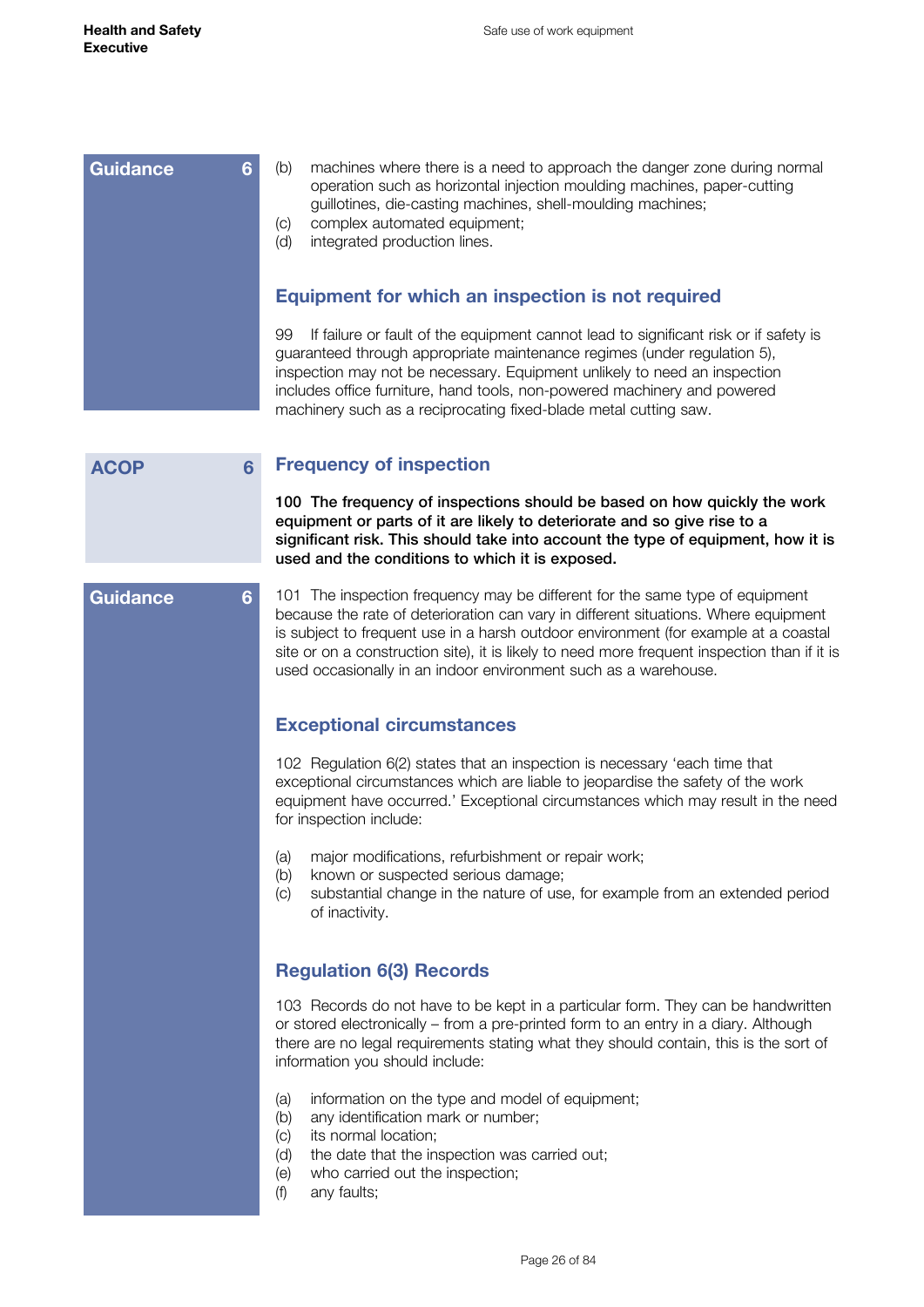**Guidance 6**

(b) machines where there is a need to approach the danger zone during normal operation such as horizontal injection moulding machines, paper-cutting guillotines, die-casting machines, shell-moulding machines;
(c) complex automated equipment;
(d) integrated production lines.

### Equipment for which an inspection is not required

99 If failure or fault of the equipment cannot lead to significant risk or if safety is guaranteed through appropriate maintenance regimes (under regulation 5), inspection may not be necessary. Equipment unlikely to need an inspection includes office furniture, hand tools, non-powered machinery and powered machinery such as a reciprocating fixed-blade metal cutting saw.

**ACOP 6**

### Frequency of inspection

**100 The frequency of inspections should be based on how quickly the work equipment or parts of it are likely to deteriorate and so give rise to a significant risk. This should take into account the type of equipment, how it is used and the conditions to which it is exposed.**

**Guidance 6**

101 The inspection frequency may be different for the same type of equipment because the rate of deterioration can vary in different situations. Where equipment is subject to frequent use in a harsh outdoor environment (for example at a coastal site or on a construction site), it is likely to need more frequent inspection than if it is used occasionally in an indoor environment such as a warehouse.

### Exceptional circumstances

102 Regulation 6(2) states that an inspection is necessary 'each time that exceptional circumstances which are liable to jeopardise the safety of the work equipment have occurred.' Exceptional circumstances which may result in the need for inspection include:

(a) major modifications, refurbishment or repair work;
(b) known or suspected serious damage;
(c) substantial change in the nature of use, for example from an extended period of inactivity.

### Regulation 6(3) Records

103 Records do not have to be kept in a particular form. They can be handwritten or stored electronically – from a pre-printed form to an entry in a diary. Although there are no legal requirements stating what they should contain, this is the sort of information you should include:

(a) information on the type and model of equipment;
(b) any identification mark or number;
(c) its normal location;
(d) the date that the inspection was carried out;
(e) who carried out the inspection;
(f) any faults;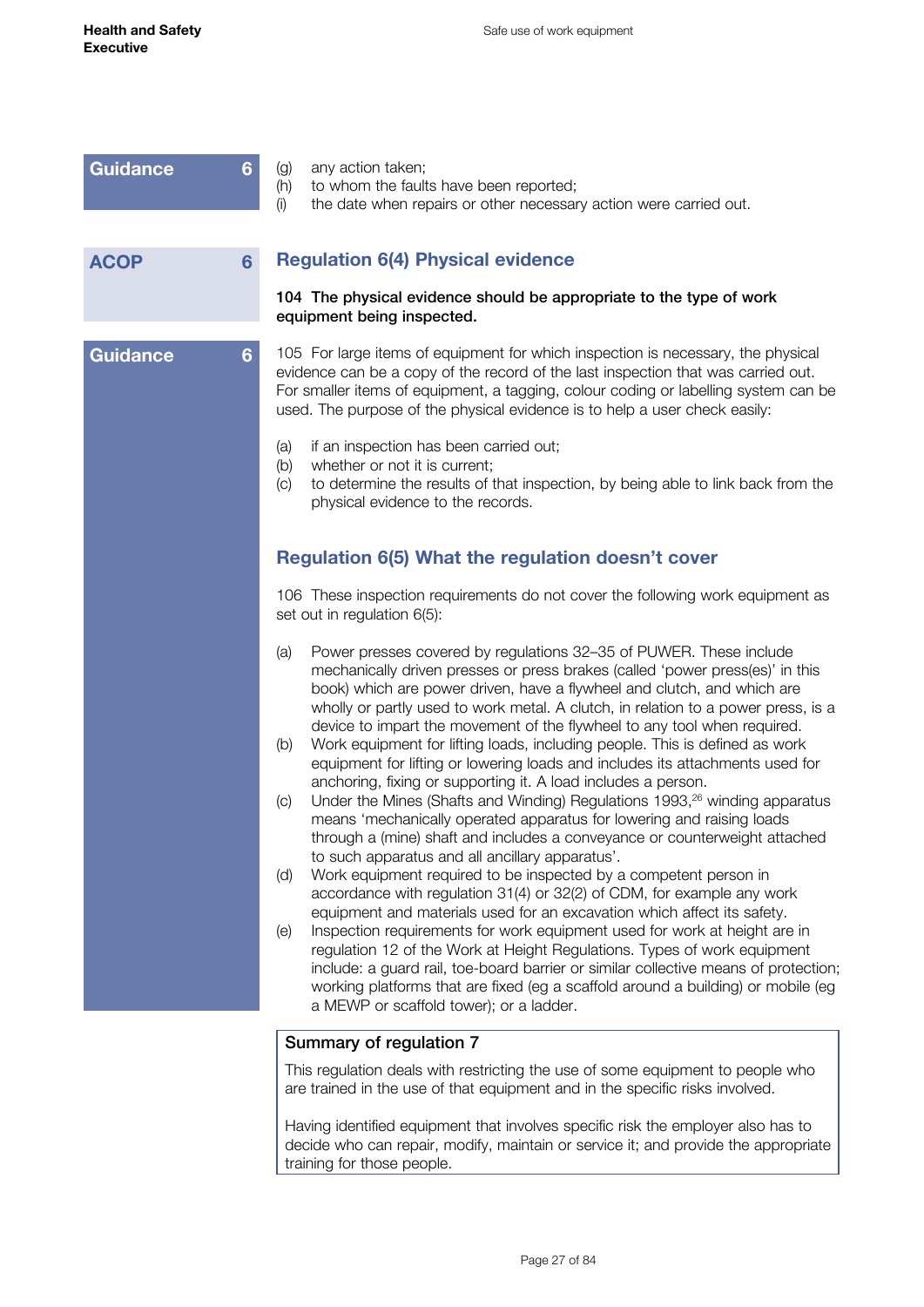Guidance 6

(g) any action taken;
(h) to whom the faults have been reported;
(i) the date when repairs or other necessary action were carried out.

ACOP 6

## Regulation 6(4) Physical evidence

**104 The physical evidence should be appropriate to the type of work equipment being inspected.**

Guidance 6

105 For large items of equipment for which inspection is necessary, the physical evidence can be a copy of the record of the last inspection that was carried out. For smaller items of equipment, a tagging, colour coding or labelling system can be used. The purpose of the physical evidence is to help a user check easily:

(a) if an inspection has been carried out;
(b) whether or not it is current;
(c) to determine the results of that inspection, by being able to link back from the physical evidence to the records.

## Regulation 6(5) What the regulation doesn't cover

106 These inspection requirements do not cover the following work equipment as set out in regulation 6(5):

(a) Power presses covered by regulations 32–35 of PUWER. These include mechanically driven presses or press brakes (called 'power press(es)' in this book) which are power driven, have a flywheel and clutch, and which are wholly or partly used to work metal. A clutch, in relation to a power press, is a device to impart the movement of the flywheel to any tool when required.
(b) Work equipment for lifting loads, including people. This is defined as work equipment for lifting or lowering loads and includes its attachments used for anchoring, fixing or supporting it. A load includes a person.
(c) Under the Mines (Shafts and Winding) Regulations 1993,[26] winding apparatus means 'mechanically operated apparatus for lowering and raising loads through a (mine) shaft and includes a conveyance or counterweight attached to such apparatus and all ancillary apparatus'.
(d) Work equipment required to be inspected by a competent person in accordance with regulation 31(4) or 32(2) of CDM, for example any work equipment and materials used for an excavation which affect its safety.
(e) Inspection requirements for work equipment used for work at height are in regulation 12 of the Work at Height Regulations. Types of work equipment include: a guard rail, toe-board barrier or similar collective means of protection; working platforms that are fixed (eg a scaffold around a building) or mobile (eg a MEWP or scaffold tower); or a ladder.

### Summary of regulation 7

This regulation deals with restricting the use of some equipment to people who are trained in the use of that equipment and in the specific risks involved.

Having identified equipment that involves specific risk the employer also has to decide who can repair, modify, maintain or service it; and provide the appropriate training for those people.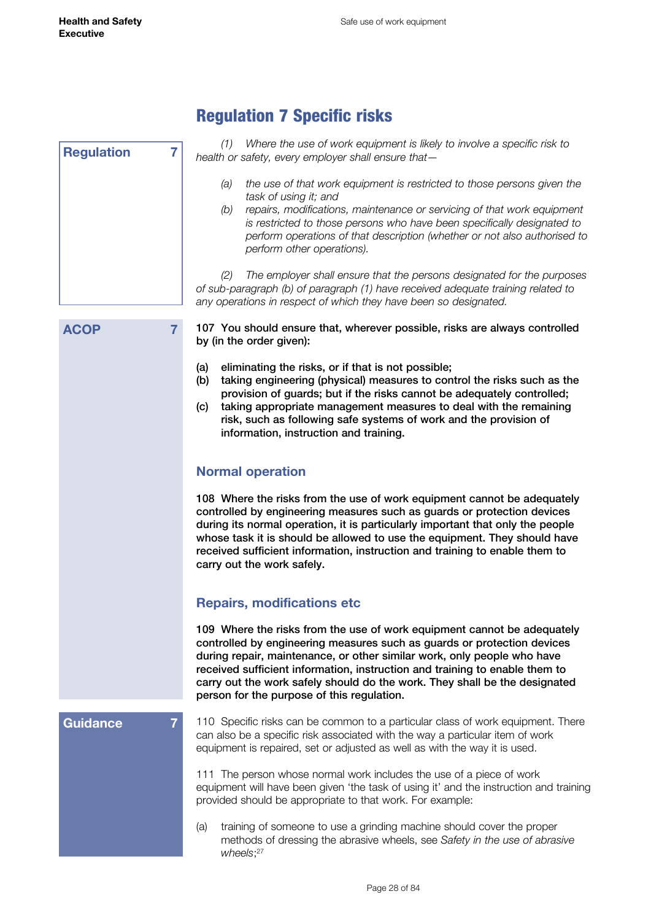# Regulation 7 Specific risks

**Regulation 7**

*(1) Where the use of work equipment is likely to involve a specific risk to health or safety, every employer shall ensure that—*

*(a) the use of that work equipment is restricted to those persons given the task of using it; and*

*(b) repairs, modifications, maintenance or servicing of that work equipment is restricted to those persons who have been specifically designated to perform operations of that description (whether or not also authorised to perform other operations).*

*(2) The employer shall ensure that the persons designated for the purposes of sub-paragraph (b) of paragraph (1) have received adequate training related to any operations in respect of which they have been so designated.*

**ACOP 7**

**107 You should ensure that, wherever possible, risks are always controlled by (in the order given):**

**(a) eliminating the risks, or if that is not possible;**

**(b) taking engineering (physical) measures to control the risks such as the provision of guards; but if the risks cannot be adequately controlled;**

**(c) taking appropriate management measures to deal with the remaining risk, such as following safe systems of work and the provision of information, instruction and training.**

## Normal operation

**108 Where the risks from the use of work equipment cannot be adequately controlled by engineering measures such as guards or protection devices during its normal operation, it is particularly important that only the people whose task it is should be allowed to use the equipment. They should have received sufficient information, instruction and training to enable them to carry out the work safely.**

## Repairs, modifications etc

**109 Where the risks from the use of work equipment cannot be adequately controlled by engineering measures such as guards or protection devices during repair, maintenance, or other similar work, only people who have received sufficient information, instruction and training to enable them to carry out the work safely should do the work. They shall be the designated person for the purpose of this regulation.**

**Guidance 7**

110 Specific risks can be common to a particular class of work equipment. There can also be a specific risk associated with the way a particular item of work equipment is repaired, set or adjusted as well as with the way it is used.

111 The person whose normal work includes the use of a piece of work equipment will have been given 'the task of using it' and the instruction and training provided should be appropriate to that work. For example:

(a) training of someone to use a grinding machine should cover the proper methods of dressing the abrasive wheels, see *Safety in the use of abrasive wheels*;[27]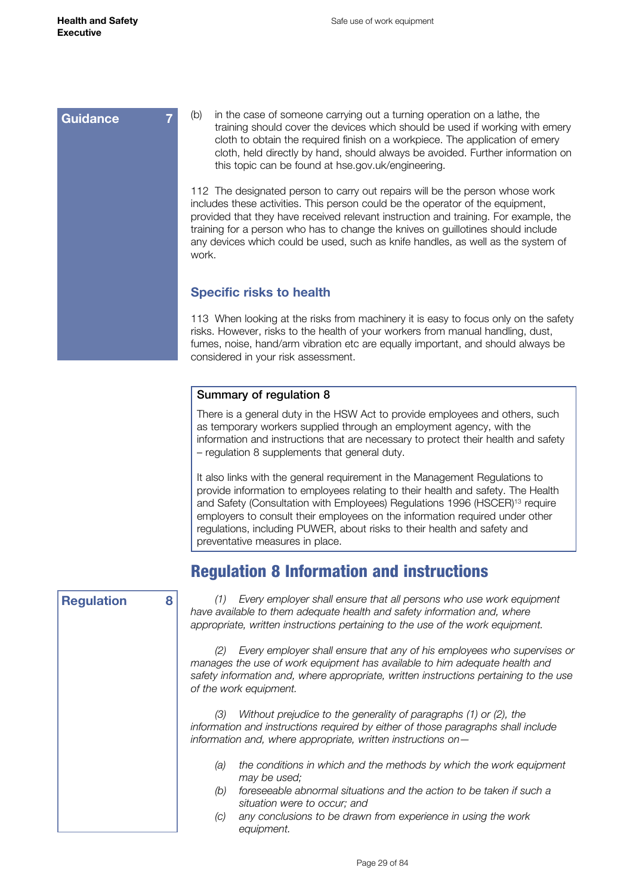**Guidance 7**

(b) in the case of someone carrying out a turning operation on a lathe, the training should cover the devices which should be used if working with emery cloth to obtain the required finish on a workpiece. The application of emery cloth, held directly by hand, should always be avoided. Further information on this topic can be found at hse.gov.uk/engineering.

112 The designated person to carry out repairs will be the person whose work includes these activities. This person could be the operator of the equipment, provided that they have received relevant instruction and training. For example, the training for a person who has to change the knives on guillotines should include any devices which could be used, such as knife handles, as well as the system of work.

### Specific risks to health

113 When looking at the risks from machinery it is easy to focus only on the safety risks. However, risks to the health of your workers from manual handling, dust, fumes, noise, hand/arm vibration etc are equally important, and should always be considered in your risk assessment.

> **Summary of regulation 8**
>
> There is a general duty in the HSW Act to provide employees and others, such as temporary workers supplied through an employment agency, with the information and instructions that are necessary to protect their health and safety – regulation 8 supplements that general duty.
>
> It also links with the general requirement in the Management Regulations to provide information to employees relating to their health and safety. The Health and Safety (Consultation with Employees) Regulations 1996 (HSCER)[13] require employers to consult their employees on the information required under other regulations, including PUWER, about risks to their health and safety and preventative measures in place.

## Regulation 8 Information and instructions

**Regulation 8**

*(1) Every employer shall ensure that all persons who use work equipment have available to them adequate health and safety information and, where appropriate, written instructions pertaining to the use of the work equipment.*

*(2) Every employer shall ensure that any of his employees who supervises or manages the use of work equipment has available to him adequate health and safety information and, where appropriate, written instructions pertaining to the use of the work equipment.*

*(3) Without prejudice to the generality of paragraphs (1) or (2), the information and instructions required by either of those paragraphs shall include information and, where appropriate, written instructions on—*

- *(a) the conditions in which and the methods by which the work equipment may be used;*
- *(b) foreseeable abnormal situations and the action to be taken if such a situation were to occur; and*
- *(c) any conclusions to be drawn from experience in using the work equipment.*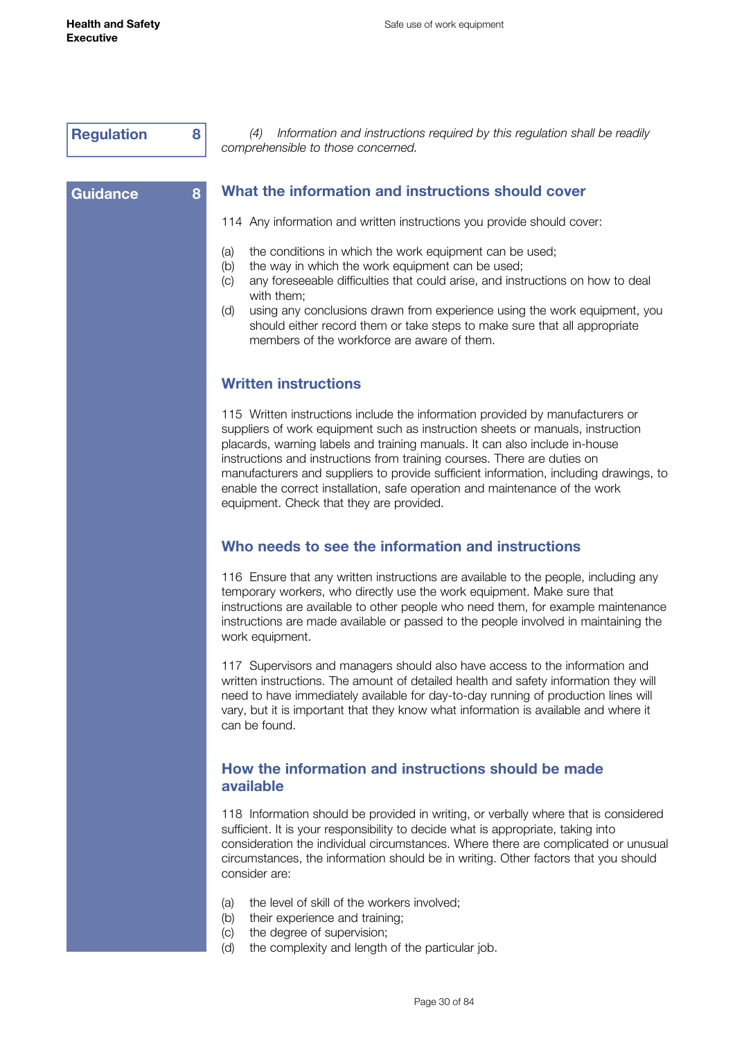**Regulation 8**

*(4) Information and instructions required by this regulation shall be readily comprehensible to those concerned.*

**Guidance 8**

## What the information and instructions should cover

114 Any information and written instructions you provide should cover:

(a) the conditions in which the work equipment can be used;
(b) the way in which the work equipment can be used;
(c) any foreseeable difficulties that could arise, and instructions on how to deal with them;
(d) using any conclusions drawn from experience using the work equipment, you should either record them or take steps to make sure that all appropriate members of the workforce are aware of them.

## Written instructions

115 Written instructions include the information provided by manufacturers or suppliers of work equipment such as instruction sheets or manuals, instruction placards, warning labels and training manuals. It can also include in-house instructions and instructions from training courses. There are duties on manufacturers and suppliers to provide sufficient information, including drawings, to enable the correct installation, safe operation and maintenance of the work equipment. Check that they are provided.

## Who needs to see the information and instructions

116 Ensure that any written instructions are available to the people, including any temporary workers, who directly use the work equipment. Make sure that instructions are available to other people who need them, for example maintenance instructions are made available or passed to the people involved in maintaining the work equipment.

117 Supervisors and managers should also have access to the information and written instructions. The amount of detailed health and safety information they will need to have immediately available for day-to-day running of production lines will vary, but it is important that they know what information is available and where it can be found.

## How the information and instructions should be made available

118 Information should be provided in writing, or verbally where that is considered sufficient. It is your responsibility to decide what is appropriate, taking into consideration the individual circumstances. Where there are complicated or unusual circumstances, the information should be in writing. Other factors that you should consider are:

(a) the level of skill of the workers involved;
(b) their experience and training;
(c) the degree of supervision;
(d) the complexity and length of the particular job.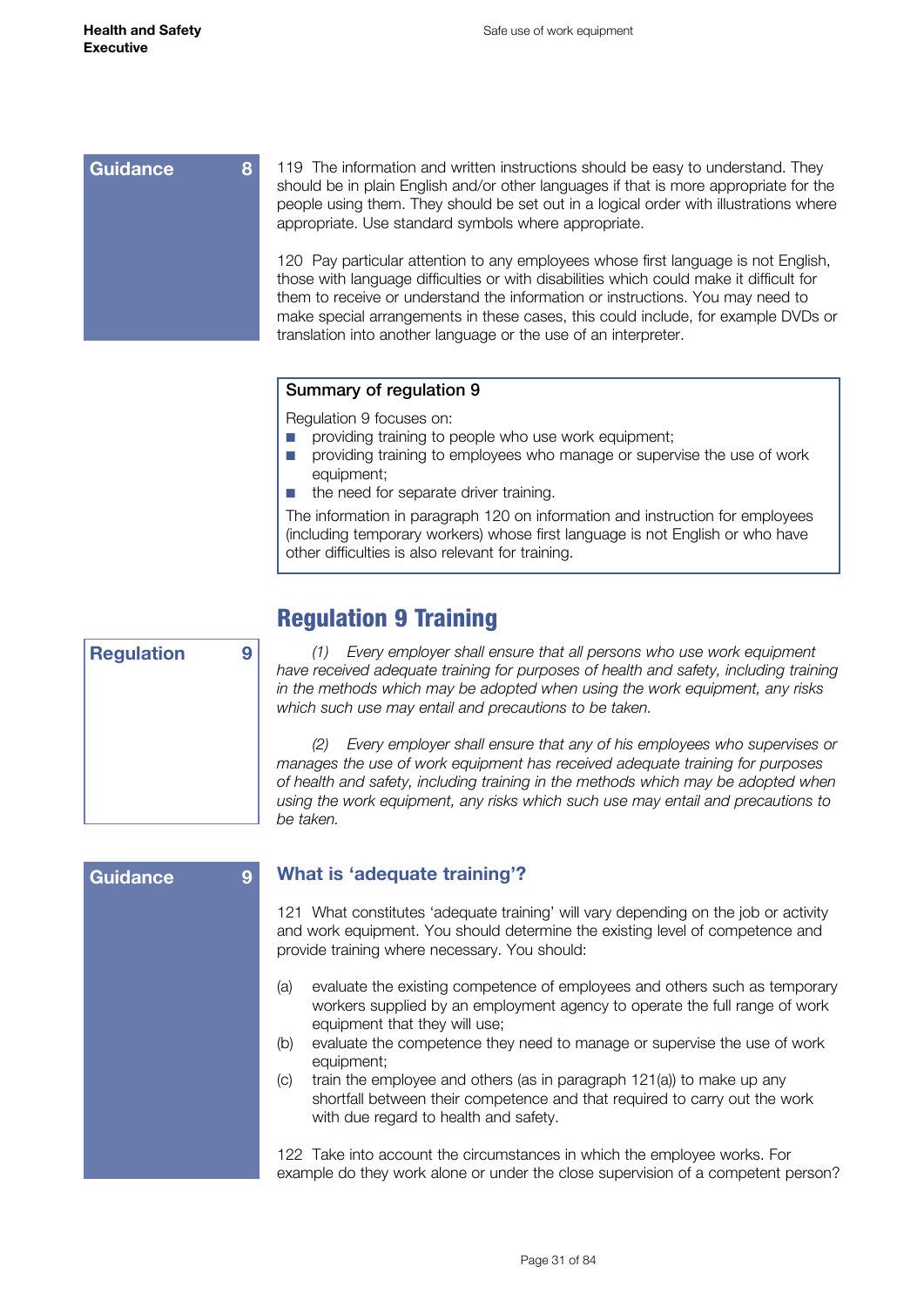**Guidance 8**

119 The information and written instructions should be easy to understand. They should be in plain English and/or other languages if that is more appropriate for the people using them. They should be set out in a logical order with illustrations where appropriate. Use standard symbols where appropriate.

120 Pay particular attention to any employees whose first language is not English, those with language difficulties or with disabilities which could make it difficult for them to receive or understand the information or instructions. You may need to make special arrangements in these cases, this could include, for example DVDs or translation into another language or the use of an interpreter.

**Summary of regulation 9**

Regulation 9 focuses on:

- providing training to people who use work equipment;
- providing training to employees who manage or supervise the use of work equipment;
- the need for separate driver training.

The information in paragraph 120 on information and instruction for employees (including temporary workers) whose first language is not English or who have other difficulties is also relevant for training.

## Regulation 9 Training

**Regulation 9**

*(1) Every employer shall ensure that all persons who use work equipment have received adequate training for purposes of health and safety, including training in the methods which may be adopted when using the work equipment, any risks which such use may entail and precautions to be taken.*

*(2) Every employer shall ensure that any of his employees who supervises or manages the use of work equipment has received adequate training for purposes of health and safety, including training in the methods which may be adopted when using the work equipment, any risks which such use may entail and precautions to be taken.*

**Guidance 9**

### What is 'adequate training'?

121 What constitutes 'adequate training' will vary depending on the job or activity and work equipment. You should determine the existing level of competence and provide training where necessary. You should:

(a) evaluate the existing competence of employees and others such as temporary workers supplied by an employment agency to operate the full range of work equipment that they will use;

(b) evaluate the competence they need to manage or supervise the use of work equipment;

(c) train the employee and others (as in paragraph 121(a)) to make up any shortfall between their competence and that required to carry out the work with due regard to health and safety.

122 Take into account the circumstances in which the employee works. For example do they work alone or under the close supervision of a competent person?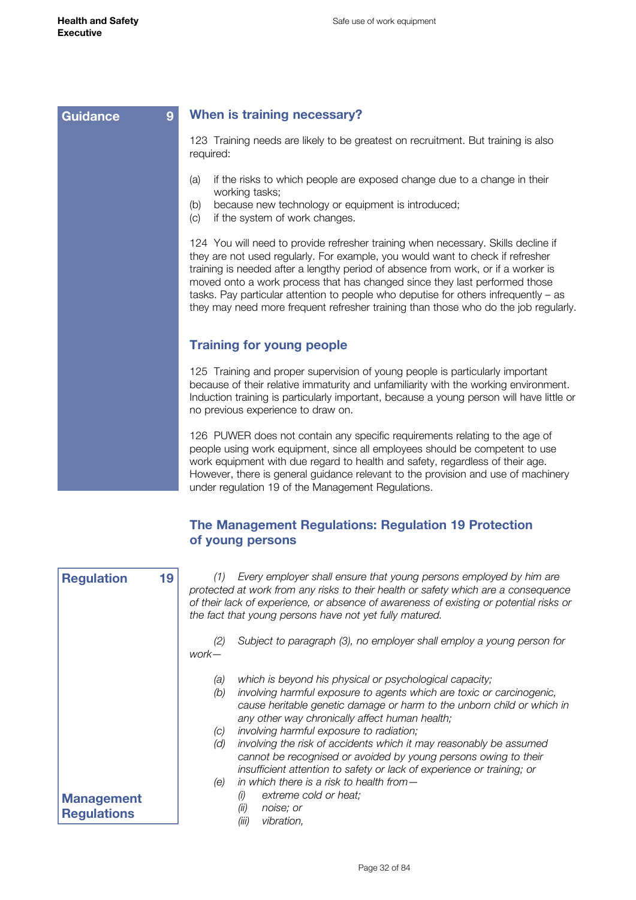**Guidance 9**

## When is training necessary?

123 Training needs are likely to be greatest on recruitment. But training is also required:

(a) if the risks to which people are exposed change due to a change in their working tasks;
(b) because new technology or equipment is introduced;
(c) if the system of work changes.

124 You will need to provide refresher training when necessary. Skills decline if they are not used regularly. For example, you would want to check if refresher training is needed after a lengthy period of absence from work, or if a worker is moved onto a work process that has changed since they last performed those tasks. Pay particular attention to people who deputise for others infrequently – as they may need more frequent refresher training than those who do the job regularly.

## Training for young people

125 Training and proper supervision of young people is particularly important because of their relative immaturity and unfamiliarity with the working environment. Induction training is particularly important, because a young person will have little or no previous experience to draw on.

126 PUWER does not contain any specific requirements relating to the age of people using work equipment, since all employees should be competent to use work equipment with due regard to health and safety, regardless of their age. However, there is general guidance relevant to the provision and use of machinery under regulation 19 of the Management Regulations.

## The Management Regulations: Regulation 19 Protection of young persons

**Regulation 19**

**Management Regulations**

*(1) Every employer shall ensure that young persons employed by him are protected at work from any risks to their health or safety which are a consequence of their lack of experience, or absence of awareness of existing or potential risks or the fact that young persons have not yet fully matured.*

*(2) Subject to paragraph (3), no employer shall employ a young person for work—*

*(a) which is beyond his physical or psychological capacity;*
*(b) involving harmful exposure to agents which are toxic or carcinogenic, cause heritable genetic damage or harm to the unborn child or which in any other way chronically affect human health;*
*(c) involving harmful exposure to radiation;*
*(d) involving the risk of accidents which it may reasonably be assumed cannot be recognised or avoided by young persons owing to their insufficient attention to safety or lack of experience or training; or*
*(e) in which there is a risk to health from—*
  *(i) extreme cold or heat;*
  *(ii) noise; or*
  *(iii) vibration,*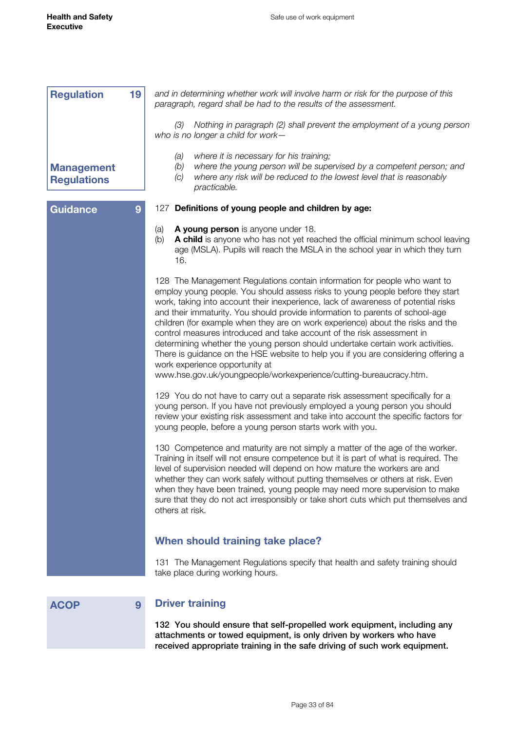**Regulation 19**

**Management Regulations**

*and in determining whether work will involve harm or risk for the purpose of this paragraph, regard shall be had to the results of the assessment.*

*(3) Nothing in paragraph (2) shall prevent the employment of a young person who is no longer a child for work—*

*(a) where it is necessary for his training;*
*(b) where the young person will be supervised by a competent person; and*
*(c) where any risk will be reduced to the lowest level that is reasonably practicable.*

**Guidance 9**

127 **Definitions of young people and children by age:**

(a) **A young person** is anyone under 18.
(b) **A child** is anyone who has not yet reached the official minimum school leaving age (MSLA). Pupils will reach the MSLA in the school year in which they turn 16.

128 The Management Regulations contain information for people who want to employ young people. You should assess risks to young people before they start work, taking into account their inexperience, lack of awareness of potential risks and their immaturity. You should provide information to parents of school-age children (for example when they are on work experience) about the risks and the control measures introduced and take account of the risk assessment in determining whether the young person should undertake certain work activities. There is guidance on the HSE website to help you if you are considering offering a work experience opportunity at www.hse.gov.uk/youngpeople/workexperience/cutting-bureaucracy.htm.

129 You do not have to carry out a separate risk assessment specifically for a young person. If you have not previously employed a young person you should review your existing risk assessment and take into account the specific factors for young people, before a young person starts work with you.

130 Competence and maturity are not simply a matter of the age of the worker. Training in itself will not ensure competence but it is part of what is required. The level of supervision needed will depend on how mature the workers are and whether they can work safely without putting themselves or others at risk. Even when they have been trained, young people may need more supervision to make sure that they do not act irresponsibly or take short cuts which put themselves and others at risk.

## When should training take place?

131 The Management Regulations specify that health and safety training should take place during working hours.

**ACOP 9**

## Driver training

**132 You should ensure that self-propelled work equipment, including any attachments or towed equipment, is only driven by workers who have received appropriate training in the safe driving of such work equipment.**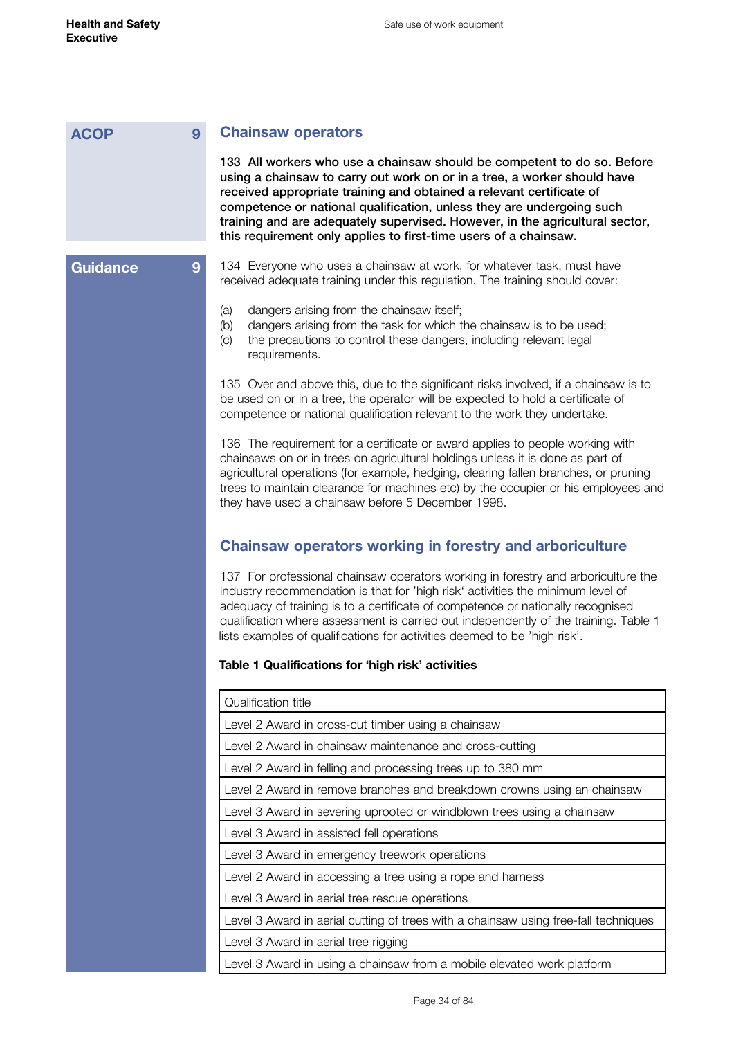**ACOP 9**

## Chainsaw operators

**133 All workers who use a chainsaw should be competent to do so. Before using a chainsaw to carry out work on or in a tree, a worker should have received appropriate training and obtained a relevant certificate of competence or national qualification, unless they are undergoing such training and are adequately supervised. However, in the agricultural sector, this requirement only applies to first-time users of a chainsaw.**

**Guidance 9**

134 Everyone who uses a chainsaw at work, for whatever task, must have received adequate training under this regulation. The training should cover:

(a) dangers arising from the chainsaw itself;
(b) dangers arising from the task for which the chainsaw is to be used;
(c) the precautions to control these dangers, including relevant legal requirements.

135 Over and above this, due to the significant risks involved, if a chainsaw is to be used on or in a tree, the operator will be expected to hold a certificate of competence or national qualification relevant to the work they undertake.

136 The requirement for a certificate or award applies to people working with chainsaws on or in trees on agricultural holdings unless it is done as part of agricultural operations (for example, hedging, clearing fallen branches, or pruning trees to maintain clearance for machines etc) by the occupier or his employees and they have used a chainsaw before 5 December 1998.

## Chainsaw operators working in forestry and arboriculture

137 For professional chainsaw operators working in forestry and arboriculture the industry recommendation is that for 'high risk' activities the minimum level of adequacy of training is to a certificate of competence or nationally recognised qualification where assessment is carried out independently of the training. Table 1 lists examples of qualifications for activities deemed to be 'high risk'.

**Table 1 Qualifications for 'high risk' activities**

| Qualification title |
|---|
| Level 2 Award in cross-cut timber using a chainsaw |
| Level 2 Award in chainsaw maintenance and cross-cutting |
| Level 2 Award in felling and processing trees up to 380 mm |
| Level 2 Award in remove branches and breakdown crowns using an chainsaw |
| Level 3 Award in severing uprooted or windblown trees using a chainsaw |
| Level 3 Award in assisted fell operations |
| Level 3 Award in emergency treework operations |
| Level 2 Award in accessing a tree using a rope and harness |
| Level 3 Award in aerial tree rescue operations |
| Level 3 Award in aerial cutting of trees with a chainsaw using free-fall techniques |
| Level 3 Award in aerial tree rigging |
| Level 3 Award in using a chainsaw from a mobile elevated work platform |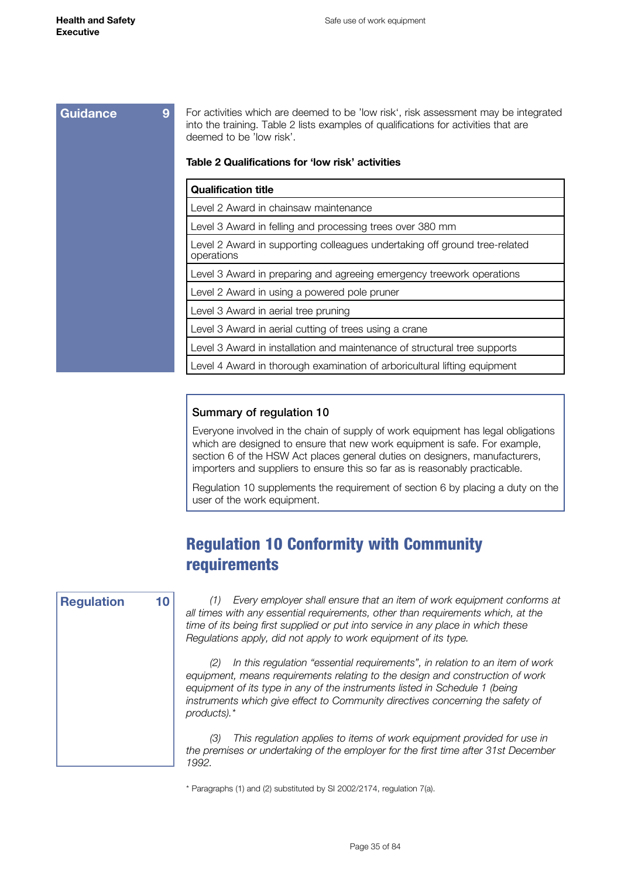**Guidance 9**

For activities which are deemed to be 'low risk', risk assessment may be integrated into the training. Table 2 lists examples of qualifications for activities that are deemed to be 'low risk'.

**Table 2 Qualifications for 'low risk' activities**

| Qualification title |
|---|
| Level 2 Award in chainsaw maintenance |
| Level 3 Award in felling and processing trees over 380 mm |
| Level 2 Award in supporting colleagues undertaking off ground tree-related operations |
| Level 3 Award in preparing and agreeing emergency treework operations |
| Level 2 Award in using a powered pole pruner |
| Level 3 Award in aerial tree pruning |
| Level 3 Award in aerial cutting of trees using a crane |
| Level 3 Award in installation and maintenance of structural tree supports |
| Level 4 Award in thorough examination of arboricultural lifting equipment |

### Summary of regulation 10

Everyone involved in the chain of supply of work equipment has legal obligations which are designed to ensure that new work equipment is safe. For example, section 6 of the HSW Act places general duties on designers, manufacturers, importers and suppliers to ensure this so far as is reasonably practicable.

Regulation 10 supplements the requirement of section 6 by placing a duty on the user of the work equipment.

## Regulation 10 Conformity with Community requirements

**Regulation 10**

*(1) Every employer shall ensure that an item of work equipment conforms at all times with any essential requirements, other than requirements which, at the time of its being first supplied or put into service in any place in which these Regulations apply, did not apply to work equipment of its type.*

*(2) In this regulation "essential requirements", in relation to an item of work equipment, means requirements relating to the design and construction of work equipment of its type in any of the instruments listed in Schedule 1 (being instruments which give effect to Community directives concerning the safety of products).**

*(3) This regulation applies to items of work equipment provided for use in the premises or undertaking of the employer for the first time after 31st December 1992.*

* Paragraphs (1) and (2) substituted by SI 2002/2174, regulation 7(a).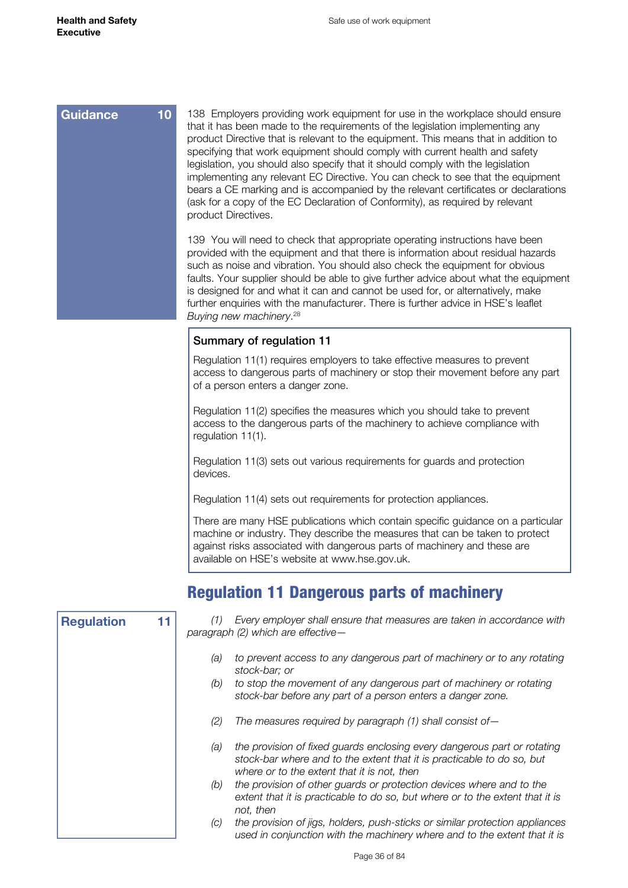**Guidance 10**

138 Employers providing work equipment for use in the workplace should ensure that it has been made to the requirements of the legislation implementing any product Directive that is relevant to the equipment. This means that in addition to specifying that work equipment should comply with current health and safety legislation, you should also specify that it should comply with the legislation implementing any relevant EC Directive. You can check to see that the equipment bears a CE marking and is accompanied by the relevant certificates or declarations (ask for a copy of the EC Declaration of Conformity), as required by relevant product Directives.

139 You will need to check that appropriate operating instructions have been provided with the equipment and that there is information about residual hazards such as noise and vibration. You should also check the equipment for obvious faults. Your supplier should be able to give further advice about what the equipment is designed for and what it can and cannot be used for, or alternatively, make further enquiries with the manufacturer. There is further advice in HSE's leaflet *Buying new machinery*.[28]

> **Summary of regulation 11**
>
> Regulation 11(1) requires employers to take effective measures to prevent access to dangerous parts of machinery or stop their movement before any part of a person enters a danger zone.
>
> Regulation 11(2) specifies the measures which you should take to prevent access to the dangerous parts of the machinery to achieve compliance with regulation 11(1).
>
> Regulation 11(3) sets out various requirements for guards and protection devices.
>
> Regulation 11(4) sets out requirements for protection appliances.
>
> There are many HSE publications which contain specific guidance on a particular machine or industry. They describe the measures that can be taken to protect against risks associated with dangerous parts of machinery and these are available on HSE's website at www.hse.gov.uk.

## Regulation 11 Dangerous parts of machinery

**Regulation 11**

*(1) Every employer shall ensure that measures are taken in accordance with paragraph (2) which are effective—*

- *(a) to prevent access to any dangerous part of machinery or to any rotating stock-bar; or*
- *(b) to stop the movement of any dangerous part of machinery or rotating stock-bar before any part of a person enters a danger zone.*

*(2) The measures required by paragraph (1) shall consist of—*

- *(a) the provision of fixed guards enclosing every dangerous part or rotating stock-bar where and to the extent that it is practicable to do so, but where or to the extent that it is not, then*
- *(b) the provision of other guards or protection devices where and to the extent that it is practicable to do so, but where or to the extent that it is not, then*
- *(c) the provision of jigs, holders, push-sticks or similar protection appliances used in conjunction with the machinery where and to the extent that it is*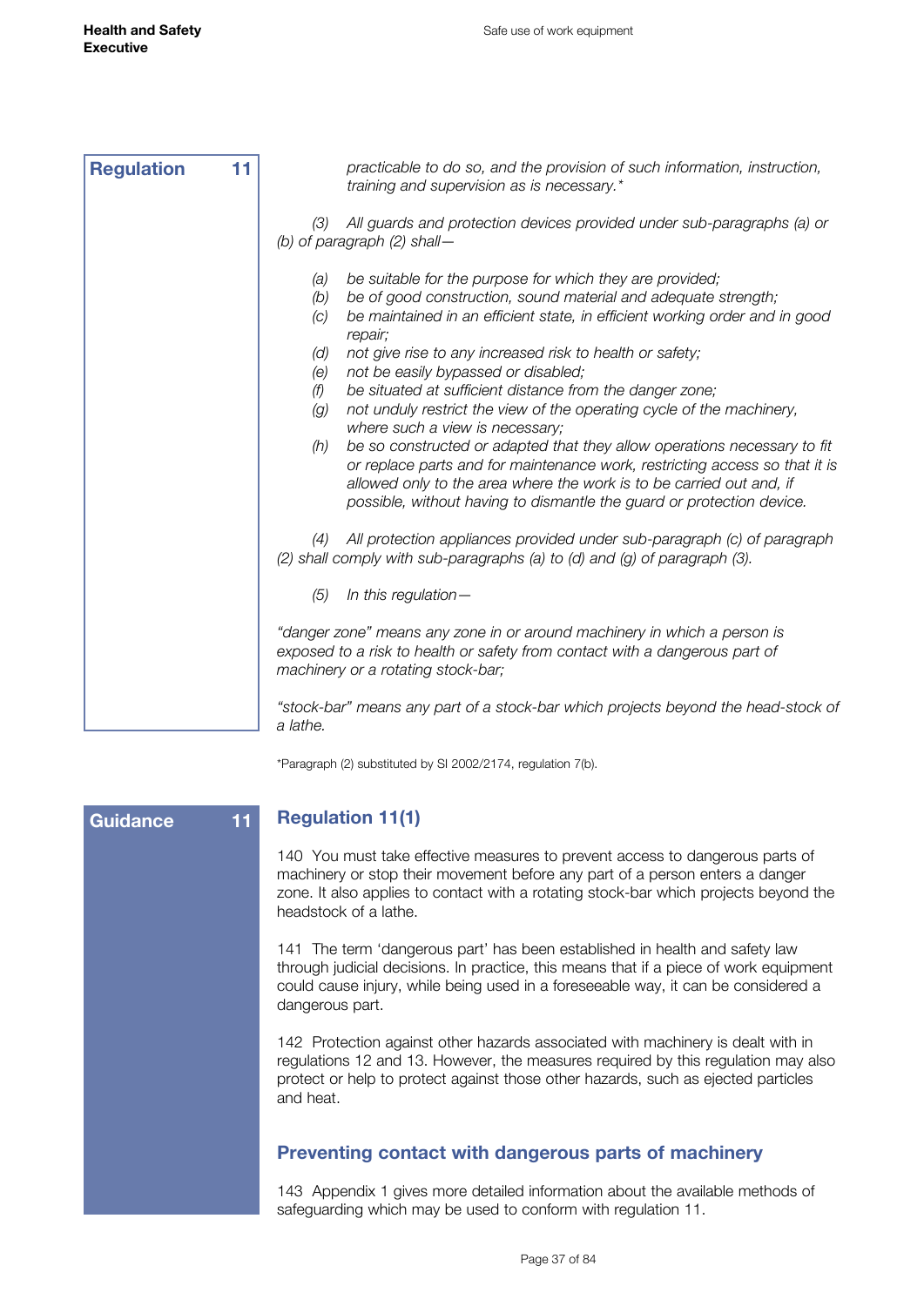**Regulation 11**

*practicable to do so, and the provision of such information, instruction, training and supervision as is necessary.**

*(3) All guards and protection devices provided under sub-paragraphs (a) or (b) of paragraph (2) shall—*

- *(a) be suitable for the purpose for which they are provided;*
- *(b) be of good construction, sound material and adequate strength;*
- *(c) be maintained in an efficient state, in efficient working order and in good repair;*
- *(d) not give rise to any increased risk to health or safety;*
- *(e) not be easily bypassed or disabled;*
- *(f) be situated at sufficient distance from the danger zone;*
- *(g) not unduly restrict the view of the operating cycle of the machinery, where such a view is necessary;*
- *(h) be so constructed or adapted that they allow operations necessary to fit or replace parts and for maintenance work, restricting access so that it is allowed only to the area where the work is to be carried out and, if possible, without having to dismantle the guard or protection device.*

*(4) All protection appliances provided under sub-paragraph (c) of paragraph (2) shall comply with sub-paragraphs (a) to (d) and (g) of paragraph (3).*

*(5) In this regulation—*

*"danger zone" means any zone in or around machinery in which a person is exposed to a risk to health or safety from contact with a dangerous part of machinery or a rotating stock-bar;*

*"stock-bar" means any part of a stock-bar which projects beyond the head-stock of a lathe.*

*Paragraph (2) substituted by SI 2002/2174, regulation 7(b).

**Guidance 11**

## Regulation 11(1)

140 You must take effective measures to prevent access to dangerous parts of machinery or stop their movement before any part of a person enters a danger zone. It also applies to contact with a rotating stock-bar which projects beyond the headstock of a lathe.

141 The term 'dangerous part' has been established in health and safety law through judicial decisions. In practice, this means that if a piece of work equipment could cause injury, while being used in a foreseeable way, it can be considered a dangerous part.

142 Protection against other hazards associated with machinery is dealt with in regulations 12 and 13. However, the measures required by this regulation may also protect or help to protect against those other hazards, such as ejected particles and heat.

### Preventing contact with dangerous parts of machinery

143 Appendix 1 gives more detailed information about the available methods of safeguarding which may be used to conform with regulation 11.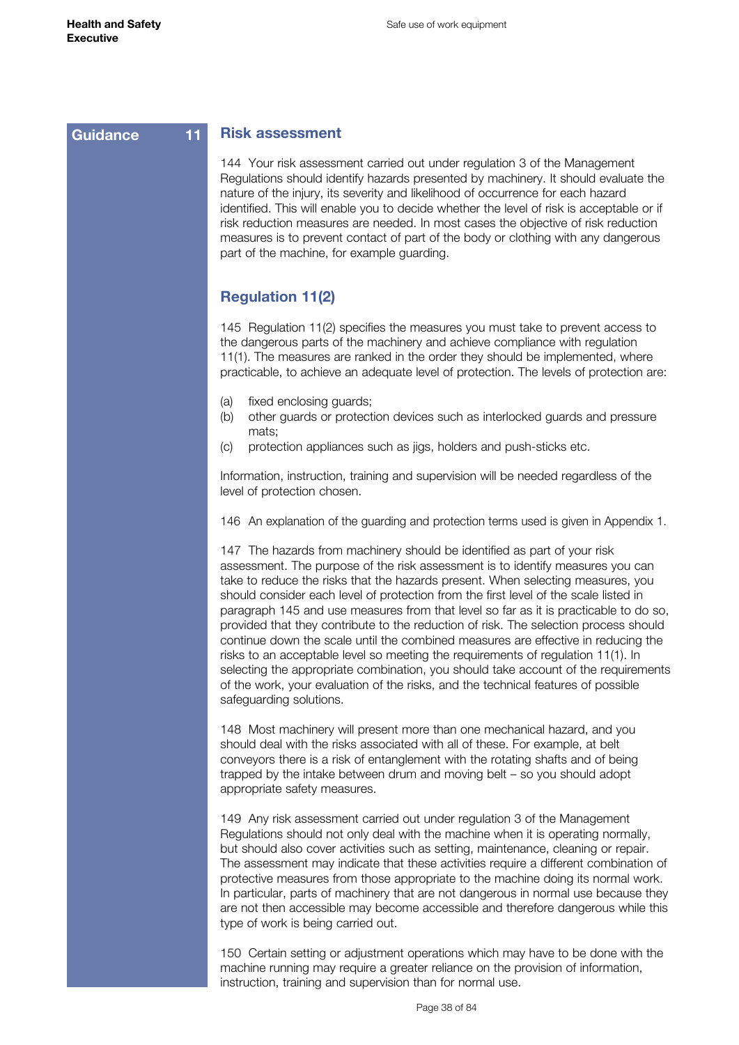**Guidance 11**

## Risk assessment

144 Your risk assessment carried out under regulation 3 of the Management Regulations should identify hazards presented by machinery. It should evaluate the nature of the injury, its severity and likelihood of occurrence for each hazard identified. This will enable you to decide whether the level of risk is acceptable or if risk reduction measures are needed. In most cases the objective of risk reduction measures is to prevent contact of part of the body or clothing with any dangerous part of the machine, for example guarding.

## Regulation 11(2)

145 Regulation 11(2) specifies the measures you must take to prevent access to the dangerous parts of the machinery and achieve compliance with regulation 11(1). The measures are ranked in the order they should be implemented, where practicable, to achieve an adequate level of protection. The levels of protection are:

(a) fixed enclosing guards;
(b) other guards or protection devices such as interlocked guards and pressure mats;
(c) protection appliances such as jigs, holders and push-sticks etc.

Information, instruction, training and supervision will be needed regardless of the level of protection chosen.

146 An explanation of the guarding and protection terms used is given in Appendix 1.

147 The hazards from machinery should be identified as part of your risk assessment. The purpose of the risk assessment is to identify measures you can take to reduce the risks that the hazards present. When selecting measures, you should consider each level of protection from the first level of the scale listed in paragraph 145 and use measures from that level so far as it is practicable to do so, provided that they contribute to the reduction of risk. The selection process should continue down the scale until the combined measures are effective in reducing the risks to an acceptable level so meeting the requirements of regulation 11(1). In selecting the appropriate combination, you should take account of the requirements of the work, your evaluation of the risks, and the technical features of possible safeguarding solutions.

148 Most machinery will present more than one mechanical hazard, and you should deal with the risks associated with all of these. For example, at belt conveyors there is a risk of entanglement with the rotating shafts and of being trapped by the intake between drum and moving belt – so you should adopt appropriate safety measures.

149 Any risk assessment carried out under regulation 3 of the Management Regulations should not only deal with the machine when it is operating normally, but should also cover activities such as setting, maintenance, cleaning or repair. The assessment may indicate that these activities require a different combination of protective measures from those appropriate to the machine doing its normal work. In particular, parts of machinery that are not dangerous in normal use because they are not then accessible may become accessible and therefore dangerous while this type of work is being carried out.

150 Certain setting or adjustment operations which may have to be done with the machine running may require a greater reliance on the provision of information, instruction, training and supervision than for normal use.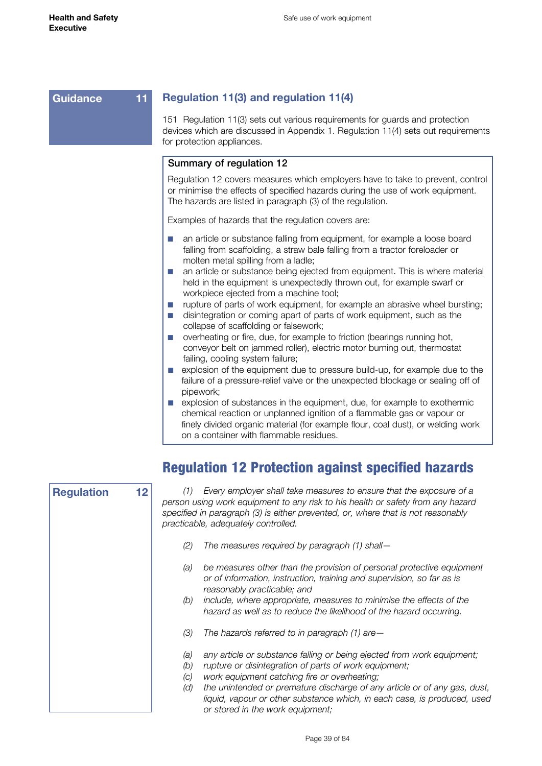**Guidance 11**

### Regulation 11(3) and regulation 11(4)

151 Regulation 11(3) sets out various requirements for guards and protection devices which are discussed in Appendix 1. Regulation 11(4) sets out requirements for protection appliances.

**Summary of regulation 12**

Regulation 12 covers measures which employers have to take to prevent, control or minimise the effects of specified hazards during the use of work equipment. The hazards are listed in paragraph (3) of the regulation.

Examples of hazards that the regulation covers are:

- an article or substance falling from equipment, for example a loose board falling from scaffolding, a straw bale falling from a tractor foreloader or molten metal spilling from a ladle;
- an article or substance being ejected from equipment. This is where material held in the equipment is unexpectedly thrown out, for example swarf or workpiece ejected from a machine tool;
- rupture of parts of work equipment, for example an abrasive wheel bursting;
- disintegration or coming apart of parts of work equipment, such as the collapse of scaffolding or falsework;
- overheating or fire, due, for example to friction (bearings running hot, conveyor belt on jammed roller), electric motor burning out, thermostat failing, cooling system failure;
- explosion of the equipment due to pressure build-up, for example due to the failure of a pressure-relief valve or the unexpected blockage or sealing off of pipework;
- explosion of substances in the equipment, due, for example to exothermic chemical reaction or unplanned ignition of a flammable gas or vapour or finely divided organic material (for example flour, coal dust), or welding work on a container with flammable residues.

## Regulation 12 Protection against specified hazards

**Regulation 12**

*(1) Every employer shall take measures to ensure that the exposure of a person using work equipment to any risk to his health or safety from any hazard specified in paragraph (3) is either prevented, or, where that is not reasonably practicable, adequately controlled.*

*(2) The measures required by paragraph (1) shall—*

*(a) be measures other than the provision of personal protective equipment or of information, instruction, training and supervision, so far as is reasonably practicable; and*

*(b) include, where appropriate, measures to minimise the effects of the hazard as well as to reduce the likelihood of the hazard occurring.*

*(3) The hazards referred to in paragraph (1) are—*

*(a) any article or substance falling or being ejected from work equipment;*

*(b) rupture or disintegration of parts of work equipment;*

*(c) work equipment catching fire or overheating;*

*(d) the unintended or premature discharge of any article or of any gas, dust, liquid, vapour or other substance which, in each case, is produced, used or stored in the work equipment;*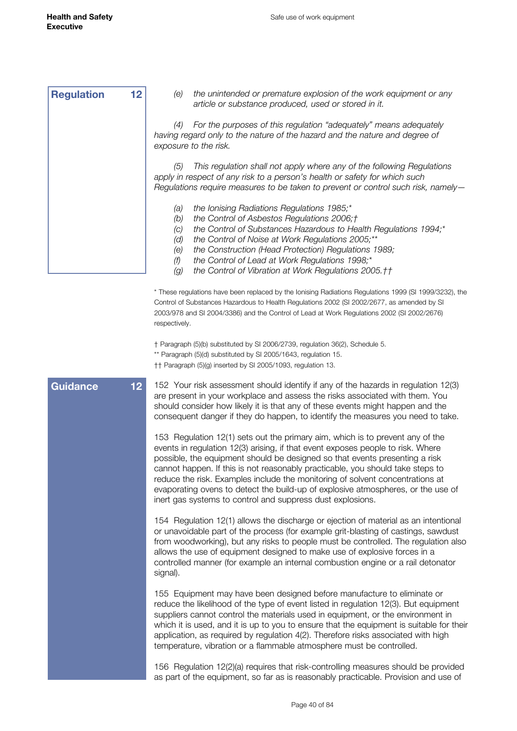**Regulation 12**

*(e) the unintended or premature explosion of the work equipment or any article or substance produced, used or stored in it.*

*(4) For the purposes of this regulation "adequately" means adequately having regard only to the nature of the hazard and the nature and degree of exposure to the risk.*

*(5) This regulation shall not apply where any of the following Regulations apply in respect of any risk to a person's health or safety for which such Regulations require measures to be taken to prevent or control such risk, namely—*

*(a) the Ionising Radiations Regulations 1985;\**
*(b) the Control of Asbestos Regulations 2006;†*
*(c) the Control of Substances Hazardous to Health Regulations 1994;\**
*(d) the Control of Noise at Work Regulations 2005;\*\**
*(e) the Construction (Head Protection) Regulations 1989;*
*(f) the Control of Lead at Work Regulations 1998;\**
*(g) the Control of Vibration at Work Regulations 2005.††*

\* These regulations have been replaced by the Ionising Radiations Regulations 1999 (SI 1999/3232), the Control of Substances Hazardous to Health Regulations 2002 (SI 2002/2677, as amended by SI 2003/978 and SI 2004/3386) and the Control of Lead at Work Regulations 2002 (SI 2002/2676) respectively.

† Paragraph (5)(b) substituted by SI 2006/2739, regulation 36(2), Schedule 5.
\*\* Paragraph (5)(d) substituted by SI 2005/1643, regulation 15.
†† Paragraph (5)(g) inserted by SI 2005/1093, regulation 13.

**Guidance 12**

152 Your risk assessment should identify if any of the hazards in regulation 12(3) are present in your workplace and assess the risks associated with them. You should consider how likely it is that any of these events might happen and the consequent danger if they do happen, to identify the measures you need to take.

153 Regulation 12(1) sets out the primary aim, which is to prevent any of the events in regulation 12(3) arising, if that event exposes people to risk. Where possible, the equipment should be designed so that events presenting a risk cannot happen. If this is not reasonably practicable, you should take steps to reduce the risk. Examples include the monitoring of solvent concentrations at evaporating ovens to detect the build-up of explosive atmospheres, or the use of inert gas systems to control and suppress dust explosions.

154 Regulation 12(1) allows the discharge or ejection of material as an intentional or unavoidable part of the process (for example grit-blasting of castings, sawdust from woodworking), but any risks to people must be controlled. The regulation also allows the use of equipment designed to make use of explosive forces in a controlled manner (for example an internal combustion engine or a rail detonator signal).

155 Equipment may have been designed before manufacture to eliminate or reduce the likelihood of the type of event listed in regulation 12(3). But equipment suppliers cannot control the materials used in equipment, or the environment in which it is used, and it is up to you to ensure that the equipment is suitable for their application, as required by regulation 4(2). Therefore risks associated with high temperature, vibration or a flammable atmosphere must be controlled.

156 Regulation 12(2)(a) requires that risk-controlling measures should be provided as part of the equipment, so far as is reasonably practicable. Provision and use of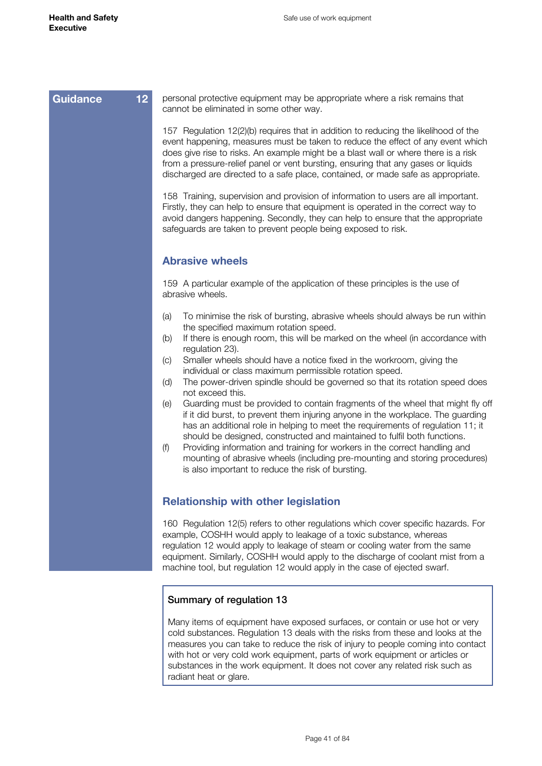**Guidance 12**

personal protective equipment may be appropriate where a risk remains that cannot be eliminated in some other way.

157 Regulation 12(2)(b) requires that in addition to reducing the likelihood of the event happening, measures must be taken to reduce the effect of any event which does give rise to risks. An example might be a blast wall or where there is a risk from a pressure-relief panel or vent bursting, ensuring that any gases or liquids discharged are directed to a safe place, contained, or made safe as appropriate.

158 Training, supervision and provision of information to users are all important. Firstly, they can help to ensure that equipment is operated in the correct way to avoid dangers happening. Secondly, they can help to ensure that the appropriate safeguards are taken to prevent people being exposed to risk.

## Abrasive wheels

159 A particular example of the application of these principles is the use of abrasive wheels.

(a) To minimise the risk of bursting, abrasive wheels should always be run within the specified maximum rotation speed.
(b) If there is enough room, this will be marked on the wheel (in accordance with regulation 23).
(c) Smaller wheels should have a notice fixed in the workroom, giving the individual or class maximum permissible rotation speed.
(d) The power-driven spindle should be governed so that its rotation speed does not exceed this.
(e) Guarding must be provided to contain fragments of the wheel that might fly off if it did burst, to prevent them injuring anyone in the workplace. The guarding has an additional role in helping to meet the requirements of regulation 11; it should be designed, constructed and maintained to fulfil both functions.
(f) Providing information and training for workers in the correct handling and mounting of abrasive wheels (including pre-mounting and storing procedures) is also important to reduce the risk of bursting.

## Relationship with other legislation

160 Regulation 12(5) refers to other regulations which cover specific hazards. For example, COSHH would apply to leakage of a toxic substance, whereas regulation 12 would apply to leakage of steam or cooling water from the same equipment. Similarly, COSHH would apply to the discharge of coolant mist from a machine tool, but regulation 12 would apply in the case of ejected swarf.

### Summary of regulation 13

Many items of equipment have exposed surfaces, or contain or use hot or very cold substances. Regulation 13 deals with the risks from these and looks at the measures you can take to reduce the risk of injury to people coming into contact with hot or very cold work equipment, parts of work equipment or articles or substances in the work equipment. It does not cover any related risk such as radiant heat or glare.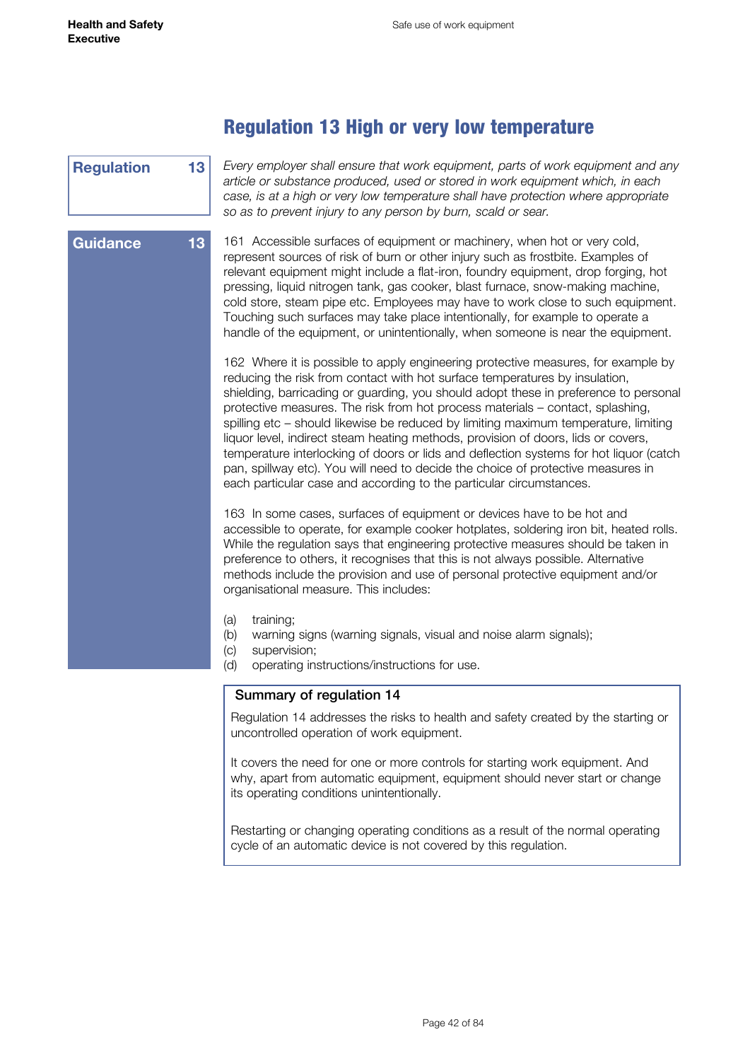## Regulation 13 High or very low temperature

**Regulation 13**

*Every employer shall ensure that work equipment, parts of work equipment and any article or substance produced, used or stored in work equipment which, in each case, is at a high or very low temperature shall have protection where appropriate so as to prevent injury to any person by burn, scald or sear.*

**Guidance 13**

161 Accessible surfaces of equipment or machinery, when hot or very cold, represent sources of risk of burn or other injury such as frostbite. Examples of relevant equipment might include a flat-iron, foundry equipment, drop forging, hot pressing, liquid nitrogen tank, gas cooker, blast furnace, snow-making machine, cold store, steam pipe etc. Employees may have to work close to such equipment. Touching such surfaces may take place intentionally, for example to operate a handle of the equipment, or unintentionally, when someone is near the equipment.

162 Where it is possible to apply engineering protective measures, for example by reducing the risk from contact with hot surface temperatures by insulation, shielding, barricading or guarding, you should adopt these in preference to personal protective measures. The risk from hot process materials – contact, splashing, spilling etc – should likewise be reduced by limiting maximum temperature, limiting liquor level, indirect steam heating methods, provision of doors, lids or covers, temperature interlocking of doors or lids and deflection systems for hot liquor (catch pan, spillway etc). You will need to decide the choice of protective measures in each particular case and according to the particular circumstances.

163 In some cases, surfaces of equipment or devices have to be hot and accessible to operate, for example cooker hotplates, soldering iron bit, heated rolls. While the regulation says that engineering protective measures should be taken in preference to others, it recognises that this is not always possible. Alternative methods include the provision and use of personal protective equipment and/or organisational measure. This includes:

(a) training;
(b) warning signs (warning signals, visual and noise alarm signals);
(c) supervision;
(d) operating instructions/instructions for use.

**Summary of regulation 14**

Regulation 14 addresses the risks to health and safety created by the starting or uncontrolled operation of work equipment.

It covers the need for one or more controls for starting work equipment. And why, apart from automatic equipment, equipment should never start or change its operating conditions unintentionally.

Restarting or changing operating conditions as a result of the normal operating cycle of an automatic device is not covered by this regulation.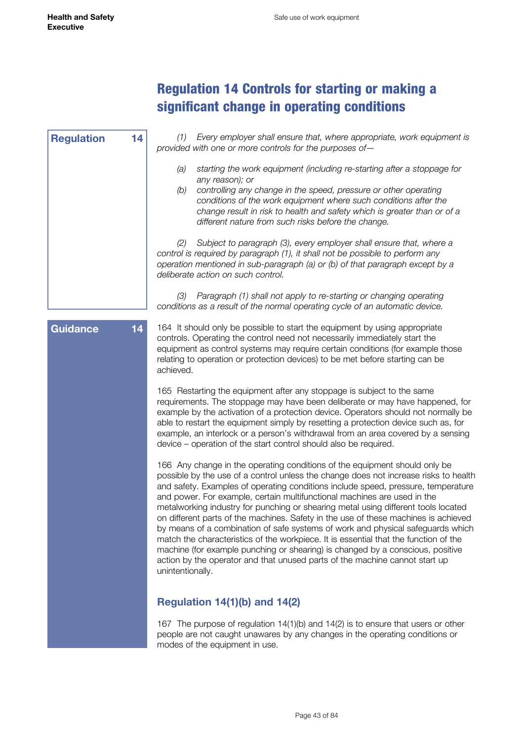# Regulation 14 Controls for starting or making a significant change in operating conditions

**Regulation 14**

*(1) Every employer shall ensure that, where appropriate, work equipment is provided with one or more controls for the purposes of—*

*(a) starting the work equipment (including re-starting after a stoppage for any reason); or*

*(b) controlling any change in the speed, pressure or other operating conditions of the work equipment where such conditions after the change result in risk to health and safety which is greater than or of a different nature from such risks before the change.*

*(2) Subject to paragraph (3), every employer shall ensure that, where a control is required by paragraph (1), it shall not be possible to perform any operation mentioned in sub-paragraph (a) or (b) of that paragraph except by a deliberate action on such control.*

*(3) Paragraph (1) shall not apply to re-starting or changing operating conditions as a result of the normal operating cycle of an automatic device.*

**Guidance 14**

164 It should only be possible to start the equipment by using appropriate controls. Operating the control need not necessarily immediately start the equipment as control systems may require certain conditions (for example those relating to operation or protection devices) to be met before starting can be achieved.

165 Restarting the equipment after any stoppage is subject to the same requirements. The stoppage may have been deliberate or may have happened, for example by the activation of a protection device. Operators should not normally be able to restart the equipment simply by resetting a protection device such as, for example, an interlock or a person's withdrawal from an area covered by a sensing device – operation of the start control should also be required.

166 Any change in the operating conditions of the equipment should only be possible by the use of a control unless the change does not increase risks to health and safety. Examples of operating conditions include speed, pressure, temperature and power. For example, certain multifunctional machines are used in the metalworking industry for punching or shearing metal using different tools located on different parts of the machines. Safety in the use of these machines is achieved by means of a combination of safe systems of work and physical safeguards which match the characteristics of the workpiece. It is essential that the function of the machine (for example punching or shearing) is changed by a conscious, positive action by the operator and that unused parts of the machine cannot start up unintentionally.

## Regulation 14(1)(b) and 14(2)

167 The purpose of regulation 14(1)(b) and 14(2) is to ensure that users or other people are not caught unawares by any changes in the operating conditions or modes of the equipment in use.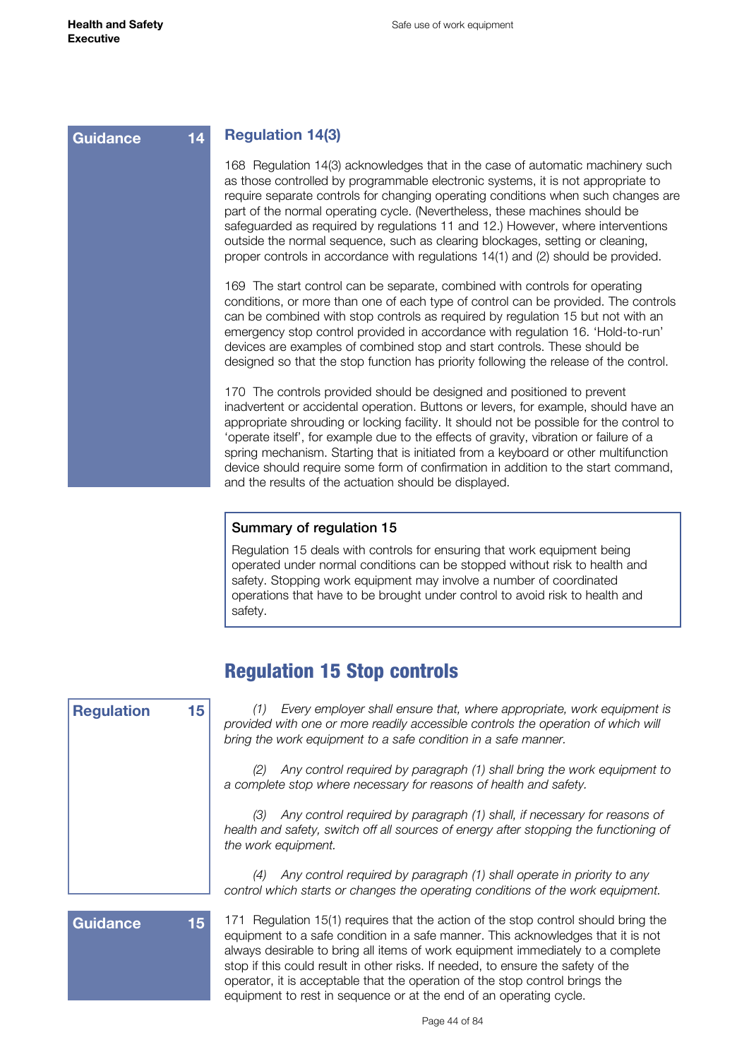**Guidance 14**

### Regulation 14(3)

168 Regulation 14(3) acknowledges that in the case of automatic machinery such as those controlled by programmable electronic systems, it is not appropriate to require separate controls for changing operating conditions when such changes are part of the normal operating cycle. (Nevertheless, these machines should be safeguarded as required by regulations 11 and 12.) However, where interventions outside the normal sequence, such as clearing blockages, setting or cleaning, proper controls in accordance with regulations 14(1) and (2) should be provided.

169 The start control can be separate, combined with controls for operating conditions, or more than one of each type of control can be provided. The controls can be combined with stop controls as required by regulation 15 but not with an emergency stop control provided in accordance with regulation 16. 'Hold-to-run' devices are examples of combined stop and start controls. These should be designed so that the stop function has priority following the release of the control.

170 The controls provided should be designed and positioned to prevent inadvertent or accidental operation. Buttons or levers, for example, should have an appropriate shrouding or locking facility. It should not be possible for the control to 'operate itself', for example due to the effects of gravity, vibration or failure of a spring mechanism. Starting that is initiated from a keyboard or other multifunction device should require some form of confirmation in addition to the start command, and the results of the actuation should be displayed.

> **Summary of regulation 15**
>
> Regulation 15 deals with controls for ensuring that work equipment being operated under normal conditions can be stopped without risk to health and safety. Stopping work equipment may involve a number of coordinated operations that have to be brought under control to avoid risk to health and safety.

## Regulation 15 Stop controls

**Regulation 15**

*(1) Every employer shall ensure that, where appropriate, work equipment is provided with one or more readily accessible controls the operation of which will bring the work equipment to a safe condition in a safe manner.*

*(2) Any control required by paragraph (1) shall bring the work equipment to a complete stop where necessary for reasons of health and safety.*

*(3) Any control required by paragraph (1) shall, if necessary for reasons of health and safety, switch off all sources of energy after stopping the functioning of the work equipment.*

*(4) Any control required by paragraph (1) shall operate in priority to any control which starts or changes the operating conditions of the work equipment.*

**Guidance 15**

171 Regulation 15(1) requires that the action of the stop control should bring the equipment to a safe condition in a safe manner. This acknowledges that it is not always desirable to bring all items of work equipment immediately to a complete stop if this could result in other risks. If needed, to ensure the safety of the operator, it is acceptable that the operation of the stop control brings the equipment to rest in sequence or at the end of an operating cycle.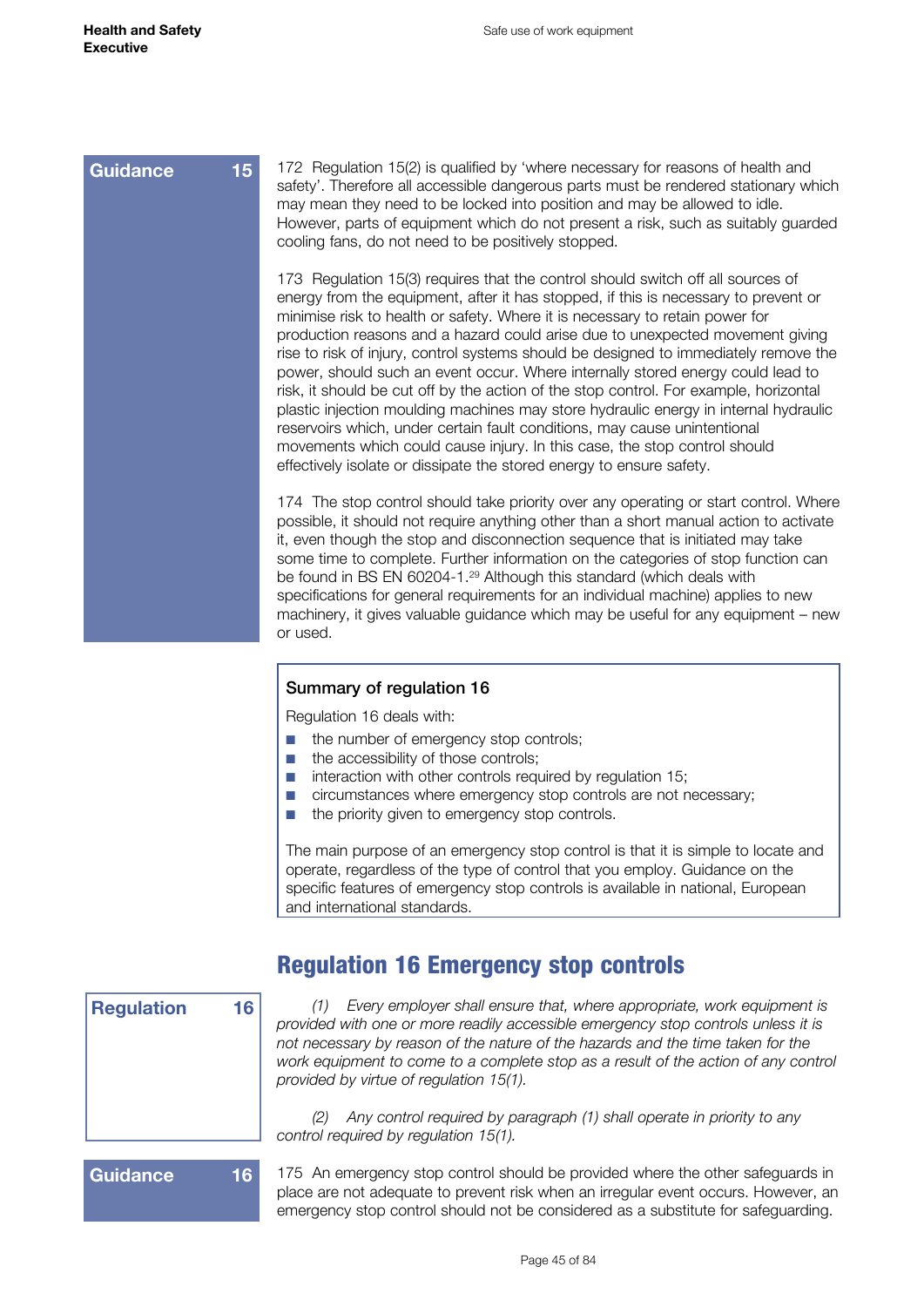**Guidance 15**

172 Regulation 15(2) is qualified by 'where necessary for reasons of health and safety'. Therefore all accessible dangerous parts must be rendered stationary which may mean they need to be locked into position and may be allowed to idle. However, parts of equipment which do not present a risk, such as suitably guarded cooling fans, do not need to be positively stopped.

173 Regulation 15(3) requires that the control should switch off all sources of energy from the equipment, after it has stopped, if this is necessary to prevent or minimise risk to health or safety. Where it is necessary to retain power for production reasons and a hazard could arise due to unexpected movement giving rise to risk of injury, control systems should be designed to immediately remove the power, should such an event occur. Where internally stored energy could lead to risk, it should be cut off by the action of the stop control. For example, horizontal plastic injection moulding machines may store hydraulic energy in internal hydraulic reservoirs which, under certain fault conditions, may cause unintentional movements which could cause injury. In this case, the stop control should effectively isolate or dissipate the stored energy to ensure safety.

174 The stop control should take priority over any operating or start control. Where possible, it should not require anything other than a short manual action to activate it, even though the stop and disconnection sequence that is initiated may take some time to complete. Further information on the categories of stop function can be found in BS EN 60204-1.[29] Although this standard (which deals with specifications for general requirements for an individual machine) applies to new machinery, it gives valuable guidance which may be useful for any equipment – new or used.

**Summary of regulation 16**

Regulation 16 deals with:

- the number of emergency stop controls;
- the accessibility of those controls;
- interaction with other controls required by regulation 15;
- circumstances where emergency stop controls are not necessary;
- the priority given to emergency stop controls.

The main purpose of an emergency stop control is that it is simple to locate and operate, regardless of the type of control that you employ. Guidance on the specific features of emergency stop controls is available in national, European and international standards.

## Regulation 16 Emergency stop controls

**Regulation 16**

*(1) Every employer shall ensure that, where appropriate, work equipment is provided with one or more readily accessible emergency stop controls unless it is not necessary by reason of the nature of the hazards and the time taken for the work equipment to come to a complete stop as a result of the action of any control provided by virtue of regulation 15(1).*

*(2) Any control required by paragraph (1) shall operate in priority to any control required by regulation 15(1).*

**Guidance 16**

175 An emergency stop control should be provided where the other safeguards in place are not adequate to prevent risk when an irregular event occurs. However, an emergency stop control should not be considered as a substitute for safeguarding.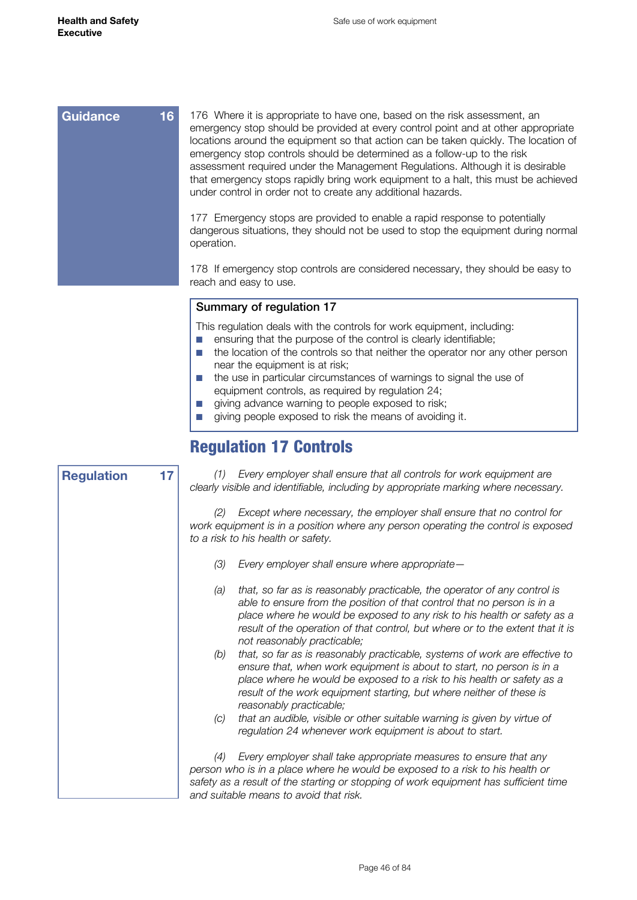**Guidance 16**

176 Where it is appropriate to have one, based on the risk assessment, an emergency stop should be provided at every control point and at other appropriate locations around the equipment so that action can be taken quickly. The location of emergency stop controls should be determined as a follow-up to the risk assessment required under the Management Regulations. Although it is desirable that emergency stops rapidly bring work equipment to a halt, this must be achieved under control in order not to create any additional hazards.

177 Emergency stops are provided to enable a rapid response to potentially dangerous situations, they should not be used to stop the equipment during normal operation.

178 If emergency stop controls are considered necessary, they should be easy to reach and easy to use.

**Summary of regulation 17**

This regulation deals with the controls for work equipment, including:

- ensuring that the purpose of the control is clearly identifiable;
- the location of the controls so that neither the operator nor any other person near the equipment is at risk;
- the use in particular circumstances of warnings to signal the use of equipment controls, as required by regulation 24;
- giving advance warning to people exposed to risk;
- giving people exposed to risk the means of avoiding it.

## Regulation 17 Controls

**Regulation 17**

*(1) Every employer shall ensure that all controls for work equipment are clearly visible and identifiable, including by appropriate marking where necessary.*

*(2) Except where necessary, the employer shall ensure that no control for work equipment is in a position where any person operating the control is exposed to a risk to his health or safety.*

*(3) Every employer shall ensure where appropriate—*

*(a) that, so far as is reasonably practicable, the operator of any control is able to ensure from the position of that control that no person is in a place where he would be exposed to any risk to his health or safety as a result of the operation of that control, but where or to the extent that it is not reasonably practicable;*

*(b) that, so far as is reasonably practicable, systems of work are effective to ensure that, when work equipment is about to start, no person is in a place where he would be exposed to a risk to his health or safety as a result of the work equipment starting, but where neither of these is reasonably practicable;*

*(c) that an audible, visible or other suitable warning is given by virtue of regulation 24 whenever work equipment is about to start.*

*(4) Every employer shall take appropriate measures to ensure that any person who is in a place where he would be exposed to a risk to his health or safety as a result of the starting or stopping of work equipment has sufficient time and suitable means to avoid that risk.*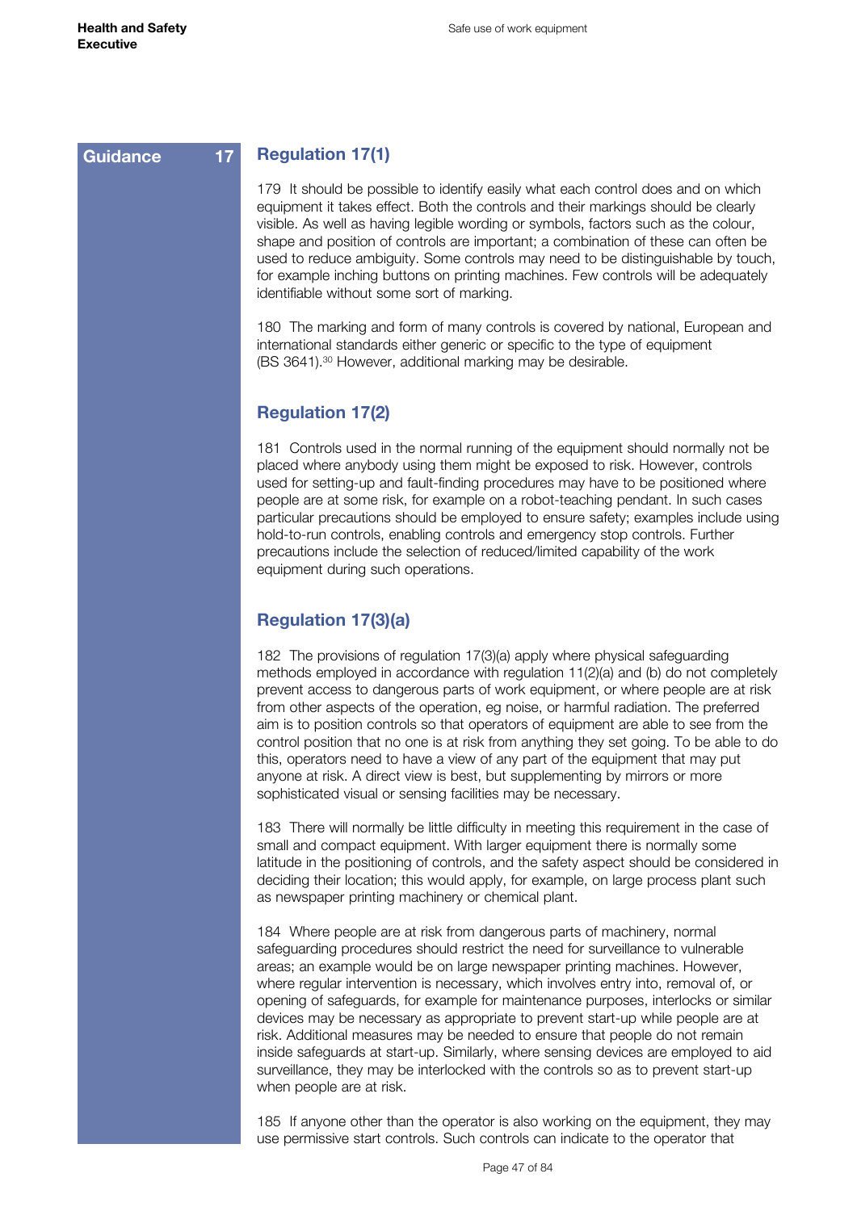**Guidance 17**

## Regulation 17(1)

179 It should be possible to identify easily what each control does and on which equipment it takes effect. Both the controls and their markings should be clearly visible. As well as having legible wording or symbols, factors such as the colour, shape and position of controls are important; a combination of these can often be used to reduce ambiguity. Some controls may need to be distinguishable by touch, for example inching buttons on printing machines. Few controls will be adequately identifiable without some sort of marking.

180 The marking and form of many controls is covered by national, European and international standards either generic or specific to the type of equipment (BS 3641).[30] However, additional marking may be desirable.

## Regulation 17(2)

181 Controls used in the normal running of the equipment should normally not be placed where anybody using them might be exposed to risk. However, controls used for setting-up and fault-finding procedures may have to be positioned where people are at some risk, for example on a robot-teaching pendant. In such cases particular precautions should be employed to ensure safety; examples include using hold-to-run controls, enabling controls and emergency stop controls. Further precautions include the selection of reduced/limited capability of the work equipment during such operations.

## Regulation 17(3)(a)

182 The provisions of regulation 17(3)(a) apply where physical safeguarding methods employed in accordance with regulation 11(2)(a) and (b) do not completely prevent access to dangerous parts of work equipment, or where people are at risk from other aspects of the operation, eg noise, or harmful radiation. The preferred aim is to position controls so that operators of equipment are able to see from the control position that no one is at risk from anything they set going. To be able to do this, operators need to have a view of any part of the equipment that may put anyone at risk. A direct view is best, but supplementing by mirrors or more sophisticated visual or sensing facilities may be necessary.

183 There will normally be little difficulty in meeting this requirement in the case of small and compact equipment. With larger equipment there is normally some latitude in the positioning of controls, and the safety aspect should be considered in deciding their location; this would apply, for example, on large process plant such as newspaper printing machinery or chemical plant.

184 Where people are at risk from dangerous parts of machinery, normal safeguarding procedures should restrict the need for surveillance to vulnerable areas; an example would be on large newspaper printing machines. However, where regular intervention is necessary, which involves entry into, removal of, or opening of safeguards, for example for maintenance purposes, interlocks or similar devices may be necessary as appropriate to prevent start-up while people are at risk. Additional measures may be needed to ensure that people do not remain inside safeguards at start-up. Similarly, where sensing devices are employed to aid surveillance, they may be interlocked with the controls so as to prevent start-up when people are at risk.

185 If anyone other than the operator is also working on the equipment, they may use permissive start controls. Such controls can indicate to the operator that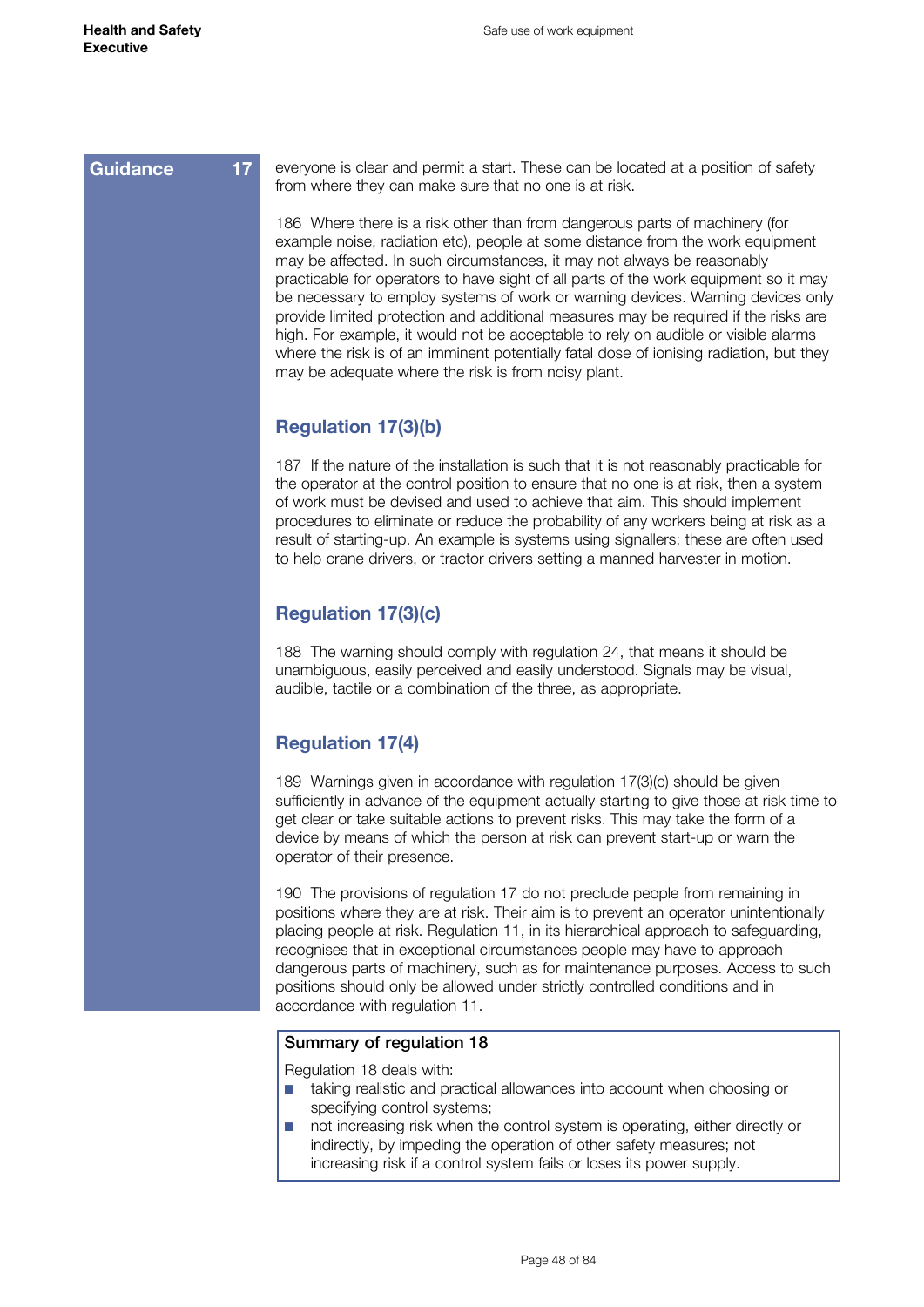Guidance 17

everyone is clear and permit a start. These can be located at a position of safety from where they can make sure that no one is at risk.

186 Where there is a risk other than from dangerous parts of machinery (for example noise, radiation etc), people at some distance from the work equipment may be affected. In such circumstances, it may not always be reasonably practicable for operators to have sight of all parts of the work equipment so it may be necessary to employ systems of work or warning devices. Warning devices only provide limited protection and additional measures may be required if the risks are high. For example, it would not be acceptable to rely on audible or visible alarms where the risk is of an imminent potentially fatal dose of ionising radiation, but they may be adequate where the risk is from noisy plant.

## Regulation 17(3)(b)

187 If the nature of the installation is such that it is not reasonably practicable for the operator at the control position to ensure that no one is at risk, then a system of work must be devised and used to achieve that aim. This should implement procedures to eliminate or reduce the probability of any workers being at risk as a result of starting-up. An example is systems using signallers; these are often used to help crane drivers, or tractor drivers setting a manned harvester in motion.

## Regulation 17(3)(c)

188 The warning should comply with regulation 24, that means it should be unambiguous, easily perceived and easily understood. Signals may be visual, audible, tactile or a combination of the three, as appropriate.

## Regulation 17(4)

189 Warnings given in accordance with regulation 17(3)(c) should be given sufficiently in advance of the equipment actually starting to give those at risk time to get clear or take suitable actions to prevent risks. This may take the form of a device by means of which the person at risk can prevent start-up or warn the operator of their presence.

190 The provisions of regulation 17 do not preclude people from remaining in positions where they are at risk. Their aim is to prevent an operator unintentionally placing people at risk. Regulation 11, in its hierarchical approach to safeguarding, recognises that in exceptional circumstances people may have to approach dangerous parts of machinery, such as for maintenance purposes. Access to such positions should only be allowed under strictly controlled conditions and in accordance with regulation 11.

**Summary of regulation 18**

Regulation 18 deals with:

- taking realistic and practical allowances into account when choosing or specifying control systems;
- not increasing risk when the control system is operating, either directly or indirectly, by impeding the operation of other safety measures; not increasing risk if a control system fails or loses its power supply.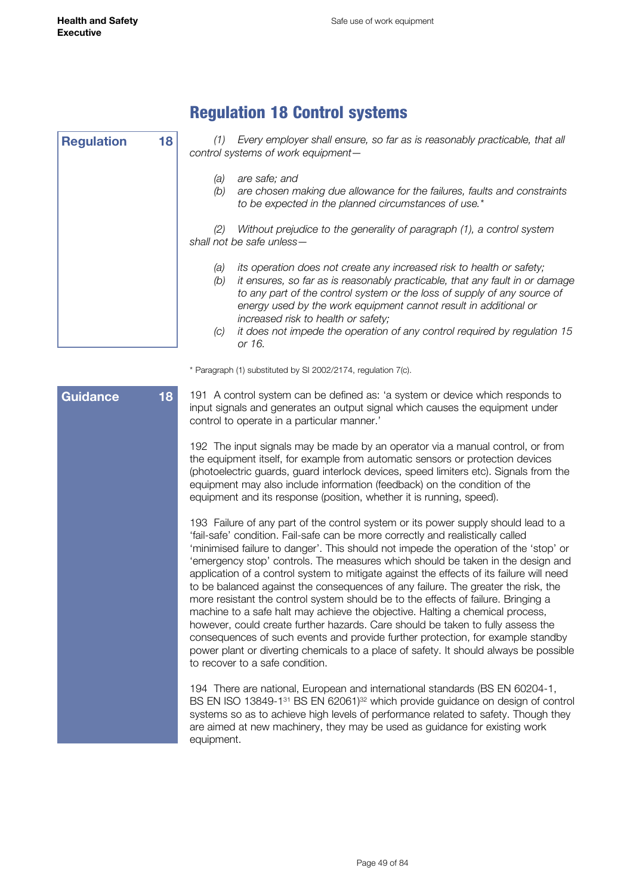## Regulation 18 Control systems

**Regulation 18**

*(1) Every employer shall ensure, so far as is reasonably practicable, that all control systems of work equipment—*

*(a) are safe; and*

*(b) are chosen making due allowance for the failures, faults and constraints to be expected in the planned circumstances of use.**

*(2) Without prejudice to the generality of paragraph (1), a control system shall not be safe unless—*

*(a) its operation does not create any increased risk to health or safety;*

*(b) it ensures, so far as is reasonably practicable, that any fault in or damage to any part of the control system or the loss of supply of any source of energy used by the work equipment cannot result in additional or increased risk to health or safety;*

*(c) it does not impede the operation of any control required by regulation 15 or 16.*

\* Paragraph (1) substituted by SI 2002/2174, regulation 7(c).

**Guidance 18**

191 A control system can be defined as: 'a system or device which responds to input signals and generates an output signal which causes the equipment under control to operate in a particular manner.'

192 The input signals may be made by an operator via a manual control, or from the equipment itself, for example from automatic sensors or protection devices (photoelectric guards, guard interlock devices, speed limiters etc). Signals from the equipment may also include information (feedback) on the condition of the equipment and its response (position, whether it is running, speed).

193 Failure of any part of the control system or its power supply should lead to a 'fail-safe' condition. Fail-safe can be more correctly and realistically called 'minimised failure to danger'. This should not impede the operation of the 'stop' or 'emergency stop' controls. The measures which should be taken in the design and application of a control system to mitigate against the effects of its failure will need to be balanced against the consequences of any failure. The greater the risk, the more resistant the control system should be to the effects of failure. Bringing a machine to a safe halt may achieve the objective. Halting a chemical process, however, could create further hazards. Care should be taken to fully assess the consequences of such events and provide further protection, for example standby power plant or diverting chemicals to a place of safety. It should always be possible to recover to a safe condition.

194 There are national, European and international standards (BS EN 60204-1, BS EN ISO 13849-1[31] BS EN 62061)[32] which provide guidance on design of control systems so as to achieve high levels of performance related to safety. Though they are aimed at new machinery, they may be used as guidance for existing work equipment.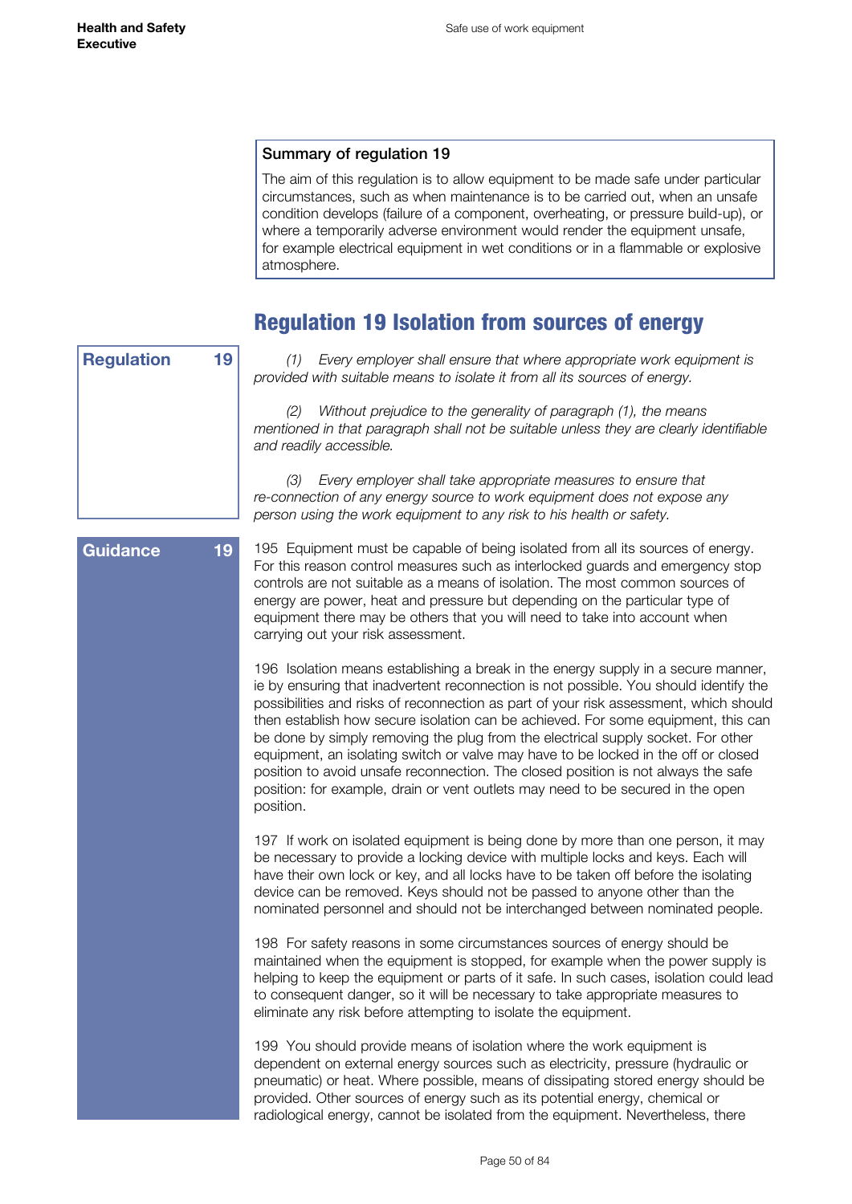**Summary of regulation 19**

The aim of this regulation is to allow equipment to be made safe under particular circumstances, such as when maintenance is to be carried out, when an unsafe condition develops (failure of a component, overheating, or pressure build-up), or where a temporarily adverse environment would render the equipment unsafe, for example electrical equipment in wet conditions or in a flammable or explosive atmosphere.

## Regulation 19 Isolation from sources of energy

**Regulation 19**

*(1) Every employer shall ensure that where appropriate work equipment is provided with suitable means to isolate it from all its sources of energy.*

*(2) Without prejudice to the generality of paragraph (1), the means mentioned in that paragraph shall not be suitable unless they are clearly identifiable and readily accessible.*

*(3) Every employer shall take appropriate measures to ensure that re-connection of any energy source to work equipment does not expose any person using the work equipment to any risk to his health or safety.*

**Guidance 19**

195 Equipment must be capable of being isolated from all its sources of energy. For this reason control measures such as interlocked guards and emergency stop controls are not suitable as a means of isolation. The most common sources of energy are power, heat and pressure but depending on the particular type of equipment there may be others that you will need to take into account when carrying out your risk assessment.

196 Isolation means establishing a break in the energy supply in a secure manner, ie by ensuring that inadvertent reconnection is not possible. You should identify the possibilities and risks of reconnection as part of your risk assessment, which should then establish how secure isolation can be achieved. For some equipment, this can be done by simply removing the plug from the electrical supply socket. For other equipment, an isolating switch or valve may have to be locked in the off or closed position to avoid unsafe reconnection. The closed position is not always the safe position: for example, drain or vent outlets may need to be secured in the open position.

197 If work on isolated equipment is being done by more than one person, it may be necessary to provide a locking device with multiple locks and keys. Each will have their own lock or key, and all locks have to be taken off before the isolating device can be removed. Keys should not be passed to anyone other than the nominated personnel and should not be interchanged between nominated people.

198 For safety reasons in some circumstances sources of energy should be maintained when the equipment is stopped, for example when the power supply is helping to keep the equipment or parts of it safe. In such cases, isolation could lead to consequent danger, so it will be necessary to take appropriate measures to eliminate any risk before attempting to isolate the equipment.

199 You should provide means of isolation where the work equipment is dependent on external energy sources such as electricity, pressure (hydraulic or pneumatic) or heat. Where possible, means of dissipating stored energy should be provided. Other sources of energy such as its potential energy, chemical or radiological energy, cannot be isolated from the equipment. Nevertheless, there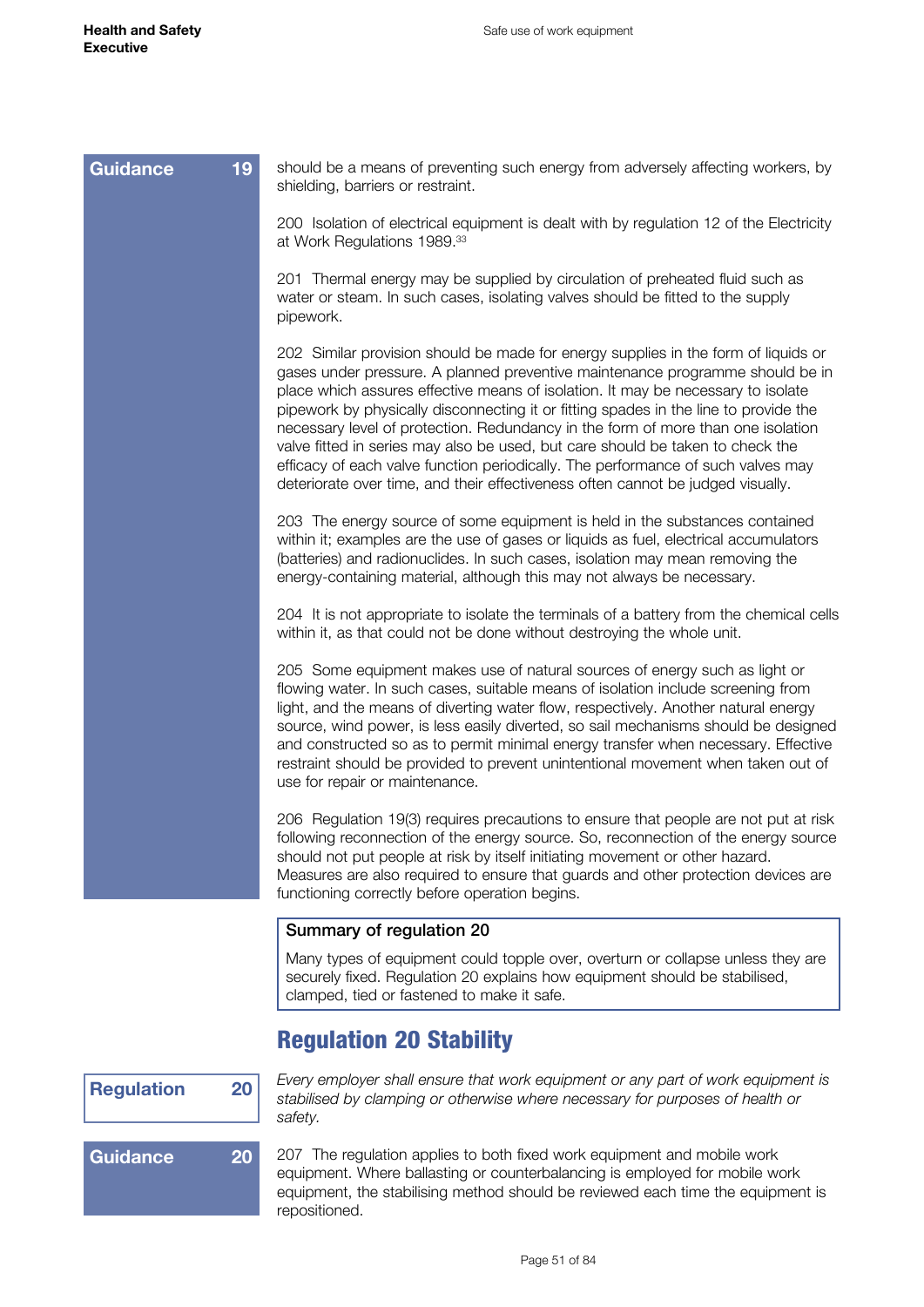**Guidance 19**

should be a means of preventing such energy from adversely affecting workers, by shielding, barriers or restraint.

200 Isolation of electrical equipment is dealt with by regulation 12 of the Electricity at Work Regulations 1989.[33]

201 Thermal energy may be supplied by circulation of preheated fluid such as water or steam. In such cases, isolating valves should be fitted to the supply pipework.

202 Similar provision should be made for energy supplies in the form of liquids or gases under pressure. A planned preventive maintenance programme should be in place which assures effective means of isolation. It may be necessary to isolate pipework by physically disconnecting it or fitting spades in the line to provide the necessary level of protection. Redundancy in the form of more than one isolation valve fitted in series may also be used, but care should be taken to check the efficacy of each valve function periodically. The performance of such valves may deteriorate over time, and their effectiveness often cannot be judged visually.

203 The energy source of some equipment is held in the substances contained within it; examples are the use of gases or liquids as fuel, electrical accumulators (batteries) and radionuclides. In such cases, isolation may mean removing the energy-containing material, although this may not always be necessary.

204 It is not appropriate to isolate the terminals of a battery from the chemical cells within it, as that could not be done without destroying the whole unit.

205 Some equipment makes use of natural sources of energy such as light or flowing water. In such cases, suitable means of isolation include screening from light, and the means of diverting water flow, respectively. Another natural energy source, wind power, is less easily diverted, so sail mechanisms should be designed and constructed so as to permit minimal energy transfer when necessary. Effective restraint should be provided to prevent unintentional movement when taken out of use for repair or maintenance.

206 Regulation 19(3) requires precautions to ensure that people are not put at risk following reconnection of the energy source. So, reconnection of the energy source should not put people at risk by itself initiating movement or other hazard. Measures are also required to ensure that guards and other protection devices are functioning correctly before operation begins.

> **Summary of regulation 20**
>
> Many types of equipment could topple over, overturn or collapse unless they are securely fixed. Regulation 20 explains how equipment should be stabilised, clamped, tied or fastened to make it safe.

## Regulation 20 Stability

**Regulation 20**

*Every employer shall ensure that work equipment or any part of work equipment is stabilised by clamping or otherwise where necessary for purposes of health or safety.*

**Guidance 20**

207 The regulation applies to both fixed work equipment and mobile work equipment. Where ballasting or counterbalancing is employed for mobile work equipment, the stabilising method should be reviewed each time the equipment is repositioned.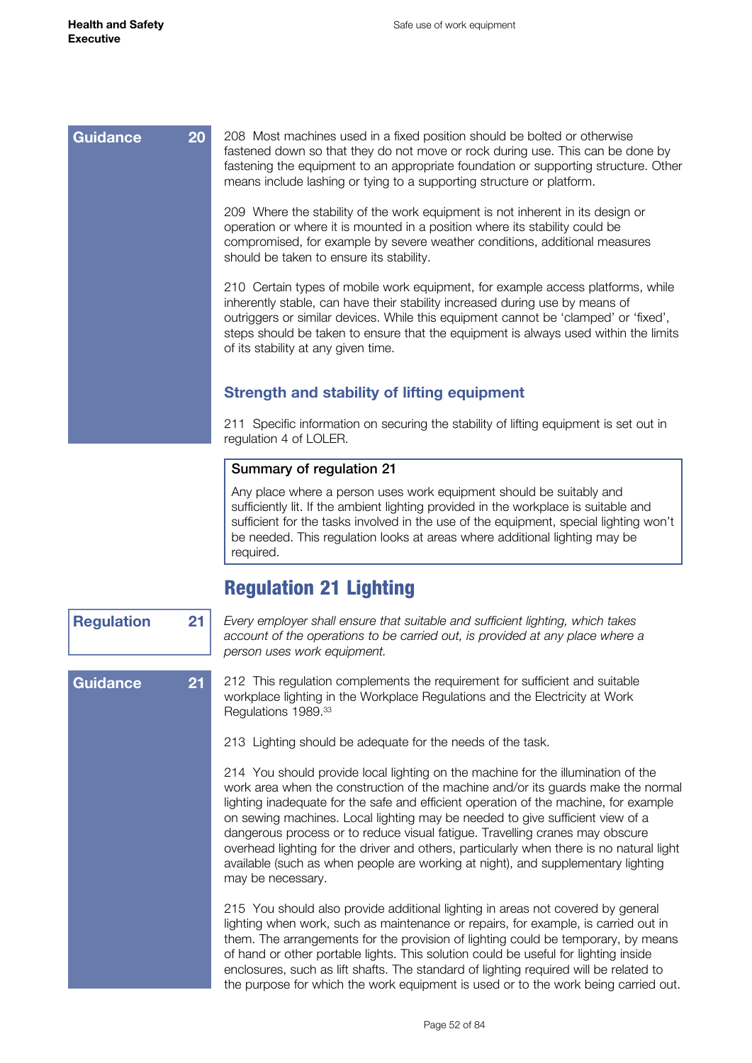**Guidance 20**

208 Most machines used in a fixed position should be bolted or otherwise fastened down so that they do not move or rock during use. This can be done by fastening the equipment to an appropriate foundation or supporting structure. Other means include lashing or tying to a supporting structure or platform.

209 Where the stability of the work equipment is not inherent in its design or operation or where it is mounted in a position where its stability could be compromised, for example by severe weather conditions, additional measures should be taken to ensure its stability.

210 Certain types of mobile work equipment, for example access platforms, while inherently stable, can have their stability increased during use by means of outriggers or similar devices. While this equipment cannot be 'clamped' or 'fixed', steps should be taken to ensure that the equipment is always used within the limits of its stability at any given time.

### Strength and stability of lifting equipment

211 Specific information on securing the stability of lifting equipment is set out in regulation 4 of LOLER.

> **Summary of regulation 21**
>
> Any place where a person uses work equipment should be suitably and sufficiently lit. If the ambient lighting provided in the workplace is suitable and sufficient for the tasks involved in the use of the equipment, special lighting won't be needed. This regulation looks at areas where additional lighting may be required.

## Regulation 21 Lighting

**Regulation 21**

*Every employer shall ensure that suitable and sufficient lighting, which takes account of the operations to be carried out, is provided at any place where a person uses work equipment.*

**Guidance 21**

212 This regulation complements the requirement for sufficient and suitable workplace lighting in the Workplace Regulations and the Electricity at Work Regulations 1989.[33]

213 Lighting should be adequate for the needs of the task.

214 You should provide local lighting on the machine for the illumination of the work area when the construction of the machine and/or its guards make the normal lighting inadequate for the safe and efficient operation of the machine, for example on sewing machines. Local lighting may be needed to give sufficient view of a dangerous process or to reduce visual fatigue. Travelling cranes may obscure overhead lighting for the driver and others, particularly when there is no natural light available (such as when people are working at night), and supplementary lighting may be necessary.

215 You should also provide additional lighting in areas not covered by general lighting when work, such as maintenance or repairs, for example, is carried out in them. The arrangements for the provision of lighting could be temporary, by means of hand or other portable lights. This solution could be useful for lighting inside enclosures, such as lift shafts. The standard of lighting required will be related to the purpose for which the work equipment is used or to the work being carried out.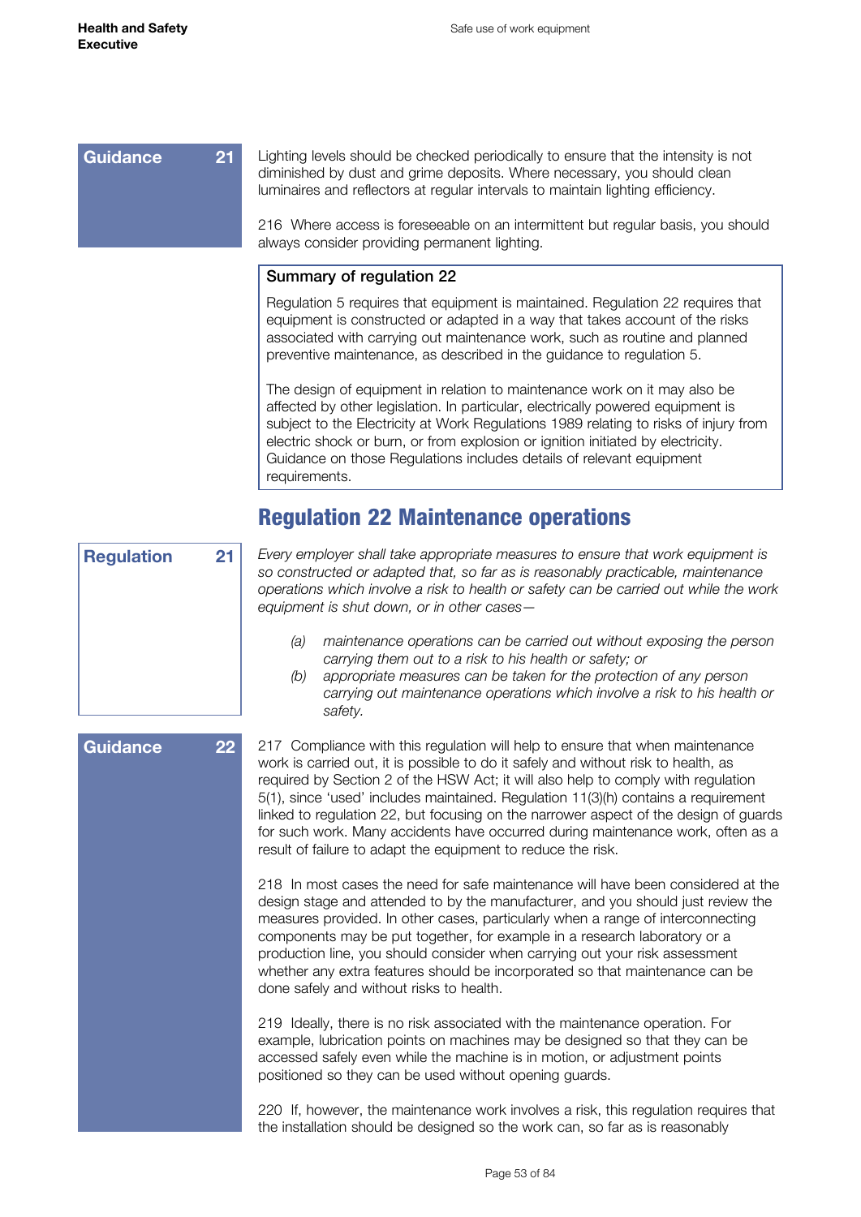**Guidance 21**

Lighting levels should be checked periodically to ensure that the intensity is not diminished by dust and grime deposits. Where necessary, you should clean luminaires and reflectors at regular intervals to maintain lighting efficiency.

216 Where access is foreseeable on an intermittent but regular basis, you should always consider providing permanent lighting.

> **Summary of regulation 22**
>
> Regulation 5 requires that equipment is maintained. Regulation 22 requires that equipment is constructed or adapted in a way that takes account of the risks associated with carrying out maintenance work, such as routine and planned preventive maintenance, as described in the guidance to regulation 5.
>
> The design of equipment in relation to maintenance work on it may also be affected by other legislation. In particular, electrically powered equipment is subject to the Electricity at Work Regulations 1989 relating to risks of injury from electric shock or burn, or from explosion or ignition initiated by electricity. Guidance on those Regulations includes details of relevant equipment requirements.

## Regulation 22 Maintenance operations

**Regulation 21**

*Every employer shall take appropriate measures to ensure that work equipment is so constructed or adapted that, so far as is reasonably practicable, maintenance operations which involve a risk to health or safety can be carried out while the work equipment is shut down, or in other cases—*

*(a) maintenance operations can be carried out without exposing the person carrying them out to a risk to his health or safety; or*
*(b) appropriate measures can be taken for the protection of any person carrying out maintenance operations which involve a risk to his health or safety.*

**Guidance 22**

217 Compliance with this regulation will help to ensure that when maintenance work is carried out, it is possible to do it safely and without risk to health, as required by Section 2 of the HSW Act; it will also help to comply with regulation 5(1), since 'used' includes maintained. Regulation 11(3)(h) contains a requirement linked to regulation 22, but focusing on the narrower aspect of the design of guards for such work. Many accidents have occurred during maintenance work, often as a result of failure to adapt the equipment to reduce the risk.

218 In most cases the need for safe maintenance will have been considered at the design stage and attended to by the manufacturer, and you should just review the measures provided. In other cases, particularly when a range of interconnecting components may be put together, for example in a research laboratory or a production line, you should consider when carrying out your risk assessment whether any extra features should be incorporated so that maintenance can be done safely and without risks to health.

219 Ideally, there is no risk associated with the maintenance operation. For example, lubrication points on machines may be designed so that they can be accessed safely even while the machine is in motion, or adjustment points positioned so they can be used without opening guards.

220 If, however, the maintenance work involves a risk, this regulation requires that the installation should be designed so the work can, so far as is reasonably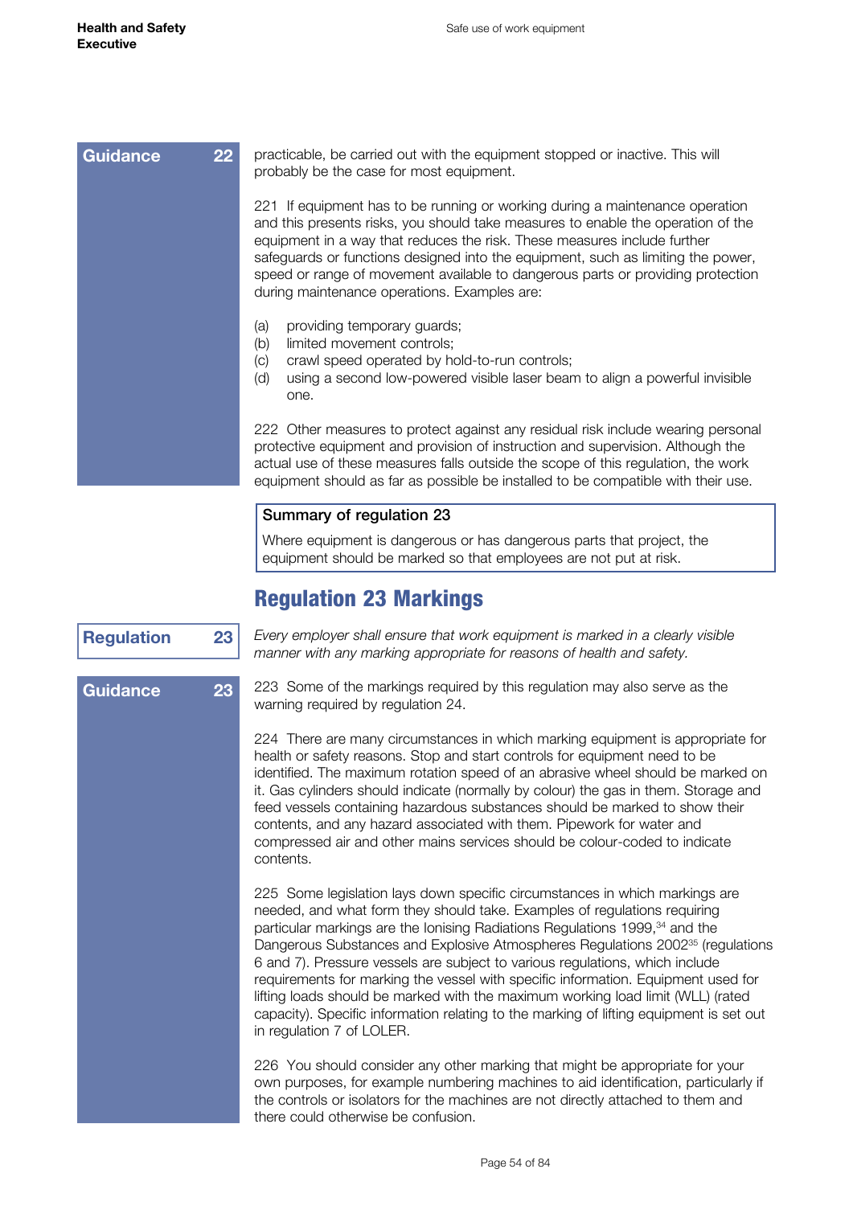**Guidance 22**

practicable, be carried out with the equipment stopped or inactive. This will probably be the case for most equipment.

221 If equipment has to be running or working during a maintenance operation and this presents risks, you should take measures to enable the operation of the equipment in a way that reduces the risk. These measures include further safeguards or functions designed into the equipment, such as limiting the power, speed or range of movement available to dangerous parts or providing protection during maintenance operations. Examples are:

(a) providing temporary guards;
(b) limited movement controls;
(c) crawl speed operated by hold-to-run controls;
(d) using a second low-powered visible laser beam to align a powerful invisible one.

222 Other measures to protect against any residual risk include wearing personal protective equipment and provision of instruction and supervision. Although the actual use of these measures falls outside the scope of this regulation, the work equipment should as far as possible be installed to be compatible with their use.

**Summary of regulation 23**

Where equipment is dangerous or has dangerous parts that project, the equipment should be marked so that employees are not put at risk.

## Regulation 23 Markings

**Regulation 23**

*Every employer shall ensure that work equipment is marked in a clearly visible manner with any marking appropriate for reasons of health and safety.*

**Guidance 23**

223 Some of the markings required by this regulation may also serve as the warning required by regulation 24.

224 There are many circumstances in which marking equipment is appropriate for health or safety reasons. Stop and start controls for equipment need to be identified. The maximum rotation speed of an abrasive wheel should be marked on it. Gas cylinders should indicate (normally by colour) the gas in them. Storage and feed vessels containing hazardous substances should be marked to show their contents, and any hazard associated with them. Pipework for water and compressed air and other mains services should be colour-coded to indicate contents.

225 Some legislation lays down specific circumstances in which markings are needed, and what form they should take. Examples of regulations requiring particular markings are the Ionising Radiations Regulations 1999,[34] and the Dangerous Substances and Explosive Atmospheres Regulations 2002[35] (regulations 6 and 7). Pressure vessels are subject to various regulations, which include requirements for marking the vessel with specific information. Equipment used for lifting loads should be marked with the maximum working load limit (WLL) (rated capacity). Specific information relating to the marking of lifting equipment is set out in regulation 7 of LOLER.

226 You should consider any other marking that might be appropriate for your own purposes, for example numbering machines to aid identification, particularly if the controls or isolators for the machines are not directly attached to them and there could otherwise be confusion.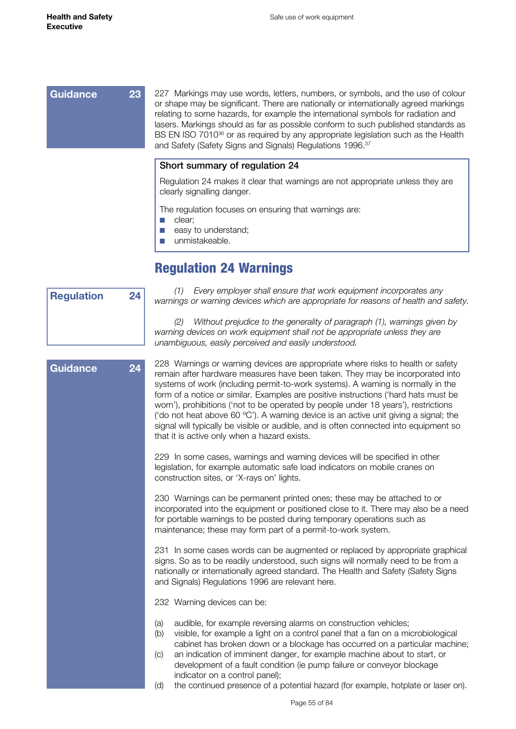**Guidance 23**

227 Markings may use words, letters, numbers, or symbols, and the use of colour or shape may be significant. There are nationally or internationally agreed markings relating to some hazards, for example the international symbols for radiation and lasers. Markings should as far as possible conform to such published standards as BS EN ISO 7010[36] or as required by any appropriate legislation such as the Health and Safety (Safety Signs and Signals) Regulations 1996.[37]

**Short summary of regulation 24**

Regulation 24 makes it clear that warnings are not appropriate unless they are clearly signalling danger.

The regulation focuses on ensuring that warnings are:

- clear;
- easy to understand;
- unmistakeable.

## Regulation 24 Warnings

**Regulation 24**

*(1) Every employer shall ensure that work equipment incorporates any warnings or warning devices which are appropriate for reasons of health and safety.*

*(2) Without prejudice to the generality of paragraph (1), warnings given by warning devices on work equipment shall not be appropriate unless they are unambiguous, easily perceived and easily understood.*

**Guidance 24**

228 Warnings or warning devices are appropriate where risks to health or safety remain after hardware measures have been taken. They may be incorporated into systems of work (including permit-to-work systems). A warning is normally in the form of a notice or similar. Examples are positive instructions ('hard hats must be worn'), prohibitions ('not to be operated by people under 18 years'), restrictions ('do not heat above 60 ºC'). A warning device is an active unit giving a signal; the signal will typically be visible or audible, and is often connected into equipment so that it is active only when a hazard exists.

229 In some cases, warnings and warning devices will be specified in other legislation, for example automatic safe load indicators on mobile cranes on construction sites, or 'X-rays on' lights.

230 Warnings can be permanent printed ones; these may be attached to or incorporated into the equipment or positioned close to it. There may also be a need for portable warnings to be posted during temporary operations such as maintenance; these may form part of a permit-to-work system.

231 In some cases words can be augmented or replaced by appropriate graphical signs. So as to be readily understood, such signs will normally need to be from a nationally or internationally agreed standard. The Health and Safety (Safety Signs and Signals) Regulations 1996 are relevant here.

232 Warning devices can be:

(a) audible, for example reversing alarms on construction vehicles;
(b) visible, for example a light on a control panel that a fan on a microbiological cabinet has broken down or a blockage has occurred on a particular machine;
(c) an indication of imminent danger, for example machine about to start, or development of a fault condition (ie pump failure or conveyor blockage indicator on a control panel);
(d) the continued presence of a potential hazard (for example, hotplate or laser on).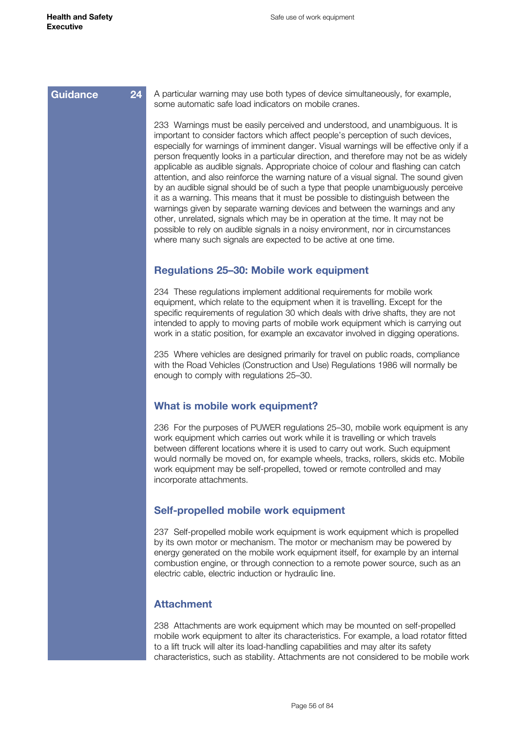**Guidance 24**

A particular warning may use both types of device simultaneously, for example, some automatic safe load indicators on mobile cranes.

233 Warnings must be easily perceived and understood, and unambiguous. It is important to consider factors which affect people's perception of such devices, especially for warnings of imminent danger. Visual warnings will be effective only if a person frequently looks in a particular direction, and therefore may not be as widely applicable as audible signals. Appropriate choice of colour and flashing can catch attention, and also reinforce the warning nature of a visual signal. The sound given by an audible signal should be of such a type that people unambiguously perceive it as a warning. This means that it must be possible to distinguish between the warnings given by separate warning devices and between the warnings and any other, unrelated, signals which may be in operation at the time. It may not be possible to rely on audible signals in a noisy environment, nor in circumstances where many such signals are expected to be active at one time.

## Regulations 25–30: Mobile work equipment

234 These regulations implement additional requirements for mobile work equipment, which relate to the equipment when it is travelling. Except for the specific requirements of regulation 30 which deals with drive shafts, they are not intended to apply to moving parts of mobile work equipment which is carrying out work in a static position, for example an excavator involved in digging operations.

235 Where vehicles are designed primarily for travel on public roads, compliance with the Road Vehicles (Construction and Use) Regulations 1986 will normally be enough to comply with regulations 25–30.

## What is mobile work equipment?

236 For the purposes of PUWER regulations 25–30, mobile work equipment is any work equipment which carries out work while it is travelling or which travels between different locations where it is used to carry out work. Such equipment would normally be moved on, for example wheels, tracks, rollers, skids etc. Mobile work equipment may be self-propelled, towed or remote controlled and may incorporate attachments.

## Self-propelled mobile work equipment

237 Self-propelled mobile work equipment is work equipment which is propelled by its own motor or mechanism. The motor or mechanism may be powered by energy generated on the mobile work equipment itself, for example by an internal combustion engine, or through connection to a remote power source, such as an electric cable, electric induction or hydraulic line.

## Attachment

238 Attachments are work equipment which may be mounted on self-propelled mobile work equipment to alter its characteristics. For example, a load rotator fitted to a lift truck will alter its load-handling capabilities and may alter its safety characteristics, such as stability. Attachments are not considered to be mobile work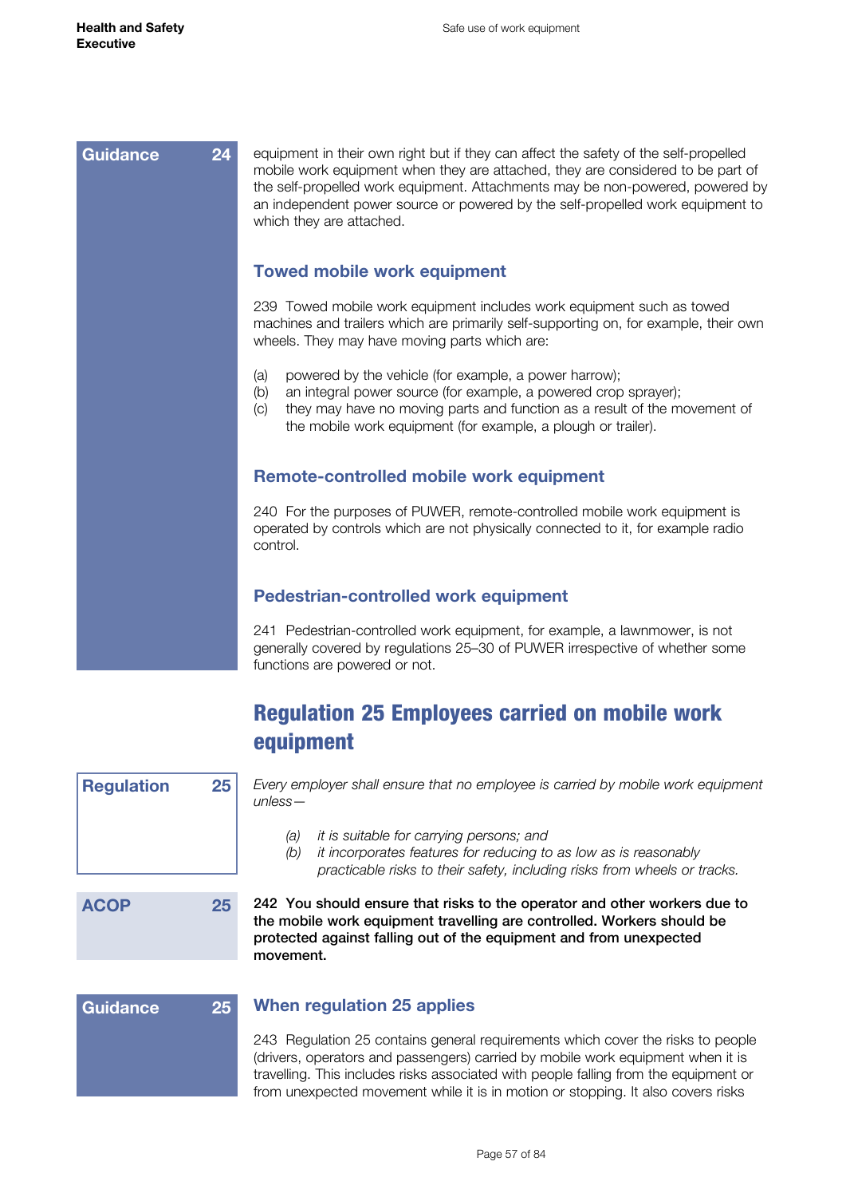Guidance 24

equipment in their own right but if they can affect the safety of the self-propelled mobile work equipment when they are attached, they are considered to be part of the self-propelled work equipment. Attachments may be non-powered, powered by an independent power source or powered by the self-propelled work equipment to which they are attached.

### Towed mobile work equipment

239 Towed mobile work equipment includes work equipment such as towed machines and trailers which are primarily self-supporting on, for example, their own wheels. They may have moving parts which are:

(a) powered by the vehicle (for example, a power harrow);
(b) an integral power source (for example, a powered crop sprayer);
(c) they may have no moving parts and function as a result of the movement of the mobile work equipment (for example, a plough or trailer).

### Remote-controlled mobile work equipment

240 For the purposes of PUWER, remote-controlled mobile work equipment is operated by controls which are not physically connected to it, for example radio control.

### Pedestrian-controlled work equipment

241 Pedestrian-controlled work equipment, for example, a lawnmower, is not generally covered by regulations 25–30 of PUWER irrespective of whether some functions are powered or not.

## Regulation 25 Employees carried on mobile work equipment

Regulation 25

*Every employer shall ensure that no employee is carried by mobile work equipment unless—*

*(a) it is suitable for carrying persons; and*
*(b) it incorporates features for reducing to as low as is reasonably practicable risks to their safety, including risks from wheels or tracks.*

ACOP 25

**242 You should ensure that risks to the operator and other workers due to the mobile work equipment travelling are controlled. Workers should be protected against falling out of the equipment and from unexpected movement.**

Guidance 25

### When regulation 25 applies

243 Regulation 25 contains general requirements which cover the risks to people (drivers, operators and passengers) carried by mobile work equipment when it is travelling. This includes risks associated with people falling from the equipment or from unexpected movement while it is in motion or stopping. It also covers risks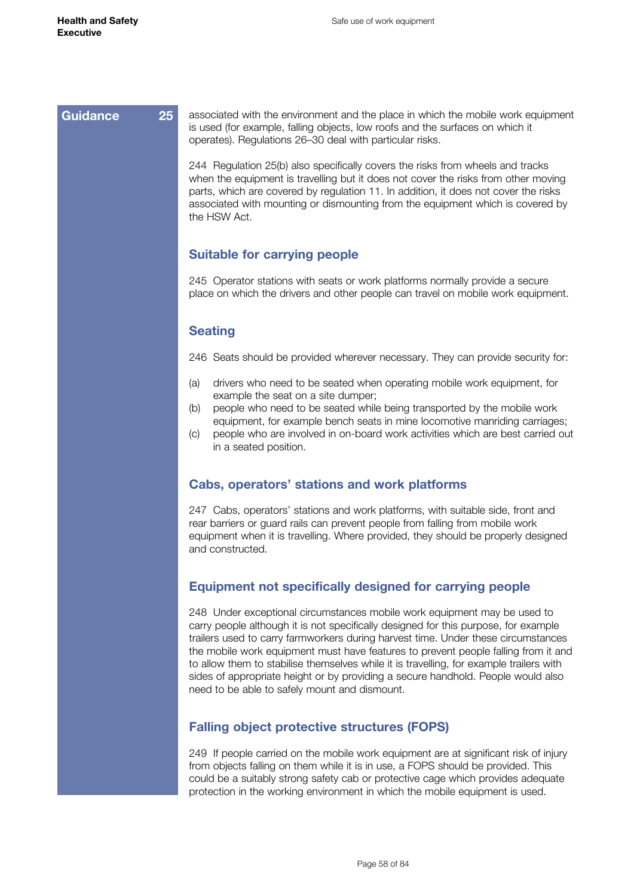**Guidance 25**

associated with the environment and the place in which the mobile work equipment is used (for example, falling objects, low roofs and the surfaces on which it operates). Regulations 26–30 deal with particular risks.

244 Regulation 25(b) also specifically covers the risks from wheels and tracks when the equipment is travelling but it does not cover the risks from other moving parts, which are covered by regulation 11. In addition, it does not cover the risks associated with mounting or dismounting from the equipment which is covered by the HSW Act.

## Suitable for carrying people

245 Operator stations with seats or work platforms normally provide a secure place on which the drivers and other people can travel on mobile work equipment.

## Seating

246 Seats should be provided wherever necessary. They can provide security for:

(a) drivers who need to be seated when operating mobile work equipment, for example the seat on a site dumper;
(b) people who need to be seated while being transported by the mobile work equipment, for example bench seats in mine locomotive manriding carriages;
(c) people who are involved in on-board work activities which are best carried out in a seated position.

## Cabs, operators' stations and work platforms

247 Cabs, operators' stations and work platforms, with suitable side, front and rear barriers or guard rails can prevent people from falling from mobile work equipment when it is travelling. Where provided, they should be properly designed and constructed.

## Equipment not specifically designed for carrying people

248 Under exceptional circumstances mobile work equipment may be used to carry people although it is not specifically designed for this purpose, for example trailers used to carry farmworkers during harvest time. Under these circumstances the mobile work equipment must have features to prevent people falling from it and to allow them to stabilise themselves while it is travelling, for example trailers with sides of appropriate height or by providing a secure handhold. People would also need to be able to safely mount and dismount.

## Falling object protective structures (FOPS)

249 If people carried on the mobile work equipment are at significant risk of injury from objects falling on them while it is in use, a FOPS should be provided. This could be a suitably strong safety cab or protective cage which provides adequate protection in the working environment in which the mobile equipment is used.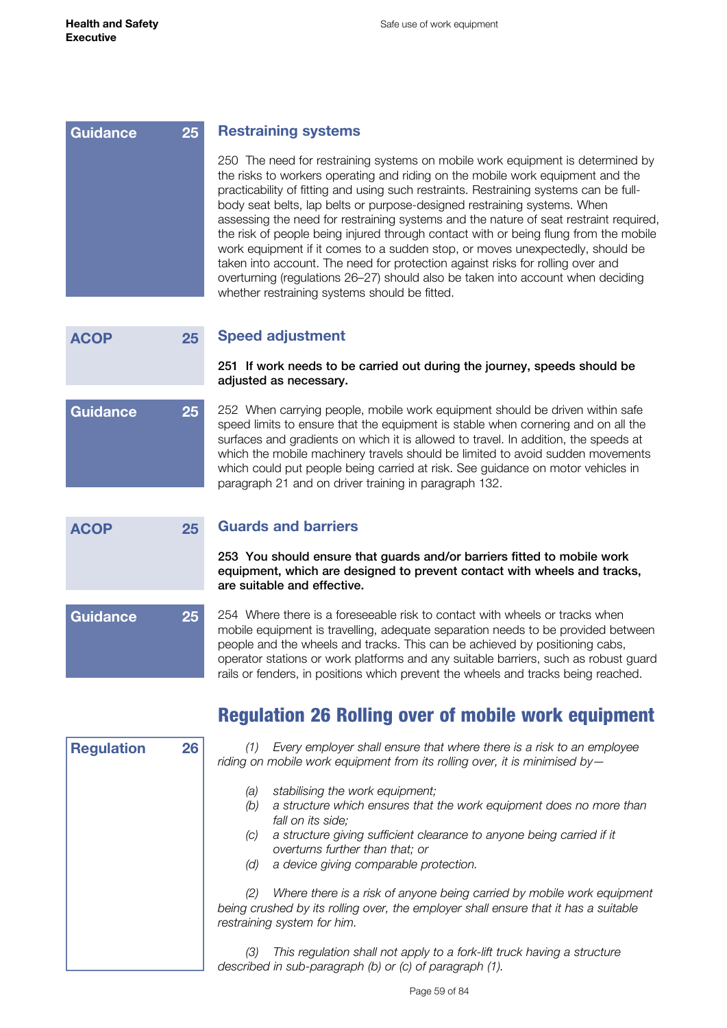Guidance 25

### Restraining systems

250 The need for restraining systems on mobile work equipment is determined by the risks to workers operating and riding on the mobile work equipment and the practicability of fitting and using such restraints. Restraining systems can be full-body seat belts, lap belts or purpose-designed restraining systems. When assessing the need for restraining systems and the nature of seat restraint required, the risk of people being injured through contact with or being flung from the mobile work equipment if it comes to a sudden stop, or moves unexpectedly, should be taken into account. The need for protection against risks for rolling over and overturning (regulations 26–27) should also be taken into account when deciding whether restraining systems should be fitted.

ACOP 25

### Speed adjustment

**251 If work needs to be carried out during the journey, speeds should be adjusted as necessary.**

Guidance 25

252 When carrying people, mobile work equipment should be driven within safe speed limits to ensure that the equipment is stable when cornering and on all the surfaces and gradients on which it is allowed to travel. In addition, the speeds at which the mobile machinery travels should be limited to avoid sudden movements which could put people being carried at risk. See guidance on motor vehicles in paragraph 21 and on driver training in paragraph 132.

ACOP 25

### Guards and barriers

**253 You should ensure that guards and/or barriers fitted to mobile work equipment, which are designed to prevent contact with wheels and tracks, are suitable and effective.**

Guidance 25

254 Where there is a foreseeable risk to contact with wheels or tracks when mobile equipment is travelling, adequate separation needs to be provided between people and the wheels and tracks. This can be achieved by positioning cabs, operator stations or work platforms and any suitable barriers, such as robust guard rails or fenders, in positions which prevent the wheels and tracks being reached.

## Regulation 26 Rolling over of mobile work equipment

Regulation 26

*(1) Every employer shall ensure that where there is a risk to an employee riding on mobile work equipment from its rolling over, it is minimised by—*

- *(a) stabilising the work equipment;*
- *(b) a structure which ensures that the work equipment does no more than fall on its side;*
- *(c) a structure giving sufficient clearance to anyone being carried if it overturns further than that; or*
- *(d) a device giving comparable protection.*

*(2) Where there is a risk of anyone being carried by mobile work equipment being crushed by its rolling over, the employer shall ensure that it has a suitable restraining system for him.*

*(3) This regulation shall not apply to a fork-lift truck having a structure described in sub-paragraph (b) or (c) of paragraph (1).*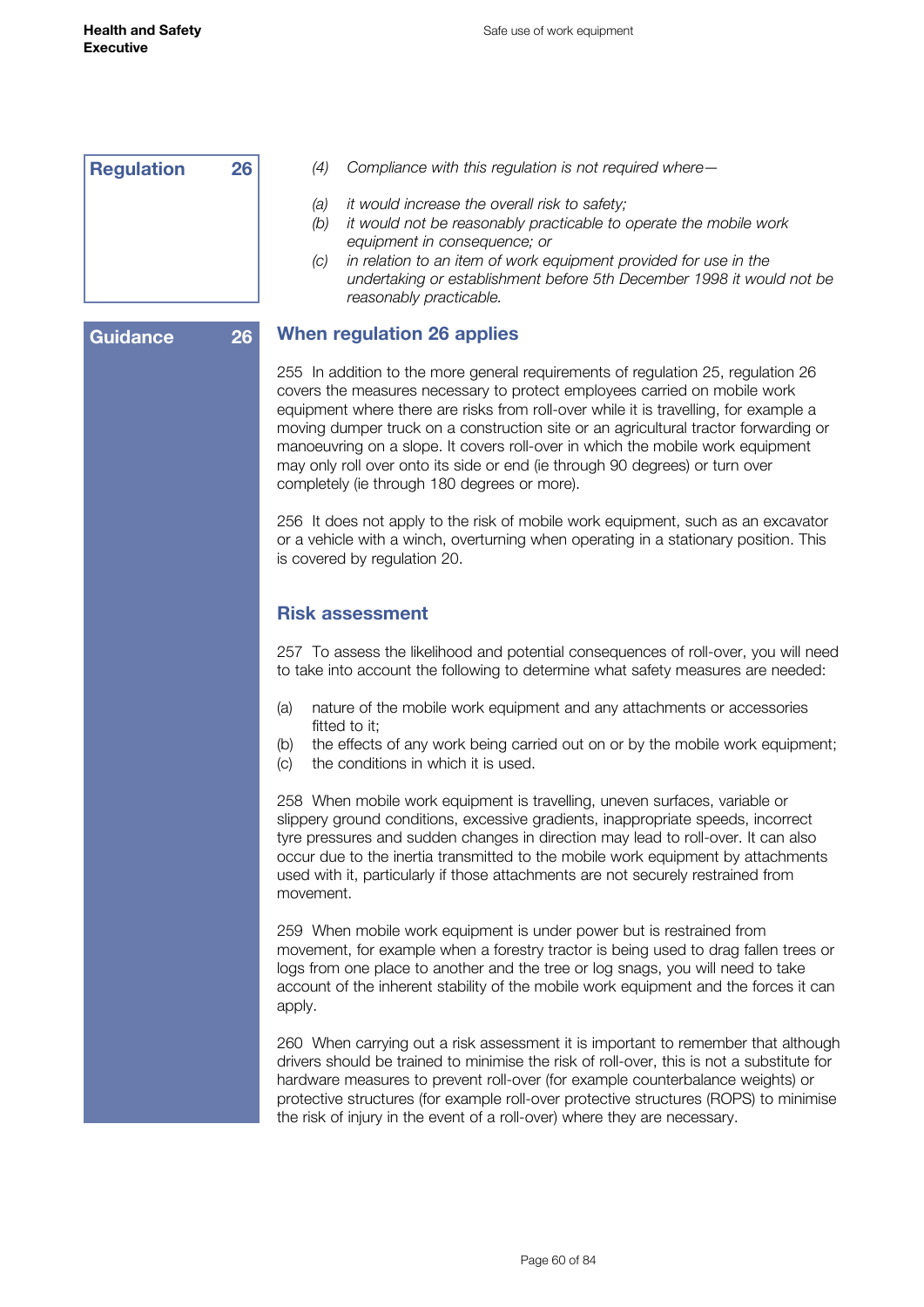**Regulation 26**

*(4) Compliance with this regulation is not required where—*

*(a) it would increase the overall risk to safety;*
*(b) it would not be reasonably practicable to operate the mobile work equipment in consequence; or*
*(c) in relation to an item of work equipment provided for use in the undertaking or establishment before 5th December 1998 it would not be reasonably practicable.*

**Guidance 26**

## When regulation 26 applies

255 In addition to the more general requirements of regulation 25, regulation 26 covers the measures necessary to protect employees carried on mobile work equipment where there are risks from roll-over while it is travelling, for example a moving dumper truck on a construction site or an agricultural tractor forwarding or manoeuvring on a slope. It covers roll-over in which the mobile work equipment may only roll over onto its side or end (ie through 90 degrees) or turn over completely (ie through 180 degrees or more).

256 It does not apply to the risk of mobile work equipment, such as an excavator or a vehicle with a winch, overturning when operating in a stationary position. This is covered by regulation 20.

## Risk assessment

257 To assess the likelihood and potential consequences of roll-over, you will need to take into account the following to determine what safety measures are needed:

(a) nature of the mobile work equipment and any attachments or accessories fitted to it;
(b) the effects of any work being carried out on or by the mobile work equipment;
(c) the conditions in which it is used.

258 When mobile work equipment is travelling, uneven surfaces, variable or slippery ground conditions, excessive gradients, inappropriate speeds, incorrect tyre pressures and sudden changes in direction may lead to roll-over. It can also occur due to the inertia transmitted to the mobile work equipment by attachments used with it, particularly if those attachments are not securely restrained from movement.

259 When mobile work equipment is under power but is restrained from movement, for example when a forestry tractor is being used to drag fallen trees or logs from one place to another and the tree or log snags, you will need to take account of the inherent stability of the mobile work equipment and the forces it can apply.

260 When carrying out a risk assessment it is important to remember that although drivers should be trained to minimise the risk of roll-over, this is not a substitute for hardware measures to prevent roll-over (for example counterbalance weights) or protective structures (for example roll-over protective structures (ROPS) to minimise the risk of injury in the event of a roll-over) where they are necessary.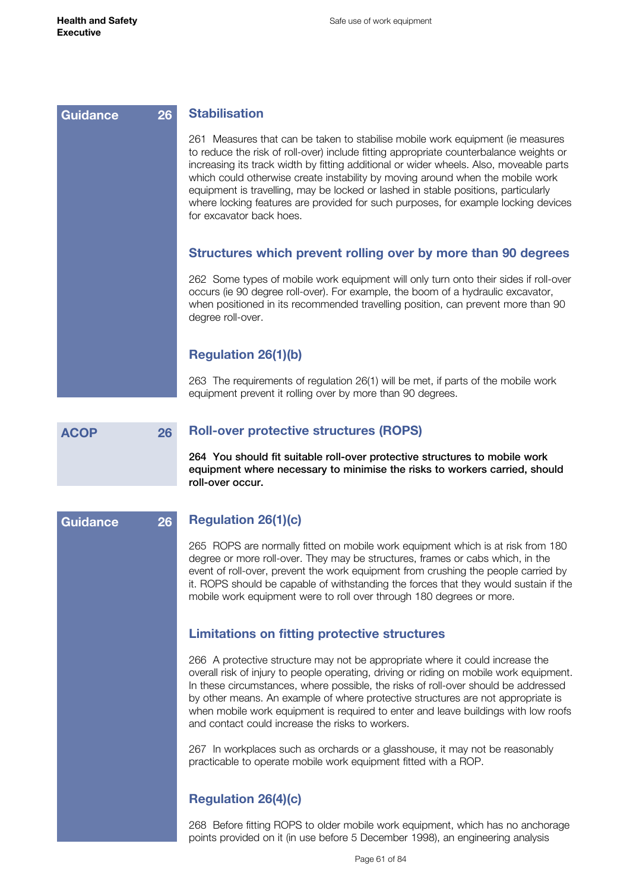Guidance 26

### Stabilisation

261 Measures that can be taken to stabilise mobile work equipment (ie measures to reduce the risk of roll-over) include fitting appropriate counterbalance weights or increasing its track width by fitting additional or wider wheels. Also, moveable parts which could otherwise create instability by moving around when the mobile work equipment is travelling, may be locked or lashed in stable positions, particularly where locking features are provided for such purposes, for example locking devices for excavator back hoes.

### Structures which prevent rolling over by more than 90 degrees

262 Some types of mobile work equipment will only turn onto their sides if roll-over occurs (ie 90 degree roll-over). For example, the boom of a hydraulic excavator, when positioned in its recommended travelling position, can prevent more than 90 degree roll-over.

### Regulation 26(1)(b)

263 The requirements of regulation 26(1) will be met, if parts of the mobile work equipment prevent it rolling over by more than 90 degrees.

ACOP 26

### Roll-over protective structures (ROPS)

**264 You should fit suitable roll-over protective structures to mobile work equipment where necessary to minimise the risks to workers carried, should roll-over occur.**

Guidance 26

### Regulation 26(1)(c)

265 ROPS are normally fitted on mobile work equipment which is at risk from 180 degree or more roll-over. They may be structures, frames or cabs which, in the event of roll-over, prevent the work equipment from crushing the people carried by it. ROPS should be capable of withstanding the forces that they would sustain if the mobile work equipment were to roll over through 180 degrees or more.

### Limitations on fitting protective structures

266 A protective structure may not be appropriate where it could increase the overall risk of injury to people operating, driving or riding on mobile work equipment. In these circumstances, where possible, the risks of roll-over should be addressed by other means. An example of where protective structures are not appropriate is when mobile work equipment is required to enter and leave buildings with low roofs and contact could increase the risks to workers.

267 In workplaces such as orchards or a glasshouse, it may not be reasonably practicable to operate mobile work equipment fitted with a ROP.

### Regulation 26(4)(c)

268 Before fitting ROPS to older mobile work equipment, which has no anchorage points provided on it (in use before 5 December 1998), an engineering analysis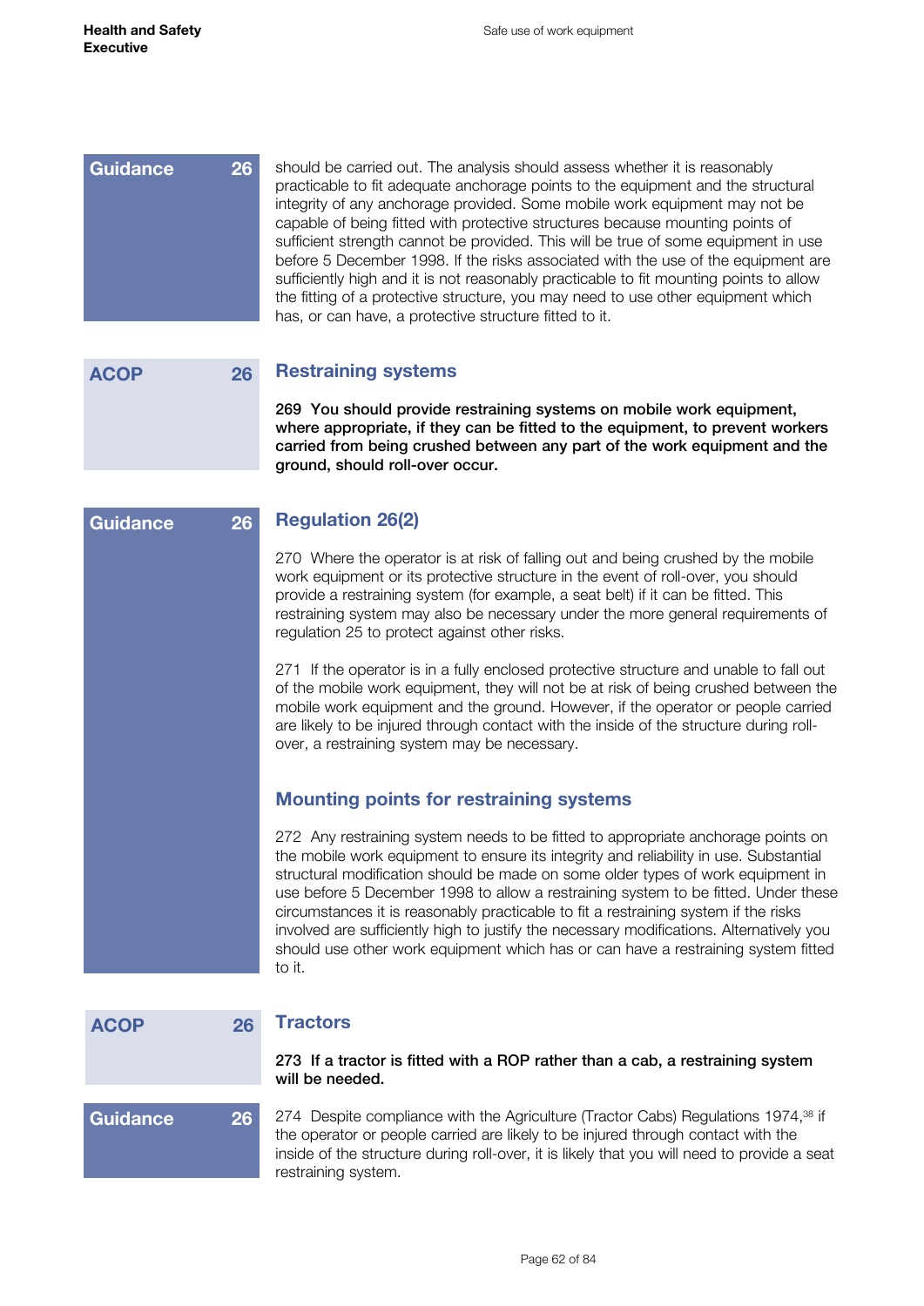**Guidance 26**

should be carried out. The analysis should assess whether it is reasonably practicable to fit adequate anchorage points to the equipment and the structural integrity of any anchorage provided. Some mobile work equipment may not be capable of being fitted with protective structures because mounting points of sufficient strength cannot be provided. This will be true of some equipment in use before 5 December 1998. If the risks associated with the use of the equipment are sufficiently high and it is not reasonably practicable to fit mounting points to allow the fitting of a protective structure, you may need to use other equipment which has, or can have, a protective structure fitted to it.

**ACOP 26**

## Restraining systems

**269 You should provide restraining systems on mobile work equipment, where appropriate, if they can be fitted to the equipment, to prevent workers carried from being crushed between any part of the work equipment and the ground, should roll-over occur.**

**Guidance 26**

## Regulation 26(2)

270 Where the operator is at risk of falling out and being crushed by the mobile work equipment or its protective structure in the event of roll-over, you should provide a restraining system (for example, a seat belt) if it can be fitted. This restraining system may also be necessary under the more general requirements of regulation 25 to protect against other risks.

271 If the operator is in a fully enclosed protective structure and unable to fall out of the mobile work equipment, they will not be at risk of being crushed between the mobile work equipment and the ground. However, if the operator or people carried are likely to be injured through contact with the inside of the structure during roll-over, a restraining system may be necessary.

## Mounting points for restraining systems

272 Any restraining system needs to be fitted to appropriate anchorage points on the mobile work equipment to ensure its integrity and reliability in use. Substantial structural modification should be made on some older types of work equipment in use before 5 December 1998 to allow a restraining system to be fitted. Under these circumstances it is reasonably practicable to fit a restraining system if the risks involved are sufficiently high to justify the necessary modifications. Alternatively you should use other work equipment which has or can have a restraining system fitted to it.

**ACOP 26**

## Tractors

**273 If a tractor is fitted with a ROP rather than a cab, a restraining system will be needed.**

**Guidance 26**

274 Despite compliance with the Agriculture (Tractor Cabs) Regulations 1974,[38] if the operator or people carried are likely to be injured through contact with the inside of the structure during roll-over, it is likely that you will need to provide a seat restraining system.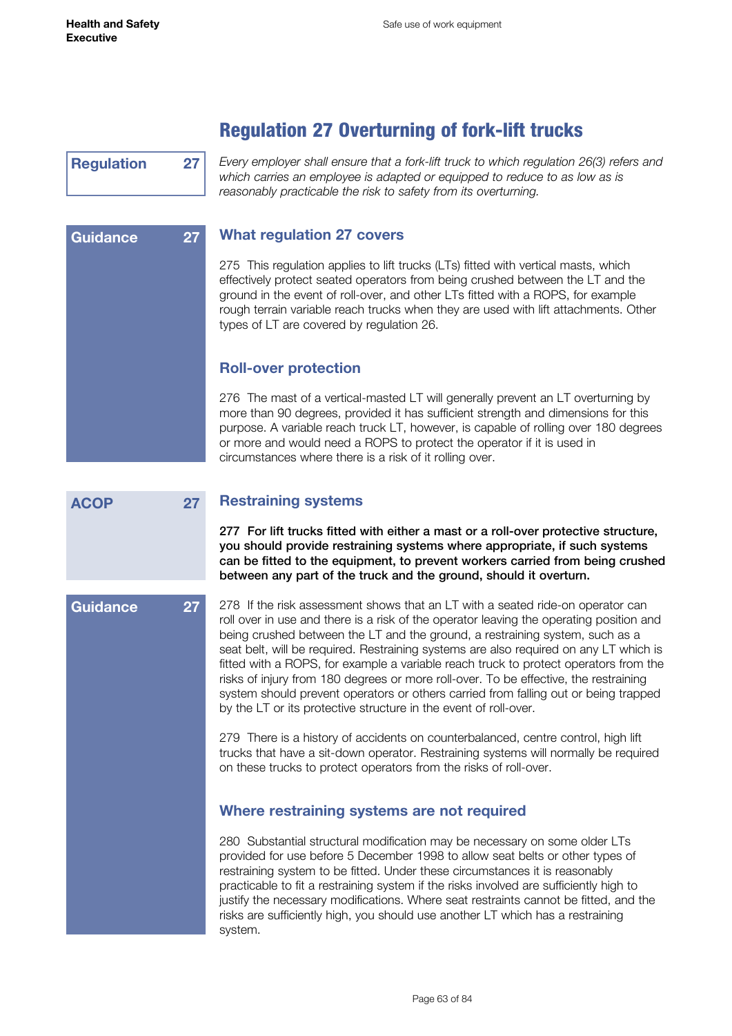# Regulation 27 Overturning of fork-lift trucks

**Regulation 27**

*Every employer shall ensure that a fork-lift truck to which regulation 26(3) refers and which carries an employee is adapted or equipped to reduce to as low as is reasonably practicable the risk to safety from its overturning.*

**Guidance 27**

## What regulation 27 covers

275 This regulation applies to lift trucks (LTs) fitted with vertical masts, which effectively protect seated operators from being crushed between the LT and the ground in the event of roll-over, and other LTs fitted with a ROPS, for example rough terrain variable reach trucks when they are used with lift attachments. Other types of LT are covered by regulation 26.

## Roll-over protection

276 The mast of a vertical-masted LT will generally prevent an LT overturning by more than 90 degrees, provided it has sufficient strength and dimensions for this purpose. A variable reach truck LT, however, is capable of rolling over 180 degrees or more and would need a ROPS to protect the operator if it is used in circumstances where there is a risk of it rolling over.

**ACOP 27**

## Restraining systems

**277 For lift trucks fitted with either a mast or a roll-over protective structure, you should provide restraining systems where appropriate, if such systems can be fitted to the equipment, to prevent workers carried from being crushed between any part of the truck and the ground, should it overturn.**

**Guidance 27**

278 If the risk assessment shows that an LT with a seated ride-on operator can roll over in use and there is a risk of the operator leaving the operating position and being crushed between the LT and the ground, a restraining system, such as a seat belt, will be required. Restraining systems are also required on any LT which is fitted with a ROPS, for example a variable reach truck to protect operators from the risks of injury from 180 degrees or more roll-over. To be effective, the restraining system should prevent operators or others carried from falling out or being trapped by the LT or its protective structure in the event of roll-over.

279 There is a history of accidents on counterbalanced, centre control, high lift trucks that have a sit-down operator. Restraining systems will normally be required on these trucks to protect operators from the risks of roll-over.

## Where restraining systems are not required

280 Substantial structural modification may be necessary on some older LTs provided for use before 5 December 1998 to allow seat belts or other types of restraining system to be fitted. Under these circumstances it is reasonably practicable to fit a restraining system if the risks involved are sufficiently high to justify the necessary modifications. Where seat restraints cannot be fitted, and the risks are sufficiently high, you should use another LT which has a restraining system.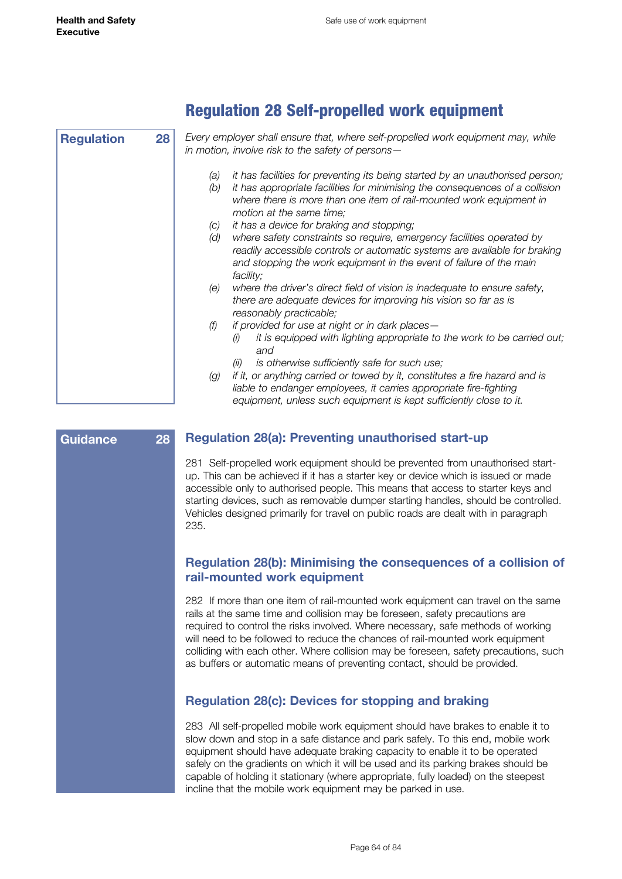## Regulation 28 Self-propelled work equipment

**Regulation 28**

*Every employer shall ensure that, where self-propelled work equipment may, while in motion, involve risk to the safety of persons—*

- *(a) it has facilities for preventing its being started by an unauthorised person;*
- *(b) it has appropriate facilities for minimising the consequences of a collision where there is more than one item of rail-mounted work equipment in motion at the same time;*
- *(c) it has a device for braking and stopping;*
- *(d) where safety constraints so require, emergency facilities operated by readily accessible controls or automatic systems are available for braking and stopping the work equipment in the event of failure of the main facility;*
- *(e) where the driver's direct field of vision is inadequate to ensure safety, there are adequate devices for improving his vision so far as is reasonably practicable;*
- *(f) if provided for use at night or in dark places—*
  - *(i) it is equipped with lighting appropriate to the work to be carried out; and*
  - *(ii) is otherwise sufficiently safe for such use;*
- *(g) if it, or anything carried or towed by it, constitutes a fire hazard and is liable to endanger employees, it carries appropriate fire-fighting equipment, unless such equipment is kept sufficiently close to it.*

**Guidance 28**

### Regulation 28(a): Preventing unauthorised start-up

281 Self-propelled work equipment should be prevented from unauthorised start-up. This can be achieved if it has a starter key or device which is issued or made accessible only to authorised people. This means that access to starter keys and starting devices, such as removable dumper starting handles, should be controlled. Vehicles designed primarily for travel on public roads are dealt with in paragraph 235.

### Regulation 28(b): Minimising the consequences of a collision of rail-mounted work equipment

282 If more than one item of rail-mounted work equipment can travel on the same rails at the same time and collision may be foreseen, safety precautions are required to control the risks involved. Where necessary, safe methods of working will need to be followed to reduce the chances of rail-mounted work equipment colliding with each other. Where collision may be foreseen, safety precautions, such as buffers or automatic means of preventing contact, should be provided.

### Regulation 28(c): Devices for stopping and braking

283 All self-propelled mobile work equipment should have brakes to enable it to slow down and stop in a safe distance and park safely. To this end, mobile work equipment should have adequate braking capacity to enable it to be operated safely on the gradients on which it will be used and its parking brakes should be capable of holding it stationary (where appropriate, fully loaded) on the steepest incline that the mobile work equipment may be parked in use.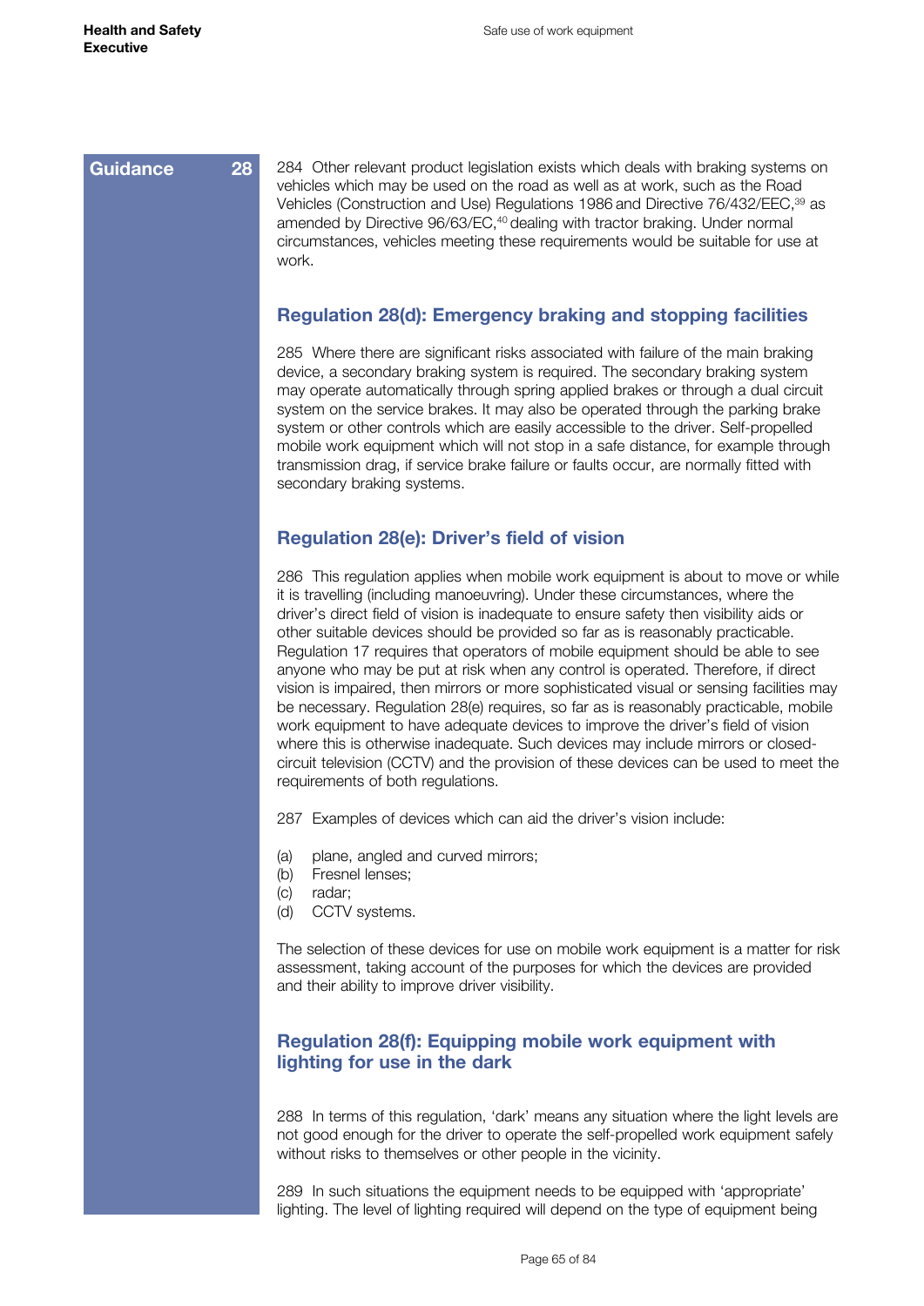**Guidance 28**

284 Other relevant product legislation exists which deals with braking systems on vehicles which may be used on the road as well as at work, such as the Road Vehicles (Construction and Use) Regulations 1986 and Directive 76/432/EEC,[39] as amended by Directive 96/63/EC,[40] dealing with tractor braking. Under normal circumstances, vehicles meeting these requirements would be suitable for use at work.

## Regulation 28(d): Emergency braking and stopping facilities

285 Where there are significant risks associated with failure of the main braking device, a secondary braking system is required. The secondary braking system may operate automatically through spring applied brakes or through a dual circuit system on the service brakes. It may also be operated through the parking brake system or other controls which are easily accessible to the driver. Self-propelled mobile work equipment which will not stop in a safe distance, for example through transmission drag, if service brake failure or faults occur, are normally fitted with secondary braking systems.

## Regulation 28(e): Driver's field of vision

286 This regulation applies when mobile work equipment is about to move or while it is travelling (including manoeuvring). Under these circumstances, where the driver's direct field of vision is inadequate to ensure safety then visibility aids or other suitable devices should be provided so far as is reasonably practicable. Regulation 17 requires that operators of mobile equipment should be able to see anyone who may be put at risk when any control is operated. Therefore, if direct vision is impaired, then mirrors or more sophisticated visual or sensing facilities may be necessary. Regulation 28(e) requires, so far as is reasonably practicable, mobile work equipment to have adequate devices to improve the driver's field of vision where this is otherwise inadequate. Such devices may include mirrors or closed-circuit television (CCTV) and the provision of these devices can be used to meet the requirements of both regulations.

287 Examples of devices which can aid the driver's vision include:

(a) plane, angled and curved mirrors;
(b) Fresnel lenses;
(c) radar;
(d) CCTV systems.

The selection of these devices for use on mobile work equipment is a matter for risk assessment, taking account of the purposes for which the devices are provided and their ability to improve driver visibility.

## Regulation 28(f): Equipping mobile work equipment with lighting for use in the dark

288 In terms of this regulation, 'dark' means any situation where the light levels are not good enough for the driver to operate the self-propelled work equipment safely without risks to themselves or other people in the vicinity.

289 In such situations the equipment needs to be equipped with 'appropriate' lighting. The level of lighting required will depend on the type of equipment being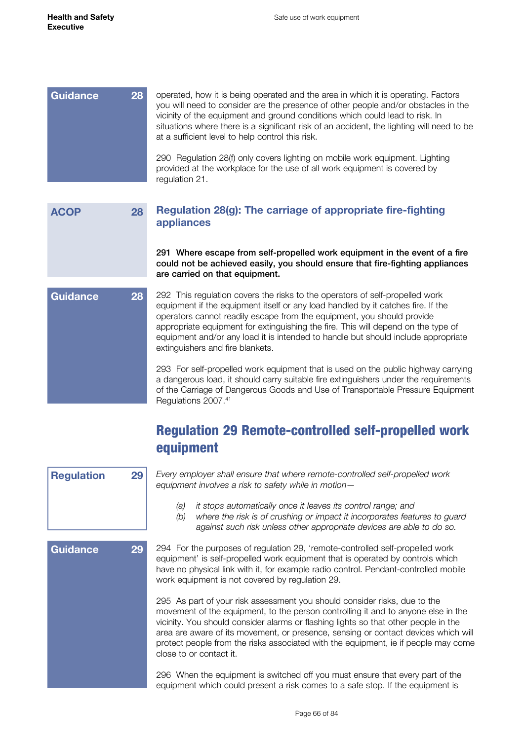Guidance 28

operated, how it is being operated and the area in which it is operating. Factors you will need to consider are the presence of other people and/or obstacles in the vicinity of the equipment and ground conditions which could lead to risk. In situations where there is a significant risk of an accident, the lighting will need to be at a sufficient level to help control this risk.

290 Regulation 28(f) only covers lighting on mobile work equipment. Lighting provided at the workplace for the use of all work equipment is covered by regulation 21.

ACOP 28

### Regulation 28(g): The carriage of appropriate fire-fighting appliances

**291 Where escape from self-propelled work equipment in the event of a fire could not be achieved easily, you should ensure that fire-fighting appliances are carried on that equipment.**

Guidance 28

292 This regulation covers the risks to the operators of self-propelled work equipment if the equipment itself or any load handled by it catches fire. If the operators cannot readily escape from the equipment, you should provide appropriate equipment for extinguishing the fire. This will depend on the type of equipment and/or any load it is intended to handle but should include appropriate extinguishers and fire blankets.

293 For self-propelled work equipment that is used on the public highway carrying a dangerous load, it should carry suitable fire extinguishers under the requirements of the Carriage of Dangerous Goods and Use of Transportable Pressure Equipment Regulations 2007.[41]

## Regulation 29 Remote-controlled self-propelled work equipment

Regulation 29

*Every employer shall ensure that where remote-controlled self-propelled work equipment involves a risk to safety while in motion—*

*(a) it stops automatically once it leaves its control range; and*
*(b) where the risk is of crushing or impact it incorporates features to guard against such risk unless other appropriate devices are able to do so.*

Guidance 29

294 For the purposes of regulation 29, 'remote-controlled self-propelled work equipment' is self-propelled work equipment that is operated by controls which have no physical link with it, for example radio control. Pendant-controlled mobile work equipment is not covered by regulation 29.

295 As part of your risk assessment you should consider risks, due to the movement of the equipment, to the person controlling it and to anyone else in the vicinity. You should consider alarms or flashing lights so that other people in the area are aware of its movement, or presence, sensing or contact devices which will protect people from the risks associated with the equipment, ie if people may come close to or contact it.

296 When the equipment is switched off you must ensure that every part of the equipment which could present a risk comes to a safe stop. If the equipment is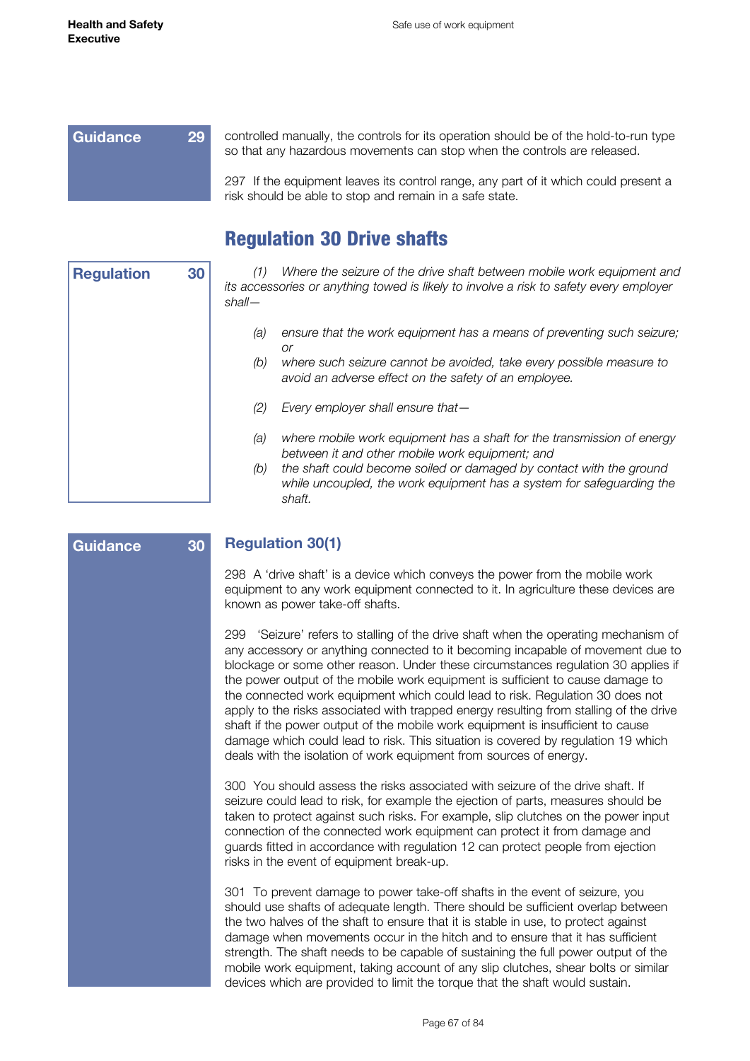**Guidance 29**

controlled manually, the controls for its operation should be of the hold-to-run type so that any hazardous movements can stop when the controls are released.

297 If the equipment leaves its control range, any part of it which could present a risk should be able to stop and remain in a safe state.

## Regulation 30 Drive shafts

**Regulation 30**

*(1) Where the seizure of the drive shaft between mobile work equipment and its accessories or anything towed is likely to involve a risk to safety every employer shall—*

*(a) ensure that the work equipment has a means of preventing such seizure; or*

*(b) where such seizure cannot be avoided, take every possible measure to avoid an adverse effect on the safety of an employee.*

*(2) Every employer shall ensure that—*

*(a) where mobile work equipment has a shaft for the transmission of energy between it and other mobile work equipment; and*

*(b) the shaft could become soiled or damaged by contact with the ground while uncoupled, the work equipment has a system for safeguarding the shaft.*

**Guidance 30**

### Regulation 30(1)

298 A 'drive shaft' is a device which conveys the power from the mobile work equipment to any work equipment connected to it. In agriculture these devices are known as power take-off shafts.

299 'Seizure' refers to stalling of the drive shaft when the operating mechanism of any accessory or anything connected to it becoming incapable of movement due to blockage or some other reason. Under these circumstances regulation 30 applies if the power output of the mobile work equipment is sufficient to cause damage to the connected work equipment which could lead to risk. Regulation 30 does not apply to the risks associated with trapped energy resulting from stalling of the drive shaft if the power output of the mobile work equipment is insufficient to cause damage which could lead to risk. This situation is covered by regulation 19 which deals with the isolation of work equipment from sources of energy.

300 You should assess the risks associated with seizure of the drive shaft. If seizure could lead to risk, for example the ejection of parts, measures should be taken to protect against such risks. For example, slip clutches on the power input connection of the connected work equipment can protect it from damage and guards fitted in accordance with regulation 12 can protect people from ejection risks in the event of equipment break-up.

301 To prevent damage to power take-off shafts in the event of seizure, you should use shafts of adequate length. There should be sufficient overlap between the two halves of the shaft to ensure that it is stable in use, to protect against damage when movements occur in the hitch and to ensure that it has sufficient strength. The shaft needs to be capable of sustaining the full power output of the mobile work equipment, taking account of any slip clutches, shear bolts or similar devices which are provided to limit the torque that the shaft would sustain.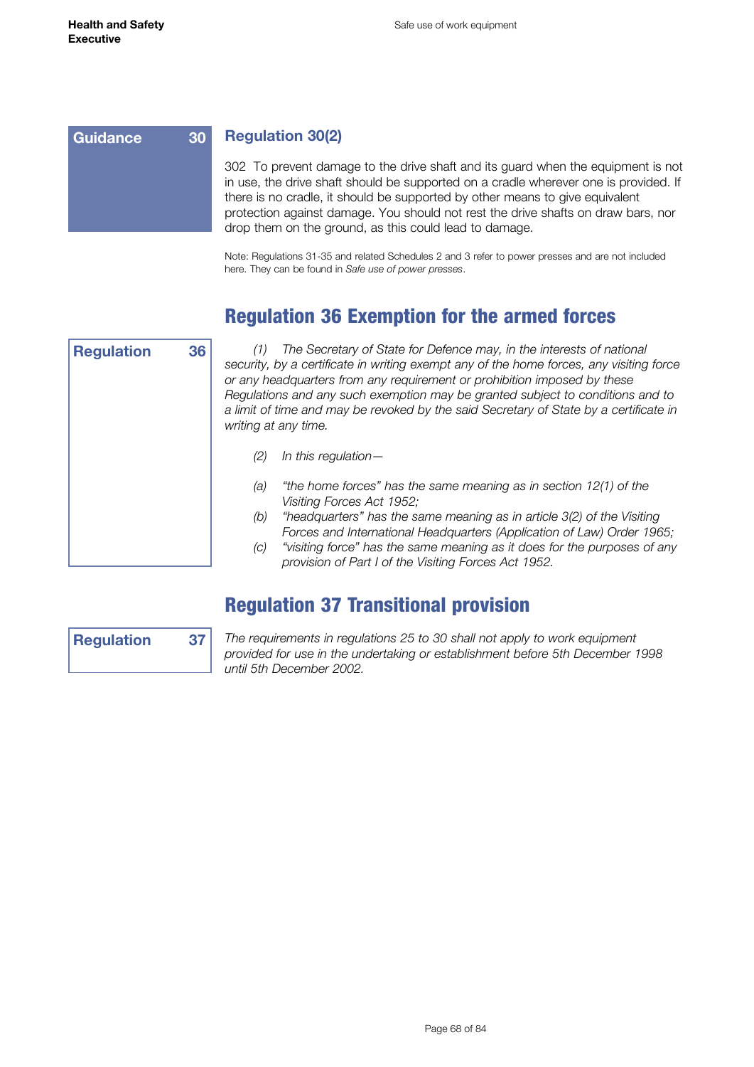**Guidance 30**

### Regulation 30(2)

302 To prevent damage to the drive shaft and its guard when the equipment is not in use, the drive shaft should be supported on a cradle wherever one is provided. If there is no cradle, it should be supported by other means to give equivalent protection against damage. You should not rest the drive shafts on draw bars, nor drop them on the ground, as this could lead to damage.

Note: Regulations 31-35 and related Schedules 2 and 3 refer to power presses and are not included here. They can be found in *Safe use of power presses*.

## Regulation 36 Exemption for the armed forces

**Regulation 36**

*(1) The Secretary of State for Defence may, in the interests of national security, by a certificate in writing exempt any of the home forces, any visiting force or any headquarters from any requirement or prohibition imposed by these Regulations and any such exemption may be granted subject to conditions and to a limit of time and may be revoked by the said Secretary of State by a certificate in writing at any time.*

*(2) In this regulation—*

*(a) "the home forces" has the same meaning as in section 12(1) of the Visiting Forces Act 1952;*

*(b) "headquarters" has the same meaning as in article 3(2) of the Visiting Forces and International Headquarters (Application of Law) Order 1965;*

*(c) "visiting force" has the same meaning as it does for the purposes of any provision of Part I of the Visiting Forces Act 1952.*

## Regulation 37 Transitional provision

**Regulation 37**

*The requirements in regulations 25 to 30 shall not apply to work equipment provided for use in the undertaking or establishment before 5th December 1998 until 5th December 2002.*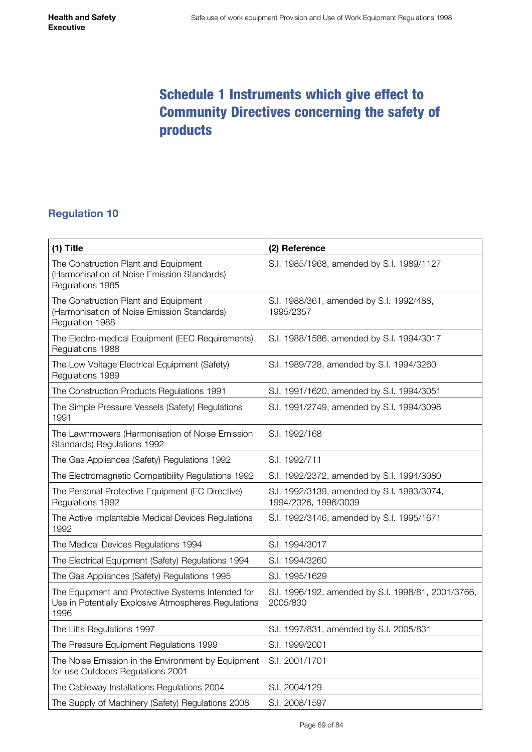# Schedule 1 Instruments which give effect to Community Directives concerning the safety of products

## Regulation 10

| (1) Title | (2) Reference |
| --- | --- |
| The Construction Plant and Equipment (Harmonisation of Noise Emission Standards) Regulations 1985 | S.I. 1985/1968, amended by S.I. 1989/1127 |
| The Construction Plant and Equipment (Harmonisation of Noise Emission Standards) Regulation 1988 | S.I. 1988/361, amended by S.I. 1992/488, 1995/2357 |
| The Electro-medical Equipment (EEC Requirements) Regulations 1988 | S.I. 1988/1586, amended by S.I. 1994/3017 |
| The Low Voltage Electrical Equipment (Safety) Regulations 1989 | S.I. 1989/728, amended by S.I. 1994/3260 |
| The Construction Products Regulations 1991 | S.I. 1991/1620, amended by S.I. 1994/3051 |
| The Simple Pressure Vessels (Safety) Regulations 1991 | S.I. 1991/2749, amended by S.I. 1994/3098 |
| The Lawnmowers (Harmonisation of Noise Emission Standards) Regulations 1992 | S.I. 1992/168 |
| The Gas Appliances (Safety) Regulations 1992 | S.I. 1992/711 |
| The Electromagnetic Compatibility Regulations 1992 | S.I. 1992/2372, amended by S.I. 1994/3080 |
| The Personal Protective Equipment (EC Directive) Regulations 1992 | S.I. 1992/3139, amended by S.I. 1993/3074, 1994/2326, 1996/3039 |
| The Active Implantable Medical Devices Regulations 1992 | S.I. 1992/3146, amended by S.I. 1995/1671 |
| The Medical Devices Regulations 1994 | S.I. 1994/3017 |
| The Electrical Equipment (Safety) Regulations 1994 | S.I. 1994/3260 |
| The Gas Appliances (Safety) Regulations 1995 | S.I. 1995/1629 |
| The Equipment and Protective Systems Intended for Use in Potentially Explosive Atmospheres Regulations 1996 | S.I. 1996/192, amended by S.I. 1998/81, 2001/3766, 2005/830 |
| The Lifts Regulations 1997 | S.I. 1997/831, amended by S.I. 2005/831 |
| The Pressure Equipment Regulations 1999 | S.I. 1999/2001 |
| The Noise Emission in the Environment by Equipment for use Outdoors Regulations 2001 | S.I. 2001/1701 |
| The Cableway Installations Regulations 2004 | S.I. 2004/129 |
| The Supply of Machinery (Safety) Regulations 2008 | S.I. 2008/1597 |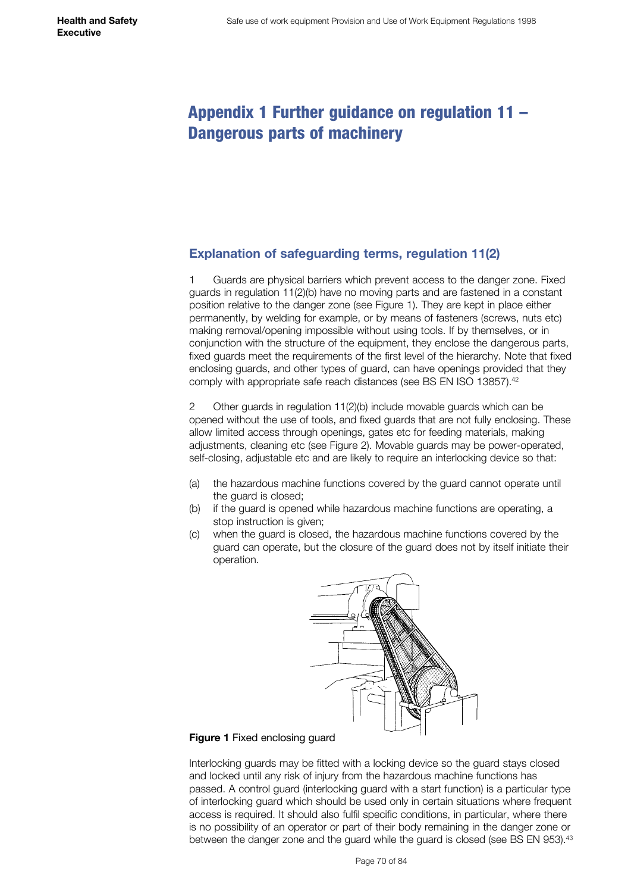# Appendix 1 Further guidance on regulation 11 – Dangerous parts of machinery

## Explanation of safeguarding terms, regulation 11(2)

1 Guards are physical barriers which prevent access to the danger zone. Fixed guards in regulation 11(2)(b) have no moving parts and are fastened in a constant position relative to the danger zone (see Figure 1). They are kept in place either permanently, by welding for example, or by means of fasteners (screws, nuts etc) making removal/opening impossible without using tools. If by themselves, or in conjunction with the structure of the equipment, they enclose the dangerous parts, fixed guards meet the requirements of the first level of the hierarchy. Note that fixed enclosing guards, and other types of guard, can have openings provided that they comply with appropriate safe reach distances (see BS EN ISO 13857).[42]

2 Other guards in regulation 11(2)(b) include movable guards which can be opened without the use of tools, and fixed guards that are not fully enclosing. These allow limited access through openings, gates etc for feeding materials, making adjustments, cleaning etc (see Figure 2). Movable guards may be power-operated, self-closing, adjustable etc and are likely to require an interlocking device so that:

(a) the hazardous machine functions covered by the guard cannot operate until the guard is closed;
(b) if the guard is opened while hazardous machine functions are operating, a stop instruction is given;
(c) when the guard is closed, the hazardous machine functions covered by the guard can operate, but the closure of the guard does not by itself initiate their operation.

**Figure 1** Fixed enclosing guard

Interlocking guards may be fitted with a locking device so the guard stays closed and locked until any risk of injury from the hazardous machine functions has passed. A control guard (interlocking guard with a start function) is a particular type of interlocking guard which should be used only in certain situations where frequent access is required. It should also fulfil specific conditions, in particular, where there is no possibility of an operator or part of their body remaining in the danger zone or between the danger zone and the guard while the guard is closed (see BS EN 953).[43]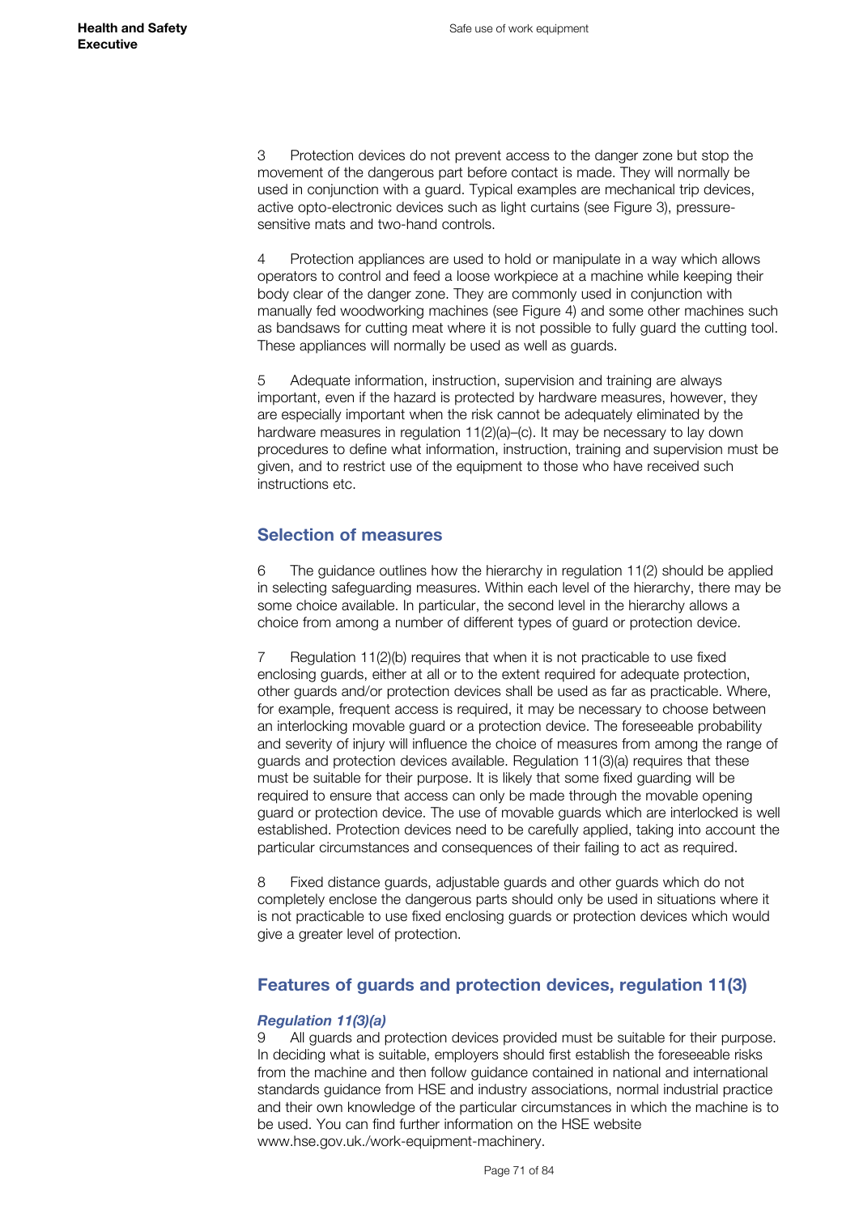3 Protection devices do not prevent access to the danger zone but stop the movement of the dangerous part before contact is made. They will normally be used in conjunction with a guard. Typical examples are mechanical trip devices, active opto-electronic devices such as light curtains (see Figure 3), pressure-sensitive mats and two-hand controls.

4 Protection appliances are used to hold or manipulate in a way which allows operators to control and feed a loose workpiece at a machine while keeping their body clear of the danger zone. They are commonly used in conjunction with manually fed woodworking machines (see Figure 4) and some other machines such as bandsaws for cutting meat where it is not possible to fully guard the cutting tool. These appliances will normally be used as well as guards.

5 Adequate information, instruction, supervision and training are always important, even if the hazard is protected by hardware measures, however, they are especially important when the risk cannot be adequately eliminated by the hardware measures in regulation 11(2)(a)–(c). It may be necessary to lay down procedures to define what information, instruction, training and supervision must be given, and to restrict use of the equipment to those who have received such instructions etc.

## Selection of measures

6 The guidance outlines how the hierarchy in regulation 11(2) should be applied in selecting safeguarding measures. Within each level of the hierarchy, there may be some choice available. In particular, the second level in the hierarchy allows a choice from among a number of different types of guard or protection device.

7 Regulation 11(2)(b) requires that when it is not practicable to use fixed enclosing guards, either at all or to the extent required for adequate protection, other guards and/or protection devices shall be used as far as practicable. Where, for example, frequent access is required, it may be necessary to choose between an interlocking movable guard or a protection device. The foreseeable probability and severity of injury will influence the choice of measures from among the range of guards and protection devices available. Regulation 11(3)(a) requires that these must be suitable for their purpose. It is likely that some fixed guarding will be required to ensure that access can only be made through the movable opening guard or protection device. The use of movable guards which are interlocked is well established. Protection devices need to be carefully applied, taking into account the particular circumstances and consequences of their failing to act as required.

8 Fixed distance guards, adjustable guards and other guards which do not completely enclose the dangerous parts should only be used in situations where it is not practicable to use fixed enclosing guards or protection devices which would give a greater level of protection.

## Features of guards and protection devices, regulation 11(3)

### *Regulation 11(3)(a)*

9 All guards and protection devices provided must be suitable for their purpose. In deciding what is suitable, employers should first establish the foreseeable risks from the machine and then follow guidance contained in national and international standards guidance from HSE and industry associations, normal industrial practice and their own knowledge of the particular circumstances in which the machine is to be used. You can find further information on the HSE website www.hse.gov.uk./work-equipment-machinery.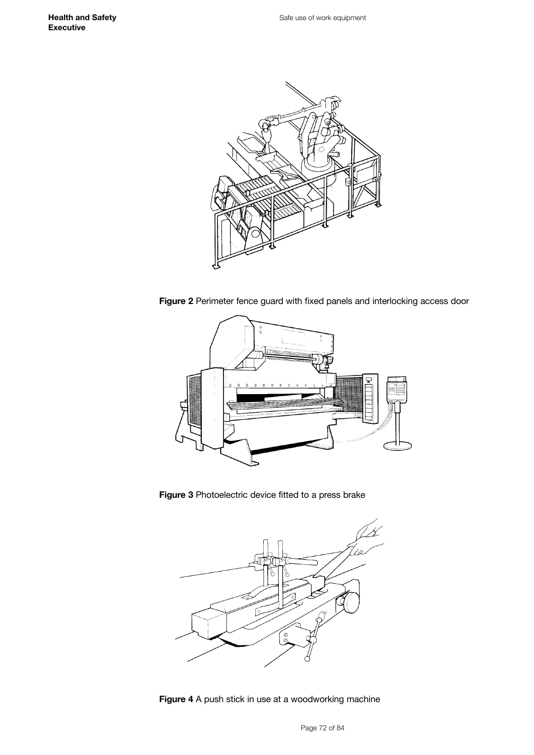**Figure 2** Perimeter fence guard with fixed panels and interlocking access door

**Figure 3** Photoelectric device fitted to a press brake

**Figure 4** A push stick in use at a woodworking machine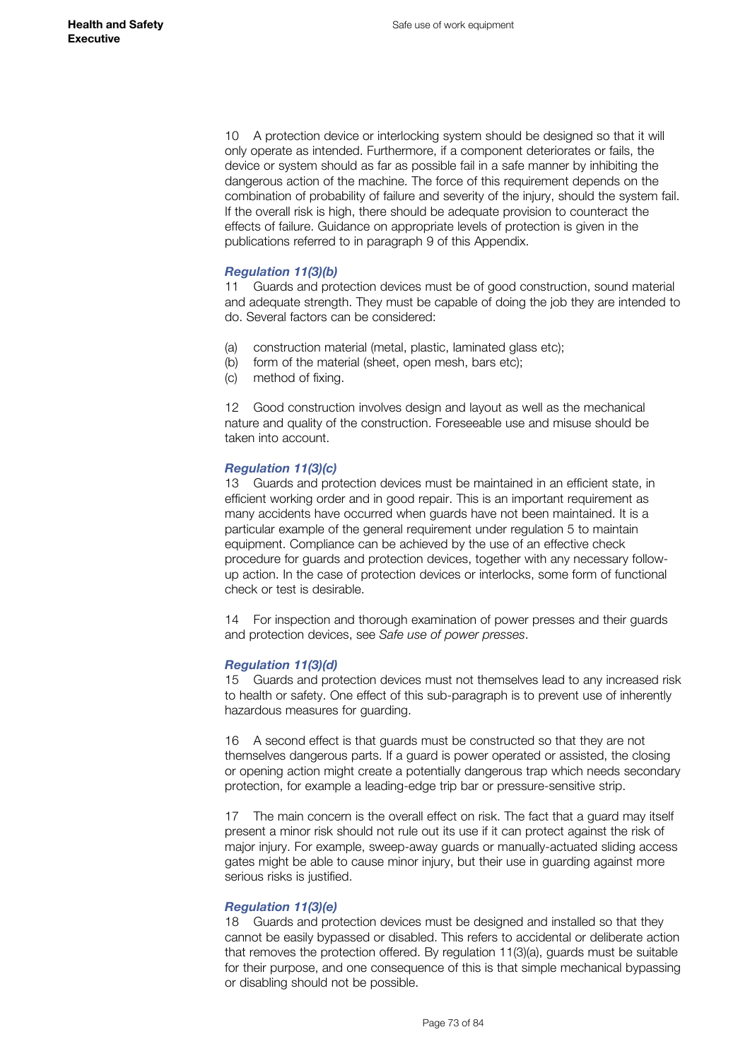10 A protection device or interlocking system should be designed so that it will only operate as intended. Furthermore, if a component deteriorates or fails, the device or system should as far as possible fail in a safe manner by inhibiting the dangerous action of the machine. The force of this requirement depends on the combination of probability of failure and severity of the injury, should the system fail. If the overall risk is high, there should be adequate provision to counteract the effects of failure. Guidance on appropriate levels of protection is given in the publications referred to in paragraph 9 of this Appendix.

***Regulation 11(3)(b)***

11 Guards and protection devices must be of good construction, sound material and adequate strength. They must be capable of doing the job they are intended to do. Several factors can be considered:

(a) construction material (metal, plastic, laminated glass etc);
(b) form of the material (sheet, open mesh, bars etc);
(c) method of fixing.

12 Good construction involves design and layout as well as the mechanical nature and quality of the construction. Foreseeable use and misuse should be taken into account.

***Regulation 11(3)(c)***

13 Guards and protection devices must be maintained in an efficient state, in efficient working order and in good repair. This is an important requirement as many accidents have occurred when guards have not been maintained. It is a particular example of the general requirement under regulation 5 to maintain equipment. Compliance can be achieved by the use of an effective check procedure for guards and protection devices, together with any necessary follow-up action. In the case of protection devices or interlocks, some form of functional check or test is desirable.

14 For inspection and thorough examination of power presses and their guards and protection devices, see *Safe use of power presses*.

***Regulation 11(3)(d)***

15 Guards and protection devices must not themselves lead to any increased risk to health or safety. One effect of this sub-paragraph is to prevent use of inherently hazardous measures for guarding.

16 A second effect is that guards must be constructed so that they are not themselves dangerous parts. If a guard is power operated or assisted, the closing or opening action might create a potentially dangerous trap which needs secondary protection, for example a leading-edge trip bar or pressure-sensitive strip.

17 The main concern is the overall effect on risk. The fact that a guard may itself present a minor risk should not rule out its use if it can protect against the risk of major injury. For example, sweep-away guards or manually-actuated sliding access gates might be able to cause minor injury, but their use in guarding against more serious risks is justified.

***Regulation 11(3)(e)***

18 Guards and protection devices must be designed and installed so that they cannot be easily bypassed or disabled. This refers to accidental or deliberate action that removes the protection offered. By regulation 11(3)(a), guards must be suitable for their purpose, and one consequence of this is that simple mechanical bypassing or disabling should not be possible.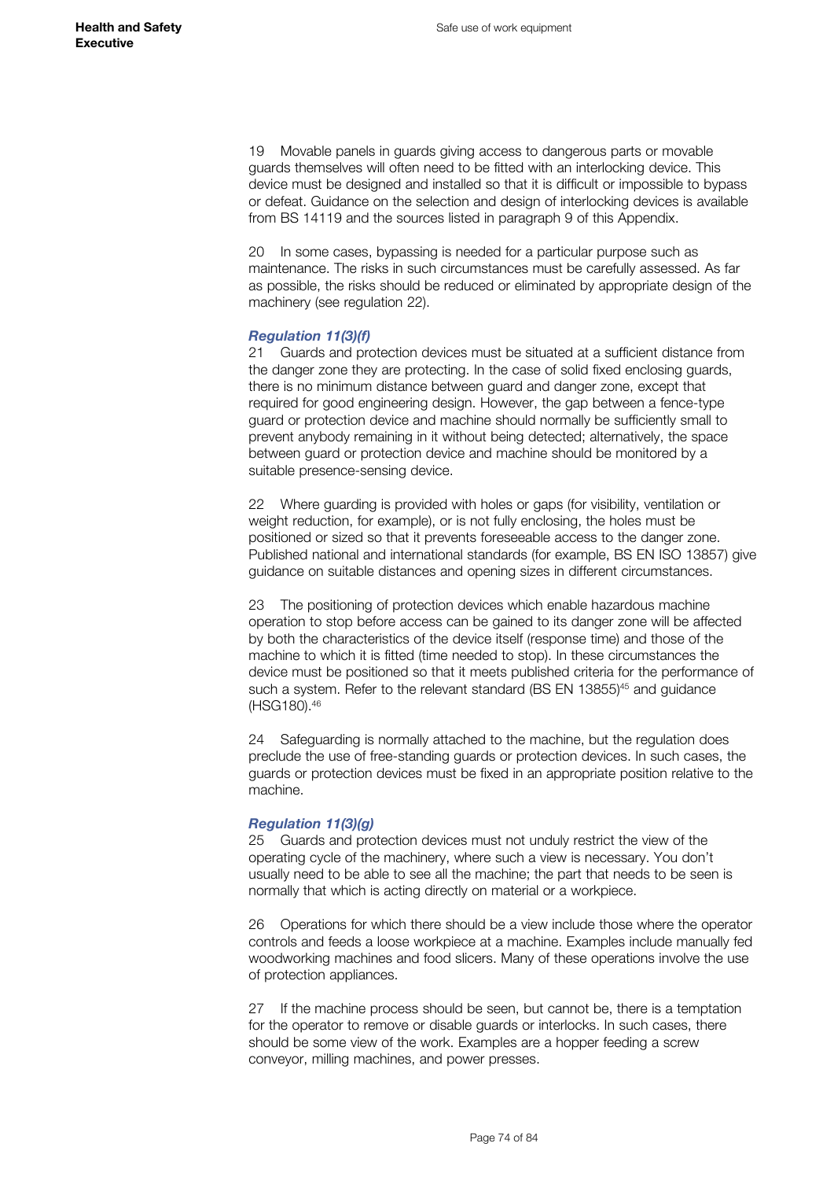19 Movable panels in guards giving access to dangerous parts or movable guards themselves will often need to be fitted with an interlocking device. This device must be designed and installed so that it is difficult or impossible to bypass or defeat. Guidance on the selection and design of interlocking devices is available from BS 14119 and the sources listed in paragraph 9 of this Appendix.

20 In some cases, bypassing is needed for a particular purpose such as maintenance. The risks in such circumstances must be carefully assessed. As far as possible, the risks should be reduced or eliminated by appropriate design of the machinery (see regulation 22).

***Regulation 11(3)(f)***

21 Guards and protection devices must be situated at a sufficient distance from the danger zone they are protecting. In the case of solid fixed enclosing guards, there is no minimum distance between guard and danger zone, except that required for good engineering design. However, the gap between a fence-type guard or protection device and machine should normally be sufficiently small to prevent anybody remaining in it without being detected; alternatively, the space between guard or protection device and machine should be monitored by a suitable presence-sensing device.

22 Where guarding is provided with holes or gaps (for visibility, ventilation or weight reduction, for example), or is not fully enclosing, the holes must be positioned or sized so that it prevents foreseeable access to the danger zone. Published national and international standards (for example, BS EN ISO 13857) give guidance on suitable distances and opening sizes in different circumstances.

23 The positioning of protection devices which enable hazardous machine operation to stop before access can be gained to its danger zone will be affected by both the characteristics of the device itself (response time) and those of the machine to which it is fitted (time needed to stop). In these circumstances the device must be positioned so that it meets published criteria for the performance of such a system. Refer to the relevant standard (BS EN 13855)[45] and guidance (HSG180).[46]

24 Safeguarding is normally attached to the machine, but the regulation does preclude the use of free-standing guards or protection devices. In such cases, the guards or protection devices must be fixed in an appropriate position relative to the machine.

***Regulation 11(3)(g)***

25 Guards and protection devices must not unduly restrict the view of the operating cycle of the machinery, where such a view is necessary. You don't usually need to be able to see all the machine; the part that needs to be seen is normally that which is acting directly on material or a workpiece.

26 Operations for which there should be a view include those where the operator controls and feeds a loose workpiece at a machine. Examples include manually fed woodworking machines and food slicers. Many of these operations involve the use of protection appliances.

27 If the machine process should be seen, but cannot be, there is a temptation for the operator to remove or disable guards or interlocks. In such cases, there should be some view of the work. Examples are a hopper feeding a screw conveyor, milling machines, and power presses.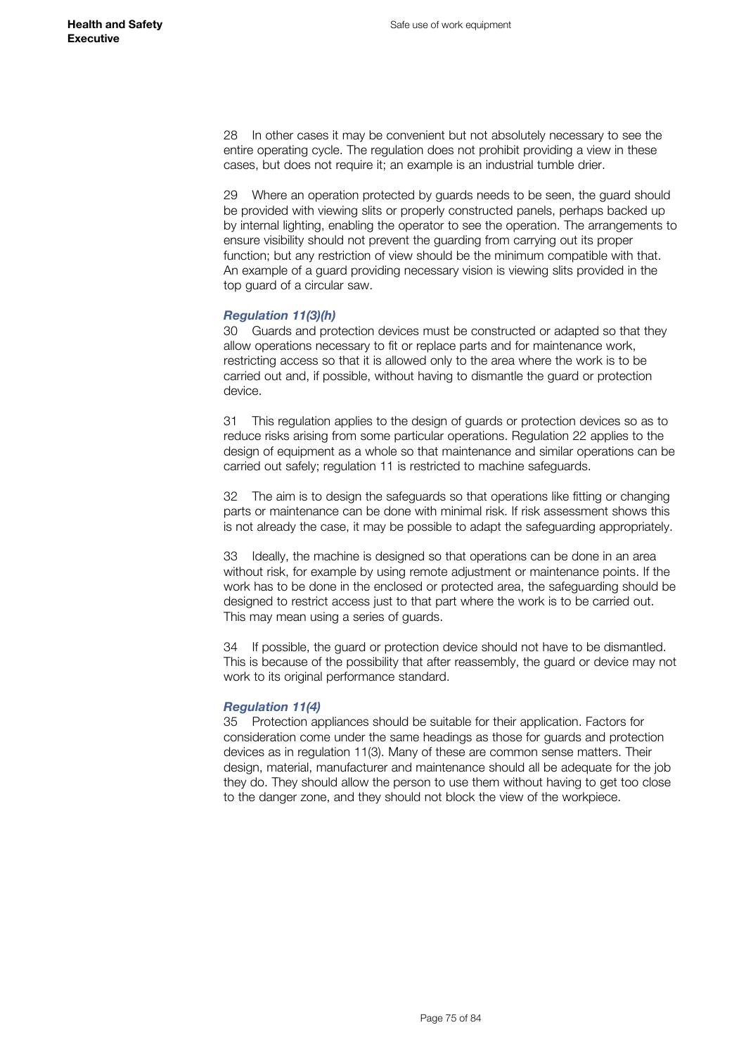28 In other cases it may be convenient but not absolutely necessary to see the entire operating cycle. The regulation does not prohibit providing a view in these cases, but does not require it; an example is an industrial tumble drier.

29 Where an operation protected by guards needs to be seen, the guard should be provided with viewing slits or properly constructed panels, perhaps backed up by internal lighting, enabling the operator to see the operation. The arrangements to ensure visibility should not prevent the guarding from carrying out its proper function; but any restriction of view should be the minimum compatible with that. An example of a guard providing necessary vision is viewing slits provided in the top guard of a circular saw.

### *Regulation 11(3)(h)*

30 Guards and protection devices must be constructed or adapted so that they allow operations necessary to fit or replace parts and for maintenance work, restricting access so that it is allowed only to the area where the work is to be carried out and, if possible, without having to dismantle the guard or protection device.

31 This regulation applies to the design of guards or protection devices so as to reduce risks arising from some particular operations. Regulation 22 applies to the design of equipment as a whole so that maintenance and similar operations can be carried out safely; regulation 11 is restricted to machine safeguards.

32 The aim is to design the safeguards so that operations like fitting or changing parts or maintenance can be done with minimal risk. If risk assessment shows this is not already the case, it may be possible to adapt the safeguarding appropriately.

33 Ideally, the machine is designed so that operations can be done in an area without risk, for example by using remote adjustment or maintenance points. If the work has to be done in the enclosed or protected area, the safeguarding should be designed to restrict access just to that part where the work is to be carried out. This may mean using a series of guards.

34 If possible, the guard or protection device should not have to be dismantled. This is because of the possibility that after reassembly, the guard or device may not work to its original performance standard.

### *Regulation 11(4)*

35 Protection appliances should be suitable for their application. Factors for consideration come under the same headings as those for guards and protection devices as in regulation 11(3). Many of these are common sense matters. Their design, material, manufacturer and maintenance should all be adequate for the job they do. They should allow the person to use them without having to get too close to the danger zone, and they should not block the view of the workpiece.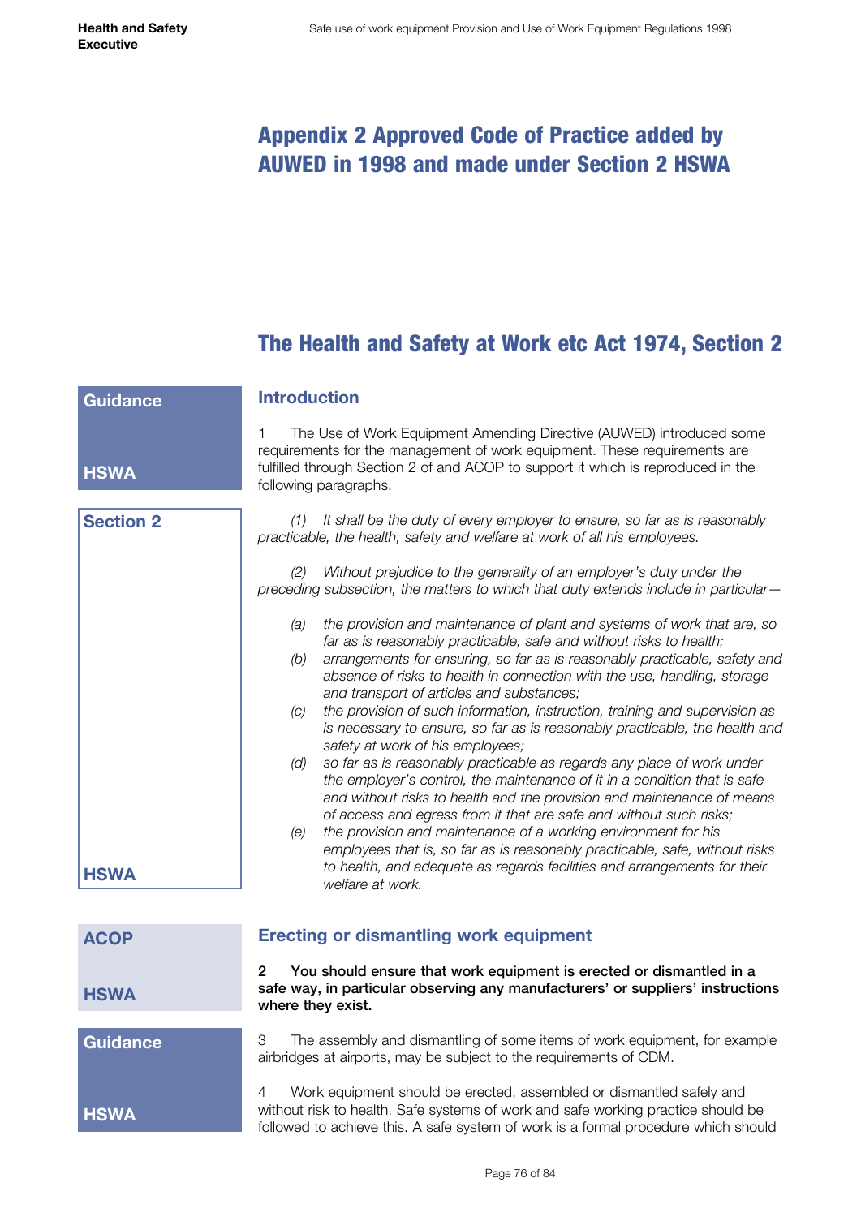# Appendix 2 Approved Code of Practice added by AUWED in 1998 and made under Section 2 HSWA

## The Health and Safety at Work etc Act 1974, Section 2

**Guidance**

**HSWA**

### Introduction

1 The Use of Work Equipment Amending Directive (AUWED) introduced some requirements for the management of work equipment. These requirements are fulfilled through Section 2 of and ACOP to support it which is reproduced in the following paragraphs.

**Section 2**

*(1) It shall be the duty of every employer to ensure, so far as is reasonably practicable, the health, safety and welfare at work of all his employees.*

*(2) Without prejudice to the generality of an employer's duty under the preceding subsection, the matters to which that duty extends include in particular—*

- *(a) the provision and maintenance of plant and systems of work that are, so far as is reasonably practicable, safe and without risks to health;*
- *(b) arrangements for ensuring, so far as is reasonably practicable, safety and absence of risks to health in connection with the use, handling, storage and transport of articles and substances;*
- *(c) the provision of such information, instruction, training and supervision as is necessary to ensure, so far as is reasonably practicable, the health and safety at work of his employees;*
- *(d) so far as is reasonably practicable as regards any place of work under the employer's control, the maintenance of it in a condition that is safe and without risks to health and the provision and maintenance of means of access and egress from it that are safe and without such risks;*
- *(e) the provision and maintenance of a working environment for his employees that is, so far as is reasonably practicable, safe, without risks to health, and adequate as regards facilities and arrangements for their welfare at work.*

**HSWA**

**ACOP**

**HSWA**

### Erecting or dismantling work equipment

**2 You should ensure that work equipment is erected or dismantled in a safe way, in particular observing any manufacturers' or suppliers' instructions where they exist.**

**Guidance**

**HSWA**

3 The assembly and dismantling of some items of work equipment, for example airbridges at airports, may be subject to the requirements of CDM.

4 Work equipment should be erected, assembled or dismantled safely and without risk to health. Safe systems of work and safe working practice should be followed to achieve this. A safe system of work is a formal procedure which should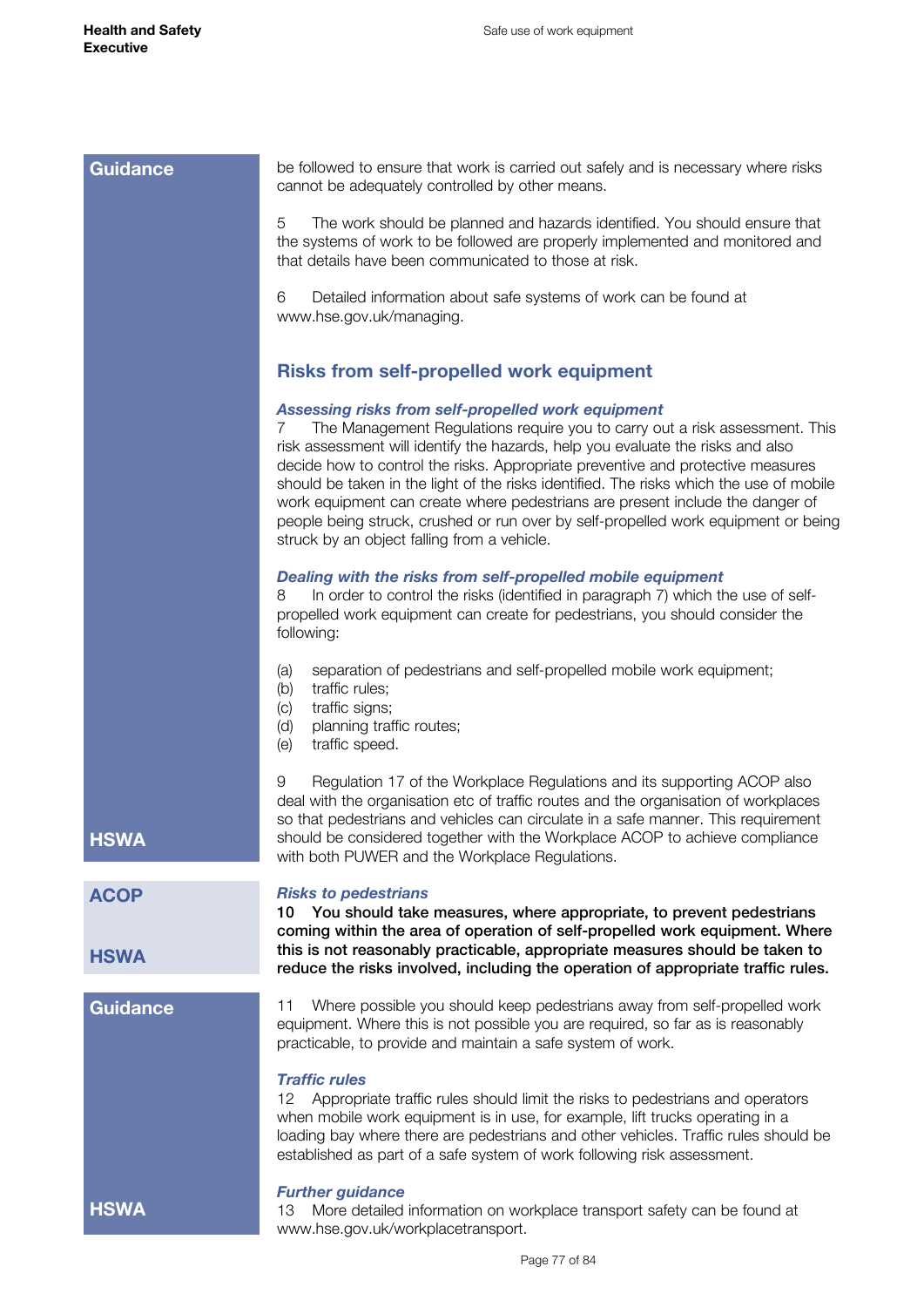**Guidance**

be followed to ensure that work is carried out safely and is necessary where risks cannot be adequately controlled by other means.

5 The work should be planned and hazards identified. You should ensure that the systems of work to be followed are properly implemented and monitored and that details have been communicated to those at risk.

6 Detailed information about safe systems of work can be found at www.hse.gov.uk/managing.

## Risks from self-propelled work equipment

### *Assessing risks from self-propelled work equipment*

7 The Management Regulations require you to carry out a risk assessment. This risk assessment will identify the hazards, help you evaluate the risks and also decide how to control the risks. Appropriate preventive and protective measures should be taken in the light of the risks identified. The risks which the use of mobile work equipment can create where pedestrians are present include the danger of people being struck, crushed or run over by self-propelled work equipment or being struck by an object falling from a vehicle.

### *Dealing with the risks from self-propelled mobile equipment*

8 In order to control the risks (identified in paragraph 7) which the use of self-propelled work equipment can create for pedestrians, you should consider the following:

(a) separation of pedestrians and self-propelled mobile work equipment;
(b) traffic rules;
(c) traffic signs;
(d) planning traffic routes;
(e) traffic speed.

9 Regulation 17 of the Workplace Regulations and its supporting ACOP also deal with the organisation etc of traffic routes and the organisation of workplaces so that pedestrians and vehicles can circulate in a safe manner. This requirement should be considered together with the Workplace ACOP to achieve compliance with both PUWER and the Workplace Regulations.

**HSWA**

**ACOP**

### *Risks to pedestrians*

**10 You should take measures, where appropriate, to prevent pedestrians coming within the area of operation of self-propelled work equipment. Where this is not reasonably practicable, appropriate measures should be taken to reduce the risks involved, including the operation of appropriate traffic rules.**

**HSWA**

**Guidance**

11 Where possible you should keep pedestrians away from self-propelled work equipment. Where this is not possible you are required, so far as is reasonably practicable, to provide and maintain a safe system of work.

### *Traffic rules*

12 Appropriate traffic rules should limit the risks to pedestrians and operators when mobile work equipment is in use, for example, lift trucks operating in a loading bay where there are pedestrians and other vehicles. Traffic rules should be established as part of a safe system of work following risk assessment.

### *Further guidance*

13 More detailed information on workplace transport safety can be found at www.hse.gov.uk/workplacetransport.

**HSWA**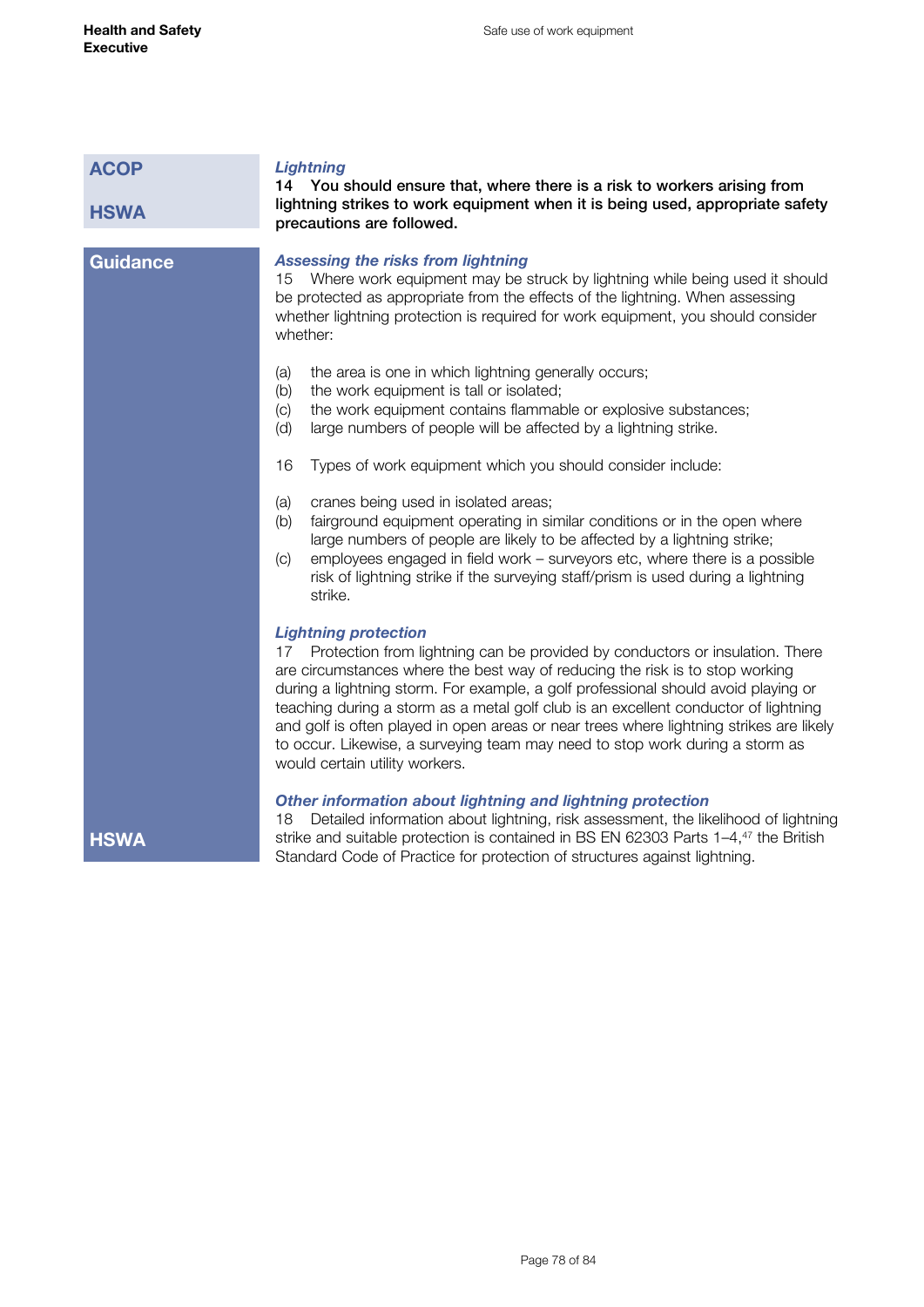ACOP

HSWA

### *Lightning*

**14 You should ensure that, where there is a risk to workers arising from lightning strikes to work equipment when it is being used, appropriate safety precautions are followed.**

Guidance

### *Assessing the risks from lightning*

15 Where work equipment may be struck by lightning while being used it should be protected as appropriate from the effects of the lightning. When assessing whether lightning protection is required for work equipment, you should consider whether:

(a) the area is one in which lightning generally occurs;
(b) the work equipment is tall or isolated;
(c) the work equipment contains flammable or explosive substances;
(d) large numbers of people will be affected by a lightning strike.

16 Types of work equipment which you should consider include:

(a) cranes being used in isolated areas;
(b) fairground equipment operating in similar conditions or in the open where large numbers of people are likely to be affected by a lightning strike;
(c) employees engaged in field work – surveyors etc, where there is a possible risk of lightning strike if the surveying staff/prism is used during a lightning strike.

### *Lightning protection*

17 Protection from lightning can be provided by conductors or insulation. There are circumstances where the best way of reducing the risk is to stop working during a lightning storm. For example, a golf professional should avoid playing or teaching during a storm as a metal golf club is an excellent conductor of lightning and golf is often played in open areas or near trees where lightning strikes are likely to occur. Likewise, a surveying team may need to stop work during a storm as would certain utility workers.

### *Other information about lightning and lightning protection*

HSWA

18 Detailed information about lightning, risk assessment, the likelihood of lightning strike and suitable protection is contained in BS EN 62303 Parts 1–4,[47] the British Standard Code of Practice for protection of structures against lightning.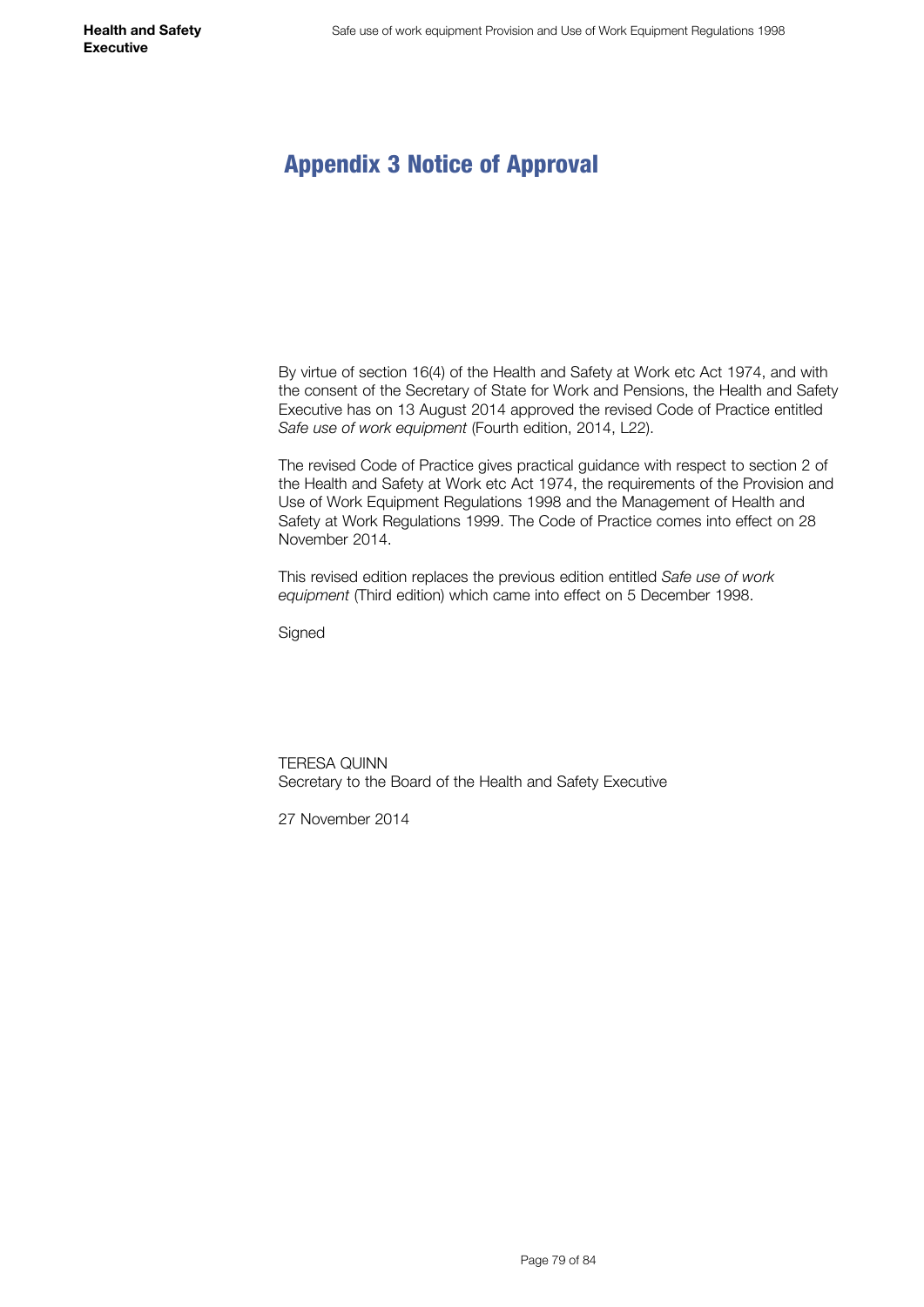# Appendix 3 Notice of Approval

By virtue of section 16(4) of the Health and Safety at Work etc Act 1974, and with the consent of the Secretary of State for Work and Pensions, the Health and Safety Executive has on 13 August 2014 approved the revised Code of Practice entitled *Safe use of work equipment* (Fourth edition, 2014, L22).

The revised Code of Practice gives practical guidance with respect to section 2 of the Health and Safety at Work etc Act 1974, the requirements of the Provision and Use of Work Equipment Regulations 1998 and the Management of Health and Safety at Work Regulations 1999. The Code of Practice comes into effect on 28 November 2014.

This revised edition replaces the previous edition entitled *Safe use of work equipment* (Third edition) which came into effect on 5 December 1998.

Signed

TERESA QUINN
Secretary to the Board of the Health and Safety Executive

27 November 2014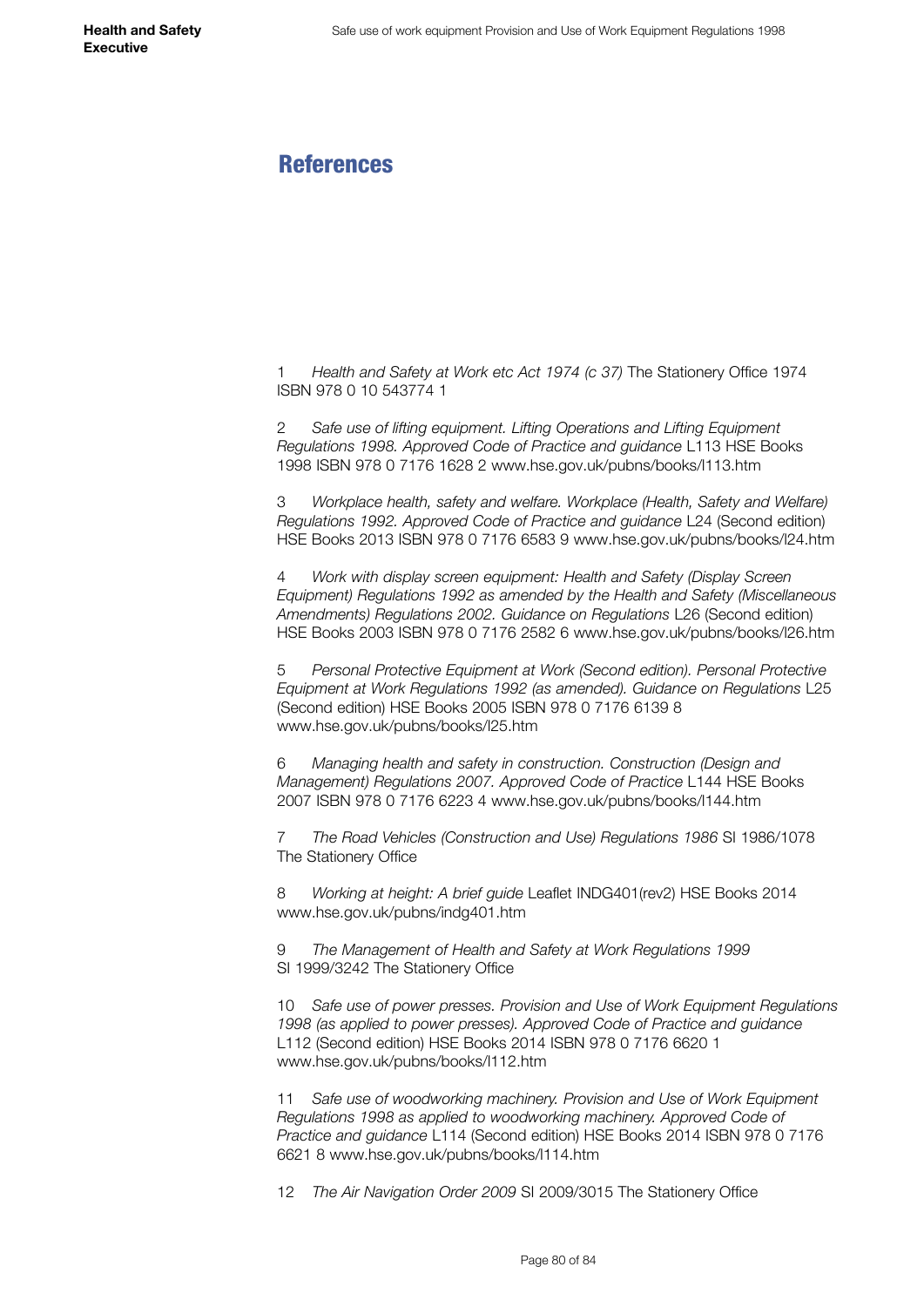## References

1 *Health and Safety at Work etc Act 1974 (c 37)* The Stationery Office 1974 ISBN 978 0 10 543774 1

2 *Safe use of lifting equipment. Lifting Operations and Lifting Equipment Regulations 1998. Approved Code of Practice and guidance* L113 HSE Books 1998 ISBN 978 0 7176 1628 2 www.hse.gov.uk/pubns/books/l113.htm

3 *Workplace health, safety and welfare. Workplace (Health, Safety and Welfare) Regulations 1992. Approved Code of Practice and guidance* L24 (Second edition) HSE Books 2013 ISBN 978 0 7176 6583 9 www.hse.gov.uk/pubns/books/l24.htm

4 *Work with display screen equipment: Health and Safety (Display Screen Equipment) Regulations 1992 as amended by the Health and Safety (Miscellaneous Amendments) Regulations 2002. Guidance on Regulations* L26 (Second edition) HSE Books 2003 ISBN 978 0 7176 2582 6 www.hse.gov.uk/pubns/books/l26.htm

5 *Personal Protective Equipment at Work (Second edition). Personal Protective Equipment at Work Regulations 1992 (as amended). Guidance on Regulations* L25 (Second edition) HSE Books 2005 ISBN 978 0 7176 6139 8 www.hse.gov.uk/pubns/books/l25.htm

6 *Managing health and safety in construction. Construction (Design and Management) Regulations 2007. Approved Code of Practice* L144 HSE Books 2007 ISBN 978 0 7176 6223 4 www.hse.gov.uk/pubns/books/l144.htm

7 *The Road Vehicles (Construction and Use) Regulations 1986* SI 1986/1078 The Stationery Office

8 *Working at height: A brief guide* Leaflet INDG401(rev2) HSE Books 2014 www.hse.gov.uk/pubns/indg401.htm

9 *The Management of Health and Safety at Work Regulations 1999* SI 1999/3242 The Stationery Office

10 *Safe use of power presses. Provision and Use of Work Equipment Regulations 1998 (as applied to power presses). Approved Code of Practice and guidance* L112 (Second edition) HSE Books 2014 ISBN 978 0 7176 6620 1 www.hse.gov.uk/pubns/books/l112.htm

11 *Safe use of woodworking machinery. Provision and Use of Work Equipment Regulations 1998 as applied to woodworking machinery. Approved Code of Practice and guidance* L114 (Second edition) HSE Books 2014 ISBN 978 0 7176 6621 8 www.hse.gov.uk/pubns/books/l114.htm

12 *The Air Navigation Order 2009* SI 2009/3015 The Stationery Office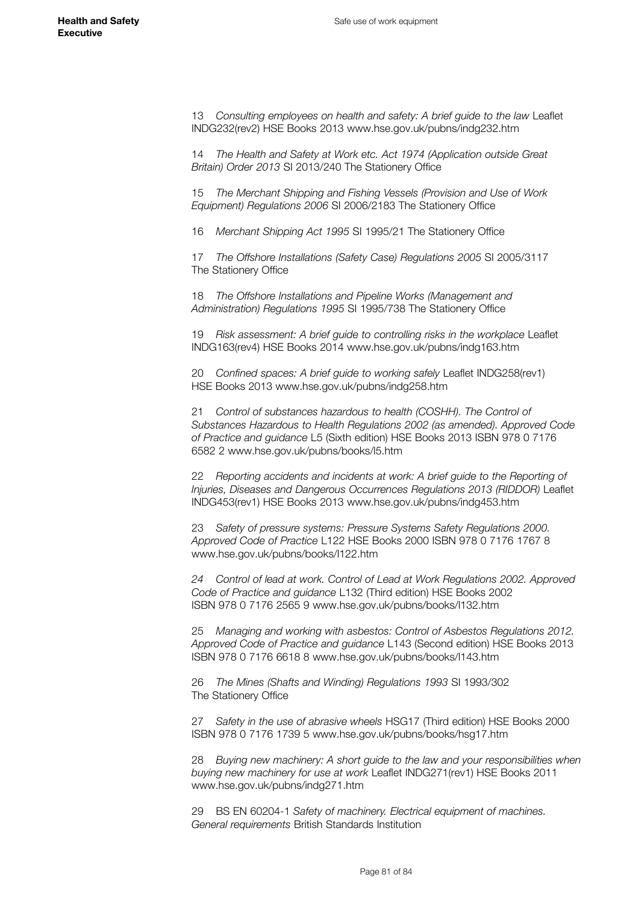13 *Consulting employees on health and safety: A brief guide to the law* Leaflet INDG232(rev2) HSE Books 2013 www.hse.gov.uk/pubns/indg232.htm

14 *The Health and Safety at Work etc. Act 1974 (Application outside Great Britain) Order 2013* SI 2013/240 The Stationery Office

15 *The Merchant Shipping and Fishing Vessels (Provision and Use of Work Equipment) Regulations 2006* SI 2006/2183 The Stationery Office

16 *Merchant Shipping Act 1995* SI 1995/21 The Stationery Office

17 *The Offshore Installations (Safety Case) Regulations 2005* SI 2005/3117 The Stationery Office

18 *The Offshore Installations and Pipeline Works (Management and Administration) Regulations 1995* SI 1995/738 The Stationery Office

19 *Risk assessment: A brief guide to controlling risks in the workplace* Leaflet INDG163(rev4) HSE Books 2014 www.hse.gov.uk/pubns/indg163.htm

20 *Confined spaces: A brief guide to working safely* Leaflet INDG258(rev1) HSE Books 2013 www.hse.gov.uk/pubns/indg258.htm

21 *Control of substances hazardous to health (COSHH). The Control of Substances Hazardous to Health Regulations 2002 (as amended). Approved Code of Practice and guidance* L5 (Sixth edition) HSE Books 2013 ISBN 978 0 7176 6582 2 www.hse.gov.uk/pubns/books/l5.htm

22 *Reporting accidents and incidents at work: A brief guide to the Reporting of Injuries, Diseases and Dangerous Occurrences Regulations 2013 (RIDDOR)* Leaflet INDG453(rev1) HSE Books 2013 www.hse.gov.uk/pubns/indg453.htm

23 *Safety of pressure systems: Pressure Systems Safety Regulations 2000. Approved Code of Practice* L122 HSE Books 2000 ISBN 978 0 7176 1767 8 www.hse.gov.uk/pubns/books/l122.htm

*24 Control of lead at work. Control of Lead at Work Regulations 2002. Approved Code of Practice and guidance* L132 (Third edition) HSE Books 2002 ISBN 978 0 7176 2565 9 www.hse.gov.uk/pubns/books/l132.htm

25 *Managing and working with asbestos: Control of Asbestos Regulations 2012. Approved Code of Practice and guidance* L143 (Second edition) HSE Books 2013 ISBN 978 0 7176 6618 8 www.hse.gov.uk/pubns/books/l143.htm

26 *The Mines (Shafts and Winding) Regulations 1993* SI 1993/302 The Stationery Office

27 *Safety in the use of abrasive wheels* HSG17 (Third edition) HSE Books 2000 ISBN 978 0 7176 1739 5 www.hse.gov.uk/pubns/books/hsg17.htm

28 *Buying new machinery: A short guide to the law and your responsibilities when buying new machinery for use at work* Leaflet INDG271(rev1) HSE Books 2011 www.hse.gov.uk/pubns/indg271.htm

29 BS EN 60204-1 *Safety of machinery. Electrical equipment of machines. General requirements* British Standards Institution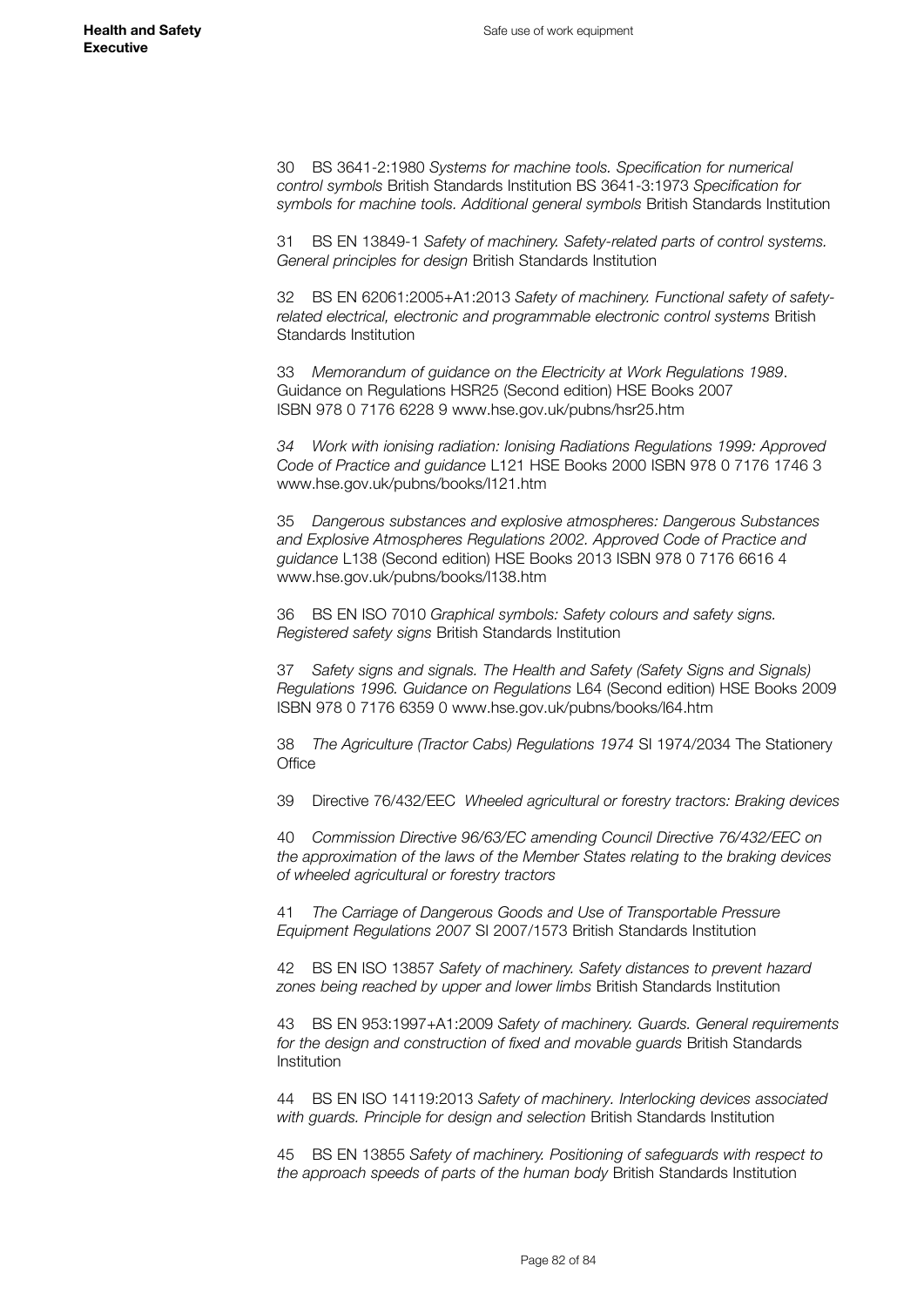30 BS 3641-2:1980 *Systems for machine tools. Specification for numerical control symbols* British Standards Institution BS 3641-3:1973 *Specification for symbols for machine tools. Additional general symbols* British Standards Institution

31 BS EN 13849-1 *Safety of machinery. Safety-related parts of control systems. General principles for design* British Standards Institution

32 BS EN 62061:2005+A1:2013 *Safety of machinery. Functional safety of safety-related electrical, electronic and programmable electronic control systems* British Standards Institution

33 *Memorandum of guidance on the Electricity at Work Regulations 1989*. Guidance on Regulations HSR25 (Second edition) HSE Books 2007 ISBN 978 0 7176 6228 9 www.hse.gov.uk/pubns/hsr25.htm

*34 Work with ionising radiation: Ionising Radiations Regulations 1999: Approved Code of Practice and guidance* L121 HSE Books 2000 ISBN 978 0 7176 1746 3 www.hse.gov.uk/pubns/books/l121.htm

35 *Dangerous substances and explosive atmospheres: Dangerous Substances and Explosive Atmospheres Regulations 2002. Approved Code of Practice and guidance* L138 (Second edition) HSE Books 2013 ISBN 978 0 7176 6616 4 www.hse.gov.uk/pubns/books/l138.htm

36 BS EN ISO 7010 *Graphical symbols: Safety colours and safety signs. Registered safety signs* British Standards Institution

37 *Safety signs and signals. The Health and Safety (Safety Signs and Signals) Regulations 1996. Guidance on Regulations* L64 (Second edition) HSE Books 2009 ISBN 978 0 7176 6359 0 www.hse.gov.uk/pubns/books/l64.htm

38 *The Agriculture (Tractor Cabs) Regulations 1974* SI 1974/2034 The Stationery Office

39 Directive 76/432/EEC *Wheeled agricultural or forestry tractors: Braking devices*

40 *Commission Directive 96/63/EC amending Council Directive 76/432/EEC on the approximation of the laws of the Member States relating to the braking devices of wheeled agricultural or forestry tractors*

41 *The Carriage of Dangerous Goods and Use of Transportable Pressure Equipment Regulations 2007* SI 2007/1573 British Standards Institution

42 BS EN ISO 13857 *Safety of machinery. Safety distances to prevent hazard zones being reached by upper and lower limbs* British Standards Institution

43 BS EN 953:1997+A1:2009 *Safety of machinery. Guards. General requirements for the design and construction of fixed and movable guards* British Standards Institution

44 BS EN ISO 14119:2013 *Safety of machinery. Interlocking devices associated with guards. Principle for design and selection* British Standards Institution

45 BS EN 13855 *Safety of machinery. Positioning of safeguards with respect to the approach speeds of parts of the human body* British Standards Institution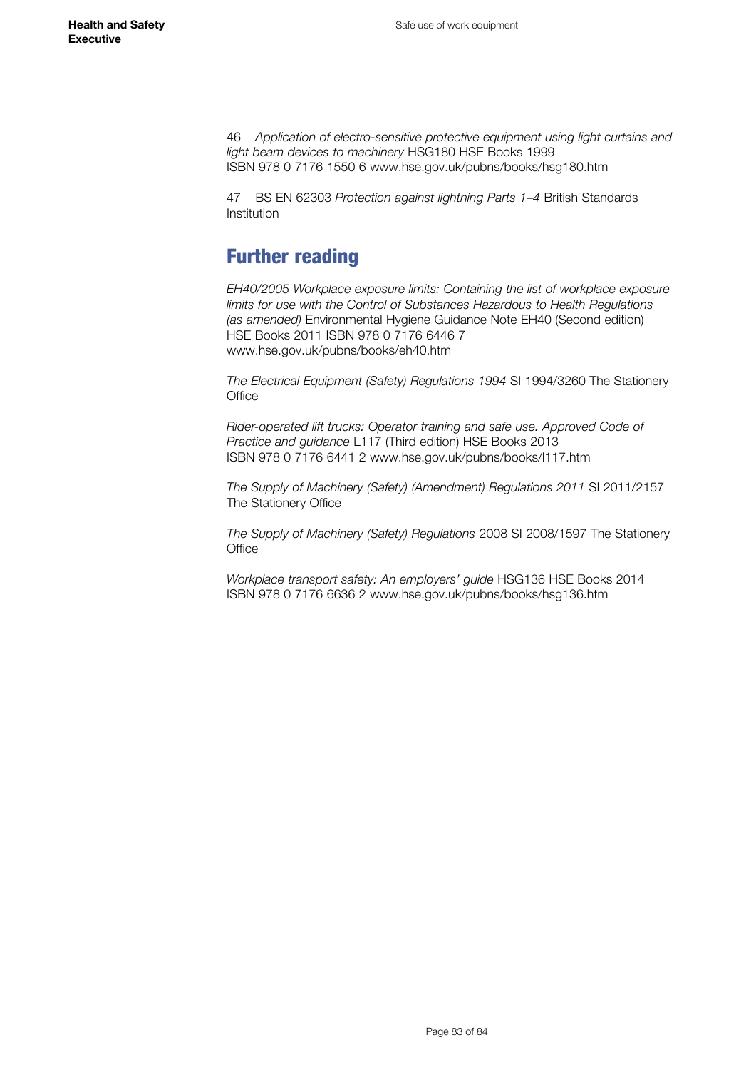46 *Application of electro-sensitive protective equipment using light curtains and light beam devices to machinery* HSG180 HSE Books 1999 ISBN 978 0 7176 1550 6 www.hse.gov.uk/pubns/books/hsg180.htm

47 BS EN 62303 *Protection against lightning Parts 1–4* British Standards Institution

## Further reading

*EH40/2005 Workplace exposure limits: Containing the list of workplace exposure limits for use with the Control of Substances Hazardous to Health Regulations (as amended)* Environmental Hygiene Guidance Note EH40 (Second edition) HSE Books 2011 ISBN 978 0 7176 6446 7 www.hse.gov.uk/pubns/books/eh40.htm

*The Electrical Equipment (Safety) Regulations 1994* SI 1994/3260 The Stationery Office

*Rider-operated lift trucks: Operator training and safe use. Approved Code of Practice and guidance* L117 (Third edition) HSE Books 2013 ISBN 978 0 7176 6441 2 www.hse.gov.uk/pubns/books/l117.htm

*The Supply of Machinery (Safety) (Amendment) Regulations 2011* SI 2011/2157 The Stationery Office

*The Supply of Machinery (Safety) Regulations* 2008 SI 2008/1597 The Stationery Office

*Workplace transport safety: An employers' guide* HSG136 HSE Books 2014 ISBN 978 0 7176 6636 2 www.hse.gov.uk/pubns/books/hsg136.htm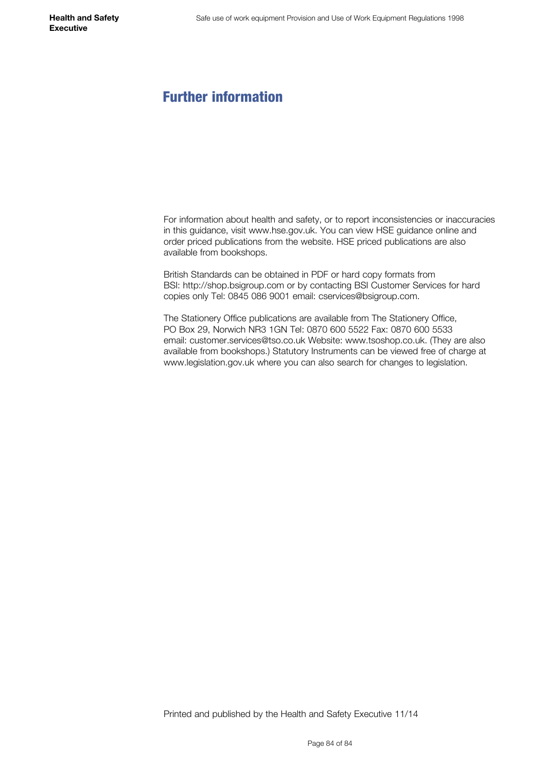# Further information

For information about health and safety, or to report inconsistencies or inaccuracies in this guidance, visit www.hse.gov.uk. You can view HSE guidance online and order priced publications from the website. HSE priced publications are also available from bookshops.

British Standards can be obtained in PDF or hard copy formats from BSI: http://shop.bsigroup.com or by contacting BSI Customer Services for hard copies only Tel: 0845 086 9001 email: cservices@bsigroup.com.

The Stationery Office publications are available from The Stationery Office, PO Box 29, Norwich NR3 1GN Tel: 0870 600 5522 Fax: 0870 600 5533 email: customer.services@tso.co.uk Website: www.tsoshop.co.uk. (They are also available from bookshops.) Statutory Instruments can be viewed free of charge at www.legislation.gov.uk where you can also search for changes to legislation.

Printed and published by the Health and Safety Executive 11/14